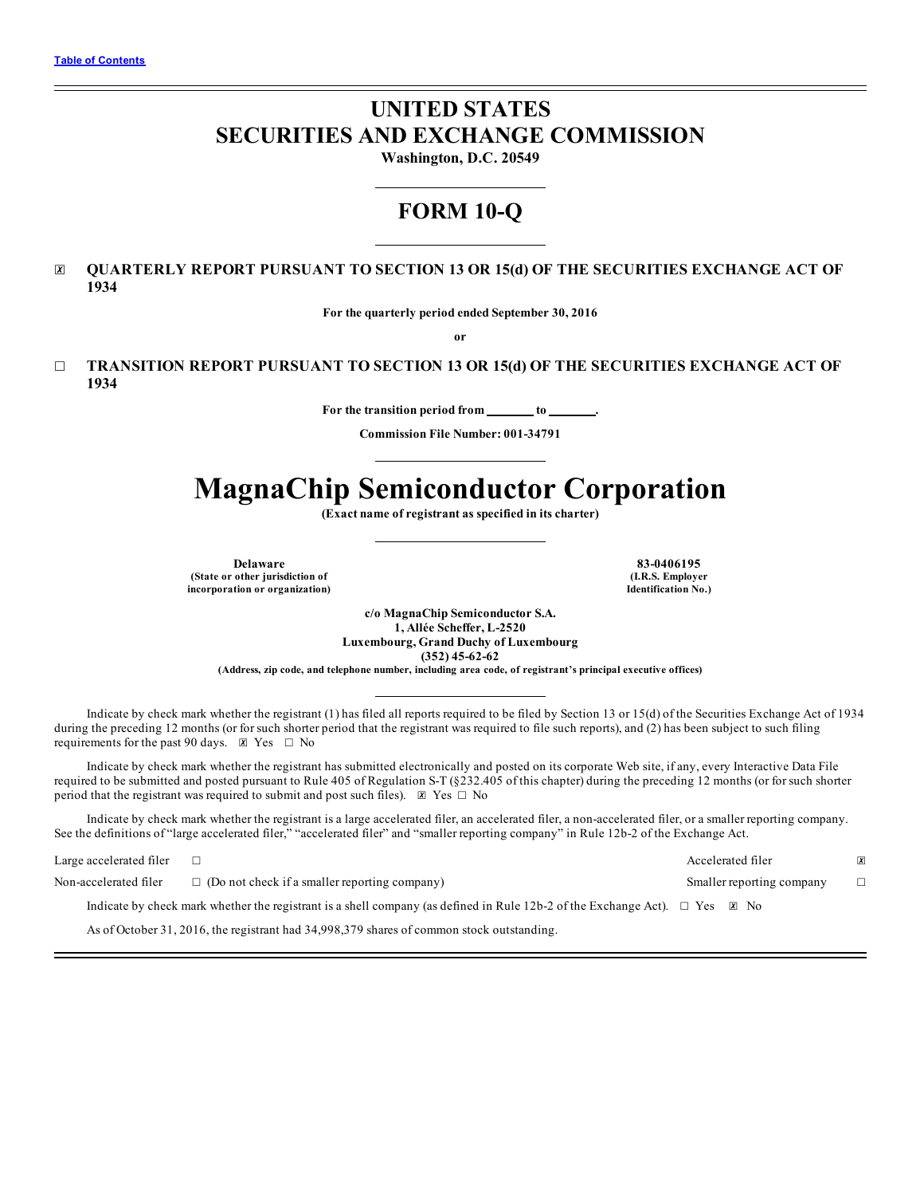[Table of Contents](#)

# UNITED STATES SECURITIES AND EXCHANGE COMMISSION

**Washington, D.C. 20549**

## FORM 10-Q

☒ **QUARTERLY REPORT PURSUANT TO SECTION 13 OR 15(d) OF THE SECURITIES EXCHANGE ACT OF 1934**

**For the quarterly period ended September 30, 2016**

**or**

☐ **TRANSITION REPORT PURSUANT TO SECTION 13 OR 15(d) OF THE SECURITIES EXCHANGE ACT OF 1934**

**For the transition period from \_\_\_\_\_\_\_ to \_\_\_\_\_\_\_.**

**Commission File Number: 001-34791**

# MagnaChip Semiconductor Corporation

**(Exact name of registrant as specified in its charter)**

| **Delaware** | **83-0406195** |
|---|---|
| **(State or other jurisdiction of incorporation or organization)** | **(I.R.S. Employer Identification No.)** |

**c/o MagnaChip Semiconductor S.A.**
**1, Allée Scheffer, L-2520**
**Luxembourg, Grand Duchy of Luxembourg**
**(352) 45-62-62**
**(Address, zip code, and telephone number, including area code, of registrant's principal executive offices)**

Indicate by check mark whether the registrant (1) has filed all reports required to be filed by Section 13 or 15(d) of the Securities Exchange Act of 1934 during the preceding 12 months (or for such shorter period that the registrant was required to file such reports), and (2) has been subject to such filing requirements for the past 90 days. ☒ Yes ☐ No

Indicate by check mark whether the registrant has submitted electronically and posted on its corporate Web site, if any, every Interactive Data File required to be submitted and posted pursuant to Rule 405 of Regulation S-T (§232.405 of this chapter) during the preceding 12 months (or for such shorter period that the registrant was required to submit and post such files). ☒ Yes ☐ No

Indicate by check mark whether the registrant is a large accelerated filer, an accelerated filer, a non-accelerated filer, or a smaller reporting company. See the definitions of "large accelerated filer," "accelerated filer" and "smaller reporting company" in Rule 12b-2 of the Exchange Act.

| | | | |
|---|---|---|---|
| Large accelerated filer | ☐ | Accelerated filer | ☒ |
| Non-accelerated filer | ☐ (Do not check if a smaller reporting company) | Smaller reporting company | ☐ |

Indicate by check mark whether the registrant is a shell company (as defined in Rule 12b-2 of the Exchange Act). ☐ Yes ☒ No

As of October 31, 2016, the registrant had 34,998,379 shares of common stock outstanding.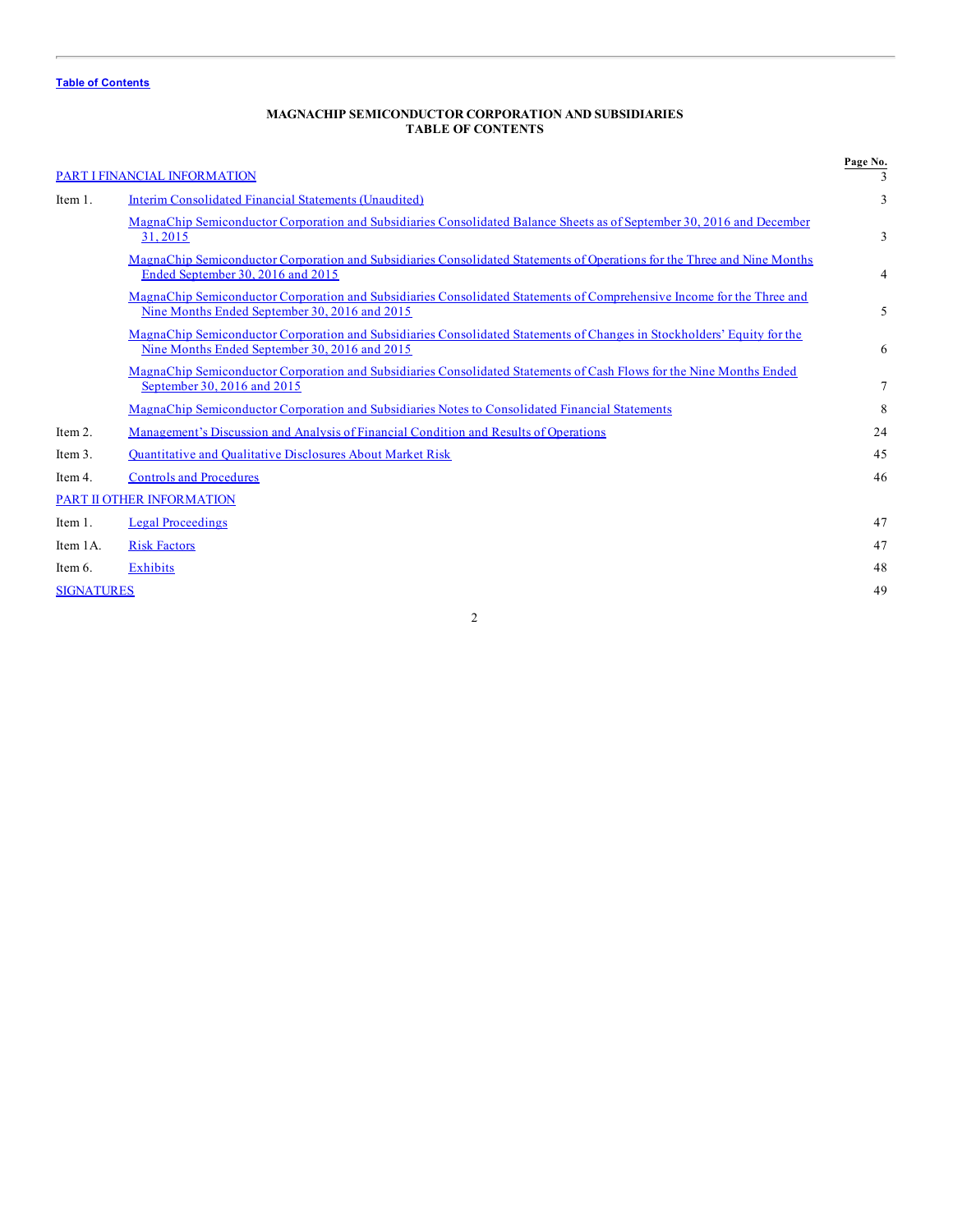Table of Contents

**MAGNACHIP SEMICONDUCTOR CORPORATION AND SUBSIDIARIES**
**TABLE OF CONTENTS**

| | | Page No. |
|---|---|---|
| PART I FINANCIAL INFORMATION | | 3 |
| Item 1. | Interim Consolidated Financial Statements (Unaudited) | 3 |
| | MagnaChip Semiconductor Corporation and Subsidiaries Consolidated Balance Sheets as of September 30, 2016 and December 31, 2015 | 3 |
| | MagnaChip Semiconductor Corporation and Subsidiaries Consolidated Statements of Operations for the Three and Nine Months Ended September 30, 2016 and 2015 | 4 |
| | MagnaChip Semiconductor Corporation and Subsidiaries Consolidated Statements of Comprehensive Income for the Three and Nine Months Ended September 30, 2016 and 2015 | 5 |
| | MagnaChip Semiconductor Corporation and Subsidiaries Consolidated Statements of Changes in Stockholders' Equity for the Nine Months Ended September 30, 2016 and 2015 | 6 |
| | MagnaChip Semiconductor Corporation and Subsidiaries Consolidated Statements of Cash Flows for the Nine Months Ended September 30, 2016 and 2015 | 7 |
| | MagnaChip Semiconductor Corporation and Subsidiaries Notes to Consolidated Financial Statements | 8 |
| Item 2. | Management's Discussion and Analysis of Financial Condition and Results of Operations | 24 |
| Item 3. | Quantitative and Qualitative Disclosures About Market Risk | 45 |
| Item 4. | Controls and Procedures | 46 |
| PART II OTHER INFORMATION | | |
| Item 1. | Legal Proceedings | 47 |
| Item 1A. | Risk Factors | 47 |
| Item 6. | Exhibits | 48 |
| SIGNATURES | | 49 |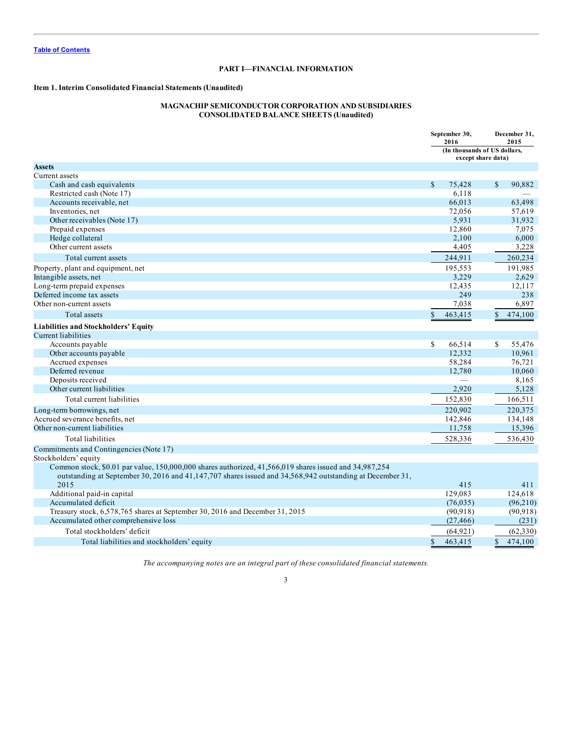Table of Contents

## PART I—FINANCIAL INFORMATION

### Item 1. Interim Consolidated Financial Statements (Unaudited)

**MAGNACHIP SEMICONDUCTOR CORPORATION AND SUBSIDIARIES**
**CONSOLIDATED BALANCE SHEETS (Unaudited)**

| | September 30, 2016 | December 31, 2015 |
|---|---|---|
| | (In thousands of US dollars, except share data) | |
| **Assets** | | |
| Current assets | | |
| Cash and cash equivalents | $ 75,428 | $ 90,882 |
| Restricted cash (Note 17) | 6,118 | — |
| Accounts receivable, net | 66,013 | 63,498 |
| Inventories, net | 72,056 | 57,619 |
| Other receivables (Note 17) | 5,931 | 31,932 |
| Prepaid expenses | 12,860 | 7,075 |
| Hedge collateral | 2,100 | 6,000 |
| Other current assets | 4,405 | 3,228 |
| Total current assets | 244,911 | 260,234 |
| Property, plant and equipment, net | 195,553 | 191,985 |
| Intangible assets, net | 3,229 | 2,629 |
| Long-term prepaid expenses | 12,435 | 12,117 |
| Deferred income tax assets | 249 | 238 |
| Other non-current assets | 7,038 | 6,897 |
| Total assets | $ 463,415 | $ 474,100 |
| **Liabilities and Stockholders' Equity** | | |
| Current liabilities | | |
| Accounts payable | $ 66,514 | $ 55,476 |
| Other accounts payable | 12,332 | 10,961 |
| Accrued expenses | 58,284 | 76,721 |
| Deferred revenue | 12,780 | 10,060 |
| Deposits received | — | 8,165 |
| Other current liabilities | 2,920 | 5,128 |
| Total current liabilities | 152,830 | 166,511 |
| Long-term borrowings, net | 220,902 | 220,375 |
| Accrued severance benefits, net | 142,846 | 134,148 |
| Other non-current liabilities | 11,758 | 15,396 |
| Total liabilities | 528,336 | 536,430 |
| Commitments and Contingencies (Note 17) | | |
| Stockholders' equity | | |
| Common stock, $0.01 par value, 150,000,000 shares authorized, 41,566,019 shares issued and 34,987,254 outstanding at September 30, 2016 and 41,147,707 shares issued and 34,568,942 outstanding at December 31, 2015 | 415 | 411 |
| Additional paid-in capital | 129,083 | 124,618 |
| Accumulated deficit | (76,035) | (96,210) |
| Treasury stock, 6,578,765 shares at September 30, 2016 and December 31, 2015 | (90,918) | (90,918) |
| Accumulated other comprehensive loss | (27,466) | (231) |
| Total stockholders' deficit | (64,921) | (62,330) |
| Total liabilities and stockholders' equity | $ 463,415 | $ 474,100 |

*The accompanying notes are an integral part of these consolidated financial statements.*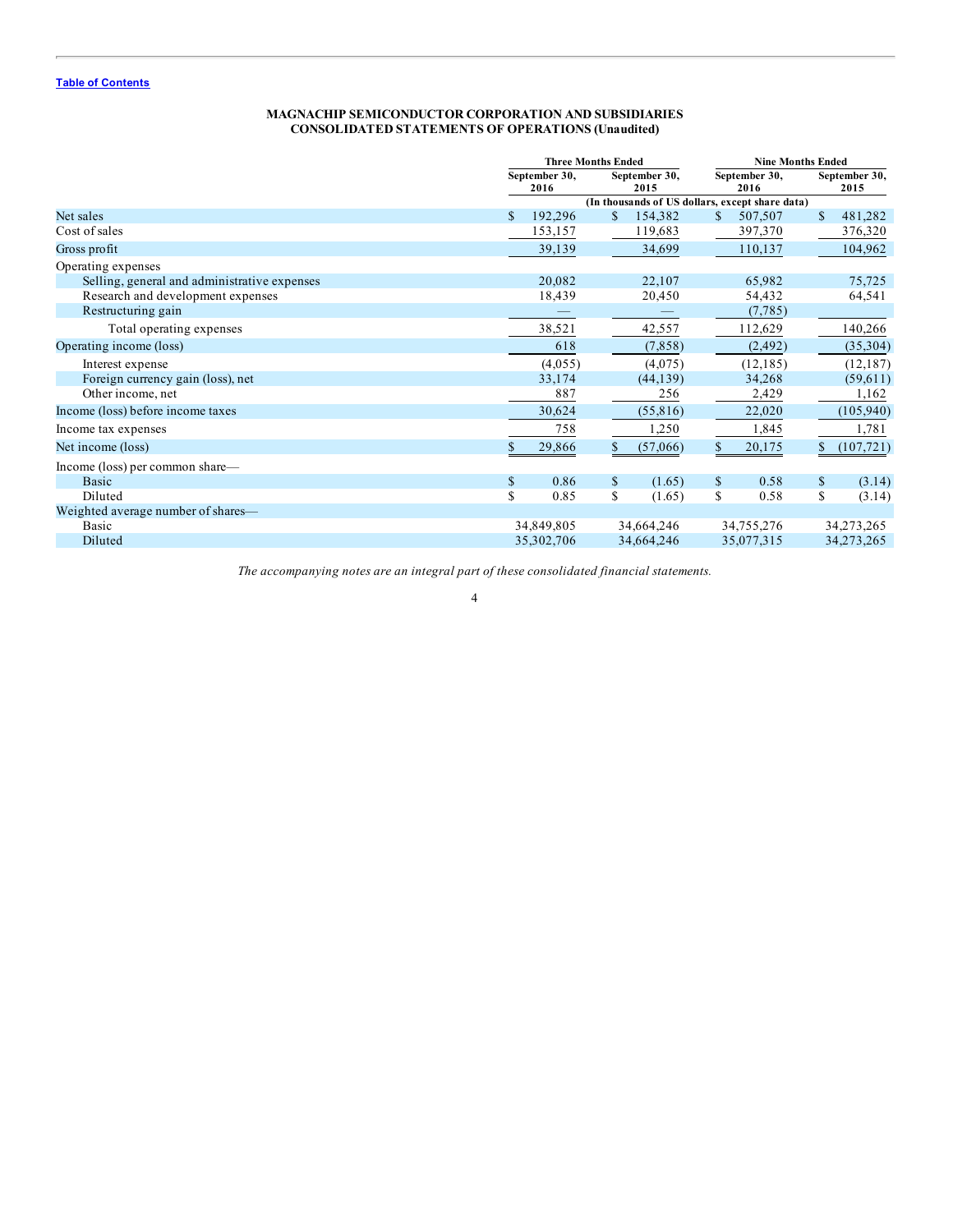[Table of Contents](#)

**MAGNACHIP SEMICONDUCTOR CORPORATION AND SUBSIDIARIES**
**CONSOLIDATED STATEMENTS OF OPERATIONS (Unaudited)**

| | Three Months Ended | | Nine Months Ended | |
|---|---|---|---|---|
| | September 30, 2016 | September 30, 2015 | September 30, 2016 | September 30, 2015 |
| | (In thousands of US dollars, except share data) | | | |
| Net sales | $ 192,296 | $ 154,382 | $ 507,507 | $ 481,282 |
| Cost of sales | 153,157 | 119,683 | 397,370 | 376,320 |
| Gross profit | 39,139 | 34,699 | 110,137 | 104,962 |
| Operating expenses | | | | |
| Selling, general and administrative expenses | 20,082 | 22,107 | 65,982 | 75,725 |
| Research and development expenses | 18,439 | 20,450 | 54,432 | 64,541 |
| Restructuring gain | — | — | (7,785) | |
| Total operating expenses | 38,521 | 42,557 | 112,629 | 140,266 |
| Operating income (loss) | 618 | (7,858) | (2,492) | (35,304) |
| Interest expense | (4,055) | (4,075) | (12,185) | (12,187) |
| Foreign currency gain (loss), net | 33,174 | (44,139) | 34,268 | (59,611) |
| Other income, net | 887 | 256 | 2,429 | 1,162 |
| Income (loss) before income taxes | 30,624 | (55,816) | 22,020 | (105,940) |
| Income tax expenses | 758 | 1,250 | 1,845 | 1,781 |
| Net income (loss) | $ 29,866 | $ (57,066) | $ 20,175 | $ (107,721) |
| Income (loss) per common share— | | | | |
| Basic | $ 0.86 | $ (1.65) | $ 0.58 | $ (3.14) |
| Diluted | $ 0.85 | $ (1.65) | $ 0.58 | $ (3.14) |
| Weighted average number of shares— | | | | |
| Basic | 34,849,805 | 34,664,246 | 34,755,276 | 34,273,265 |
| Diluted | 35,302,706 | 34,664,246 | 35,077,315 | 34,273,265 |

*The accompanying notes are an integral part of these consolidated financial statements.*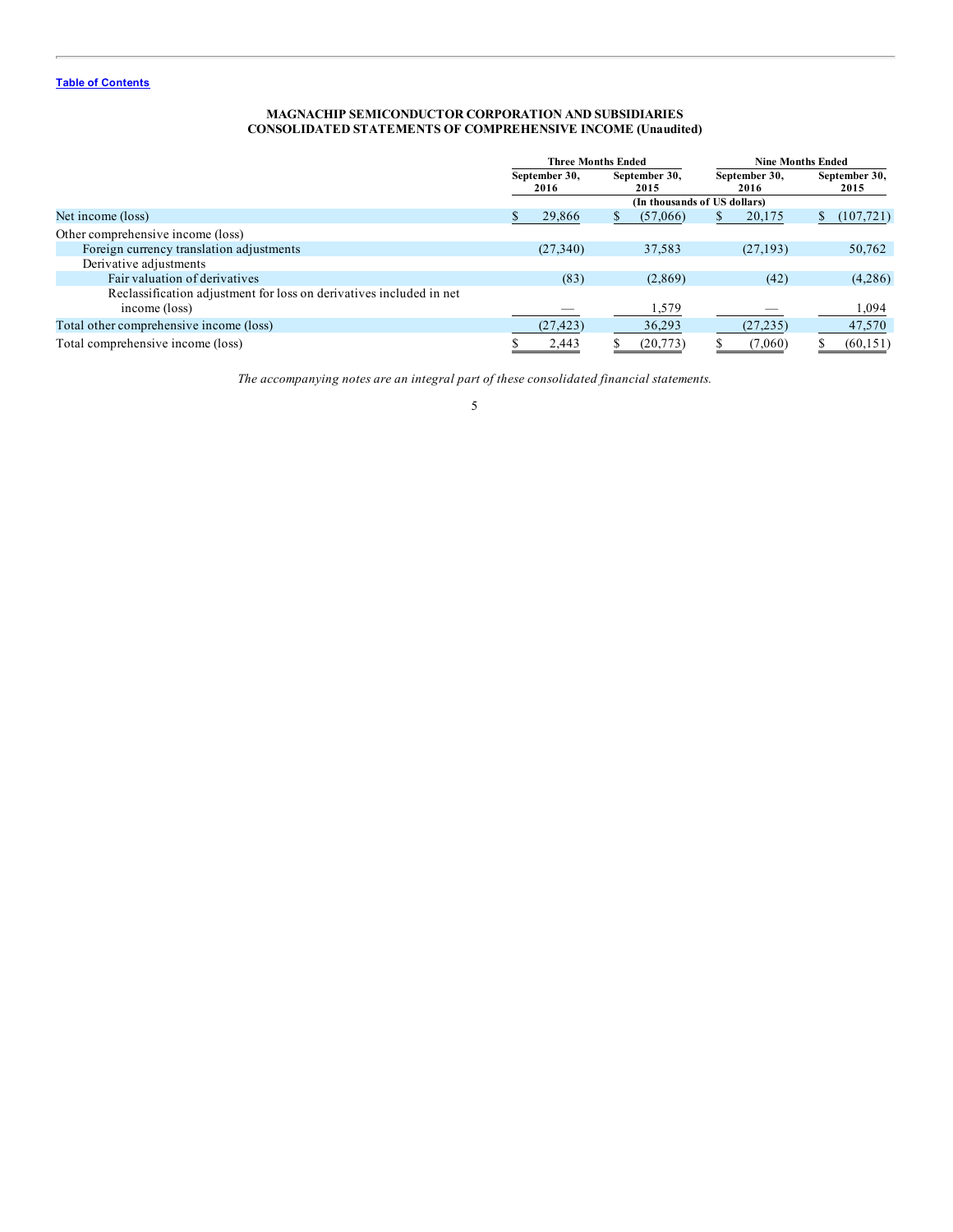[Table of Contents](#)

**MAGNACHIP SEMICONDUCTOR CORPORATION AND SUBSIDIARIES**
**CONSOLIDATED STATEMENTS OF COMPREHENSIVE INCOME (Unaudited)**

| | Three Months Ended | | Nine Months Ended | |
|---|---|---|---|---|
| | September 30, 2016 | September 30, 2015 | September 30, 2016 | September 30, 2015 |
| | (In thousands of US dollars) | | | |
| Net income (loss) | $ 29,866 | $ (57,066) | $ 20,175 | $ (107,721) |
| Other comprehensive income (loss) | | | | |
| Foreign currency translation adjustments | (27,340) | 37,583 | (27,193) | 50,762 |
| Derivative adjustments | | | | |
| Fair valuation of derivatives | (83) | (2,869) | (42) | (4,286) |
| Reclassification adjustment for loss on derivatives included in net income (loss) | — | 1,579 | — | 1,094 |
| Total other comprehensive income (loss) | (27,423) | 36,293 | (27,235) | 47,570 |
| Total comprehensive income (loss) | $ 2,443 | $ (20,773) | $ (7,060) | $ (60,151) |

*The accompanying notes are an integral part of these consolidated financial statements.*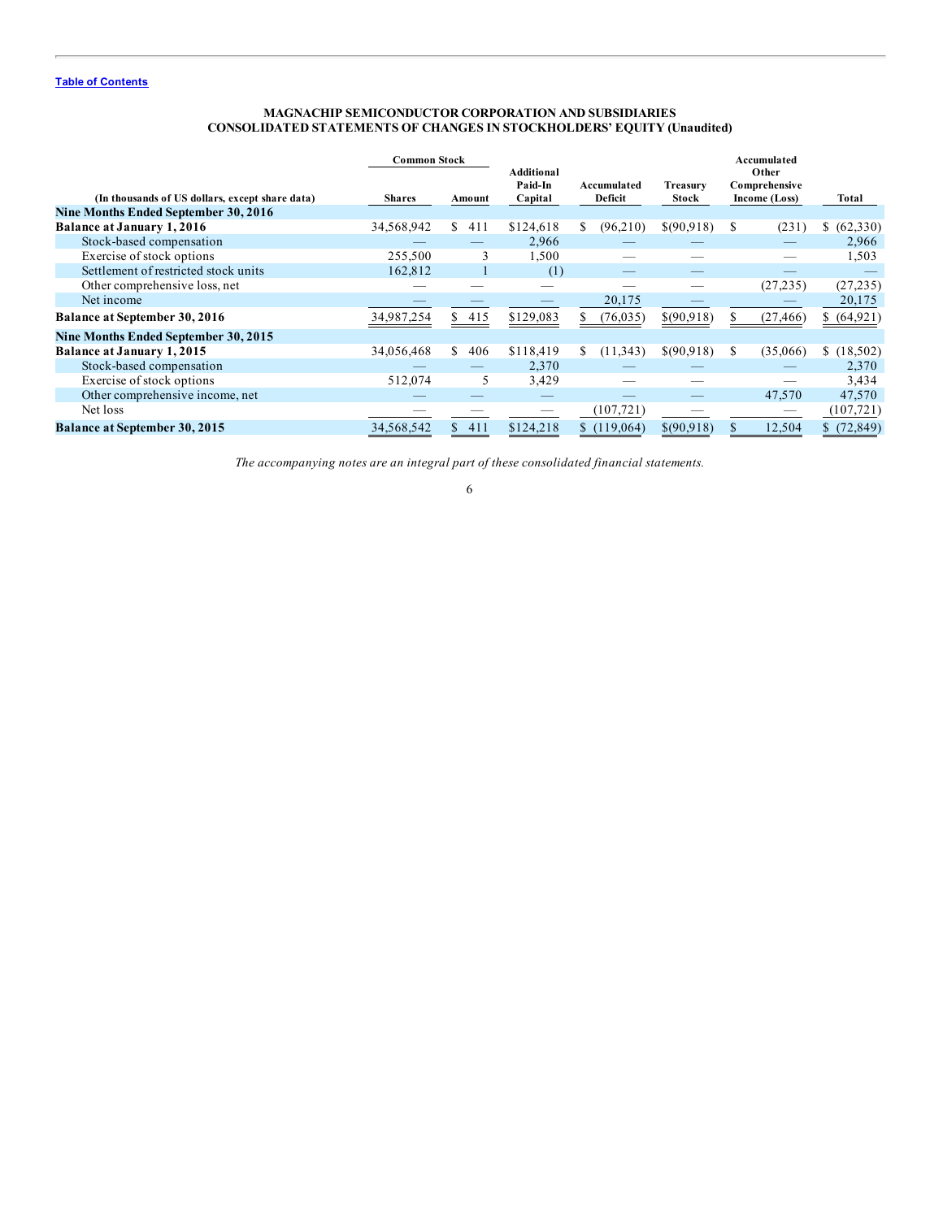[Table of Contents](#)

**MAGNACHIP SEMICONDUCTOR CORPORATION AND SUBSIDIARIES**
**CONSOLIDATED STATEMENTS OF CHANGES IN STOCKHOLDERS' EQUITY (Unaudited)**

| (In thousands of US dollars, except share data) | Common Stock | | Additional Paid-In Capital | Accumulated Deficit | Treasury Stock | Accumulated Other Comprehensive Income (Loss) | Total |
|---|---|---|---|---|---|---|---|
| | Shares | Amount | | | | | |
| **Nine Months Ended September 30, 2016** | | | | | | | |
| **Balance at January 1, 2016** | 34,568,942 | $ 411 | $124,618 | $ (96,210) | $(90,918) | $ (231) | $ (62,330) |
| Stock-based compensation | — | — | 2,966 | — | — | — | 2,966 |
| Exercise of stock options | 255,500 | 3 | 1,500 | — | — | — | 1,503 |
| Settlement of restricted stock units | 162,812 | 1 | (1) | — | — | — | — |
| Other comprehensive loss, net | — | — | — | — | — | (27,235) | (27,235) |
| Net income | — | — | — | 20,175 | — | — | 20,175 |
| **Balance at September 30, 2016** | 34,987,254 | $ 415 | $129,083 | $ (76,035) | $(90,918) | $ (27,466) | $ (64,921) |
| **Nine Months Ended September 30, 2015** | | | | | | | |
| **Balance at January 1, 2015** | 34,056,468 | $ 406 | $118,419 | $ (11,343) | $(90,918) | $ (35,066) | $ (18,502) |
| Stock-based compensation | — | — | 2,370 | — | — | — | 2,370 |
| Exercise of stock options | 512,074 | 5 | 3,429 | — | — | — | 3,434 |
| Other comprehensive income, net | — | — | — | — | — | 47,570 | 47,570 |
| Net loss | — | — | — | (107,721) | — | — | (107,721) |
| **Balance at September 30, 2015** | 34,568,542 | $ 411 | $124,218 | $ (119,064) | $(90,918) | $ 12,504 | $ (72,849) |

*The accompanying notes are an integral part of these consolidated financial statements.*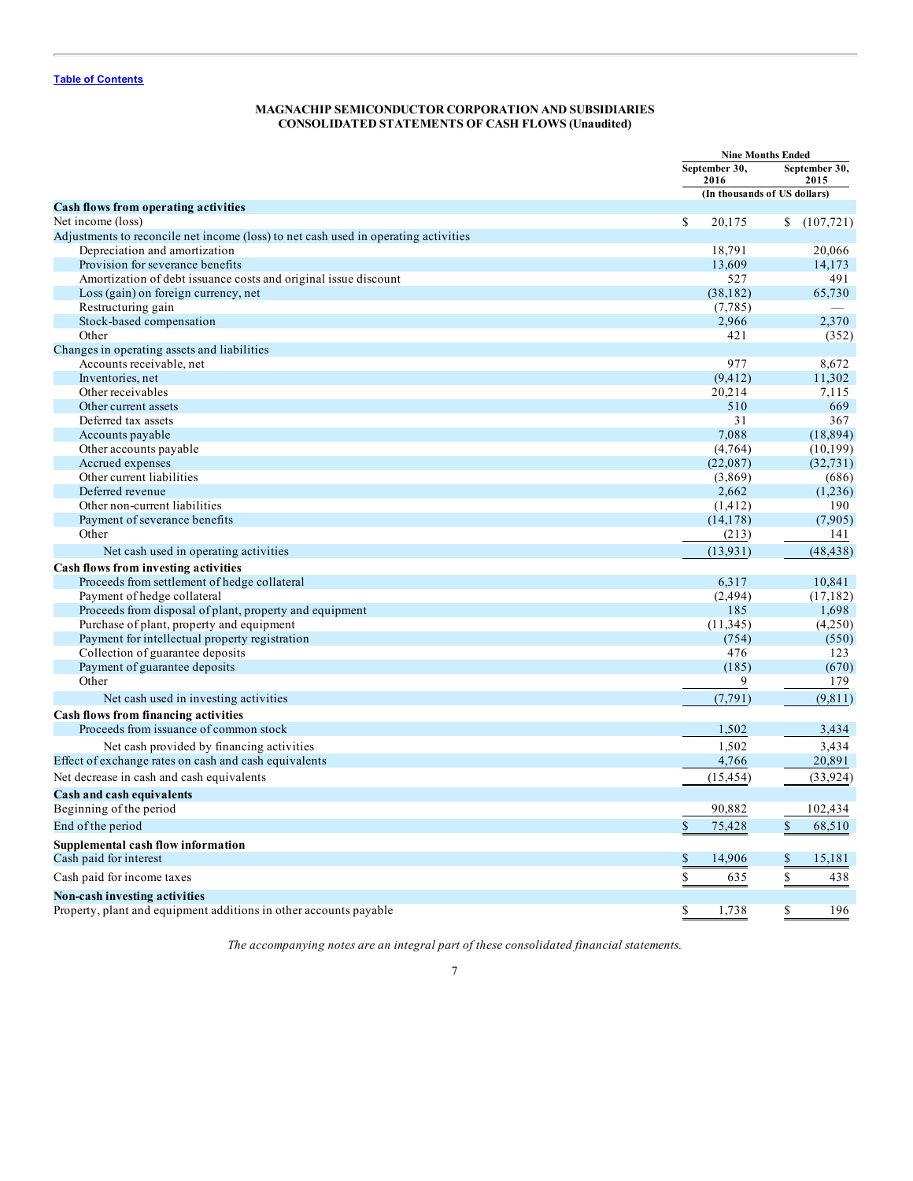[Table of Contents](#)

**MAGNACHIP SEMICONDUCTOR CORPORATION AND SUBSIDIARIES**
**CONSOLIDATED STATEMENTS OF CASH FLOWS (Unaudited)**

| | Nine Months Ended | |
|---|---|---|
| | September 30, 2016 | September 30, 2015 |
| | (In thousands of US dollars) | |
| **Cash flows from operating activities** | | |
| Net income (loss) | $ 20,175 | $ (107,721) |
| Adjustments to reconcile net income (loss) to net cash used in operating activities | | |
| Depreciation and amortization | 18,791 | 20,066 |
| Provision for severance benefits | 13,609 | 14,173 |
| Amortization of debt issuance costs and original issue discount | 527 | 491 |
| Loss (gain) on foreign currency, net | (38,182) | 65,730 |
| Restructuring gain | (7,785) | — |
| Stock-based compensation | 2,966 | 2,370 |
| Other | 421 | (352) |
| Changes in operating assets and liabilities | | |
| Accounts receivable, net | 977 | 8,672 |
| Inventories, net | (9,412) | 11,302 |
| Other receivables | 20,214 | 7,115 |
| Other current assets | 510 | 669 |
| Deferred tax assets | 31 | 367 |
| Accounts payable | 7,088 | (18,894) |
| Other accounts payable | (4,764) | (10,199) |
| Accrued expenses | (22,087) | (32,731) |
| Other current liabilities | (3,869) | (686) |
| Deferred revenue | 2,662 | (1,236) |
| Other non-current liabilities | (1,412) | 190 |
| Payment of severance benefits | (14,178) | (7,905) |
| Other | (213) | 141 |
| Net cash used in operating activities | (13,931) | (48,438) |
| **Cash flows from investing activities** | | |
| Proceeds from settlement of hedge collateral | 6,317 | 10,841 |
| Payment of hedge collateral | (2,494) | (17,182) |
| Proceeds from disposal of plant, property and equipment | 185 | 1,698 |
| Purchase of plant, property and equipment | (11,345) | (4,250) |
| Payment for intellectual property registration | (754) | (550) |
| Collection of guarantee deposits | 476 | 123 |
| Payment of guarantee deposits | (185) | (670) |
| Other | 9 | 179 |
| Net cash used in investing activities | (7,791) | (9,811) |
| **Cash flows from financing activities** | | |
| Proceeds from issuance of common stock | 1,502 | 3,434 |
| Net cash provided by financing activities | 1,502 | 3,434 |
| Effect of exchange rates on cash and cash equivalents | 4,766 | 20,891 |
| Net decrease in cash and cash equivalents | (15,454) | (33,924) |
| **Cash and cash equivalents** | | |
| Beginning of the period | 90,882 | 102,434 |
| End of the period | $ 75,428 | $ 68,510 |
| **Supplemental cash flow information** | | |
| Cash paid for interest | $ 14,906 | $ 15,181 |
| Cash paid for income taxes | $ 635 | $ 438 |
| **Non-cash investing activities** | | |
| Property, plant and equipment additions in other accounts payable | $ 1,738 | $ 196 |

*The accompanying notes are an integral part of these consolidated financial statements.*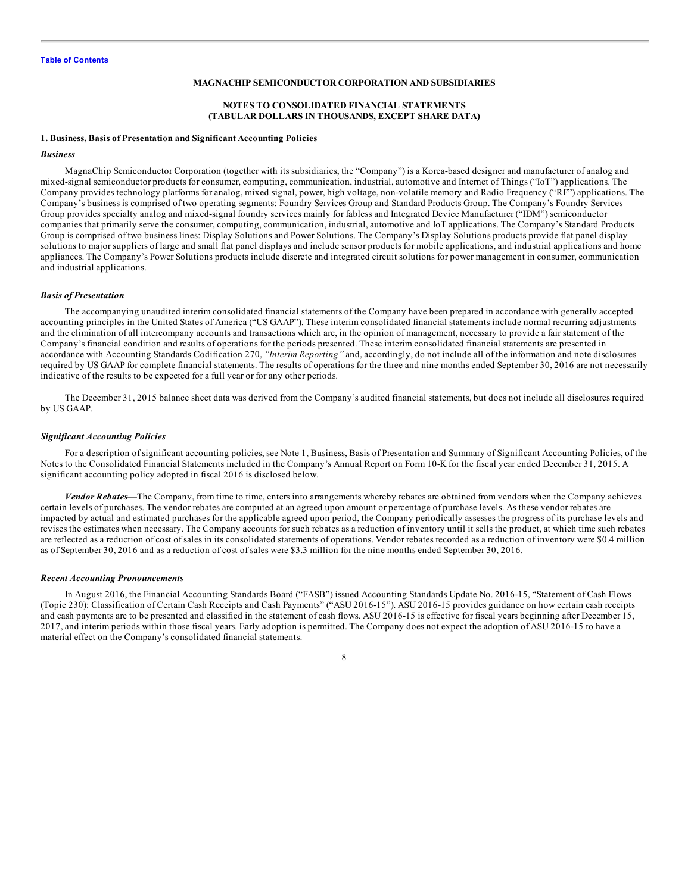**MAGNACHIP SEMICONDUCTOR CORPORATION AND SUBSIDIARIES**

**NOTES TO CONSOLIDATED FINANCIAL STATEMENTS**
**(TABULAR DOLLARS IN THOUSANDS, EXCEPT SHARE DATA)**

### 1. Business, Basis of Presentation and Significant Accounting Policies

#### *Business*

MagnaChip Semiconductor Corporation (together with its subsidiaries, the "Company") is a Korea-based designer and manufacturer of analog and mixed-signal semiconductor products for consumer, computing, communication, industrial, automotive and Internet of Things ("IoT") applications. The Company provides technology platforms for analog, mixed signal, power, high voltage, non-volatile memory and Radio Frequency ("RF") applications. The Company's business is comprised of two operating segments: Foundry Services Group and Standard Products Group. The Company's Foundry Services Group provides specialty analog and mixed-signal foundry services mainly for fabless and Integrated Device Manufacturer ("IDM") semiconductor companies that primarily serve the consumer, computing, communication, industrial, automotive and IoT applications. The Company's Standard Products Group is comprised of two business lines: Display Solutions and Power Solutions. The Company's Display Solutions products provide flat panel display solutions to major suppliers of large and small flat panel displays and include sensor products for mobile applications, and industrial applications and home appliances. The Company's Power Solutions products include discrete and integrated circuit solutions for power management in consumer, communication and industrial applications.

#### *Basis of Presentation*

The accompanying unaudited interim consolidated financial statements of the Company have been prepared in accordance with generally accepted accounting principles in the United States of America ("US GAAP"). These interim consolidated financial statements include normal recurring adjustments and the elimination of all intercompany accounts and transactions which are, in the opinion of management, necessary to provide a fair statement of the Company's financial condition and results of operations for the periods presented. These interim consolidated financial statements are presented in accordance with Accounting Standards Codification 270, *"Interim Reporting"* and, accordingly, do not include all of the information and note disclosures required by US GAAP for complete financial statements. The results of operations for the three and nine months ended September 30, 2016 are not necessarily indicative of the results to be expected for a full year or for any other periods.

The December 31, 2015 balance sheet data was derived from the Company's audited financial statements, but does not include all disclosures required by US GAAP.

#### *Significant Accounting Policies*

For a description of significant accounting policies, see Note 1, Business, Basis of Presentation and Summary of Significant Accounting Policies, of the Notes to the Consolidated Financial Statements included in the Company's Annual Report on Form 10-K for the fiscal year ended December 31, 2015. A significant accounting policy adopted in fiscal 2016 is disclosed below.

***Vendor Rebates***—The Company, from time to time, enters into arrangements whereby rebates are obtained from vendors when the Company achieves certain levels of purchases. The vendor rebates are computed at an agreed upon amount or percentage of purchase levels. As these vendor rebates are impacted by actual and estimated purchases for the applicable agreed upon period, the Company periodically assesses the progress of its purchase levels and revises the estimates when necessary. The Company accounts for such rebates as a reduction of inventory until it sells the product, at which time such rebates are reflected as a reduction of cost of sales in its consolidated statements of operations. Vendor rebates recorded as a reduction of inventory were $0.4 million as of September 30, 2016 and as a reduction of cost of sales were $3.3 million for the nine months ended September 30, 2016.

#### *Recent Accounting Pronouncements*

In August 2016, the Financial Accounting Standards Board ("FASB") issued Accounting Standards Update No. 2016-15, "Statement of Cash Flows (Topic 230): Classification of Certain Cash Receipts and Cash Payments" ("ASU 2016-15"). ASU 2016-15 provides guidance on how certain cash receipts and cash payments are to be presented and classified in the statement of cash flows. ASU 2016-15 is effective for fiscal years beginning after December 15, 2017, and interim periods within those fiscal years. Early adoption is permitted. The Company does not expect the adoption of ASU 2016-15 to have a material effect on the Company's consolidated financial statements.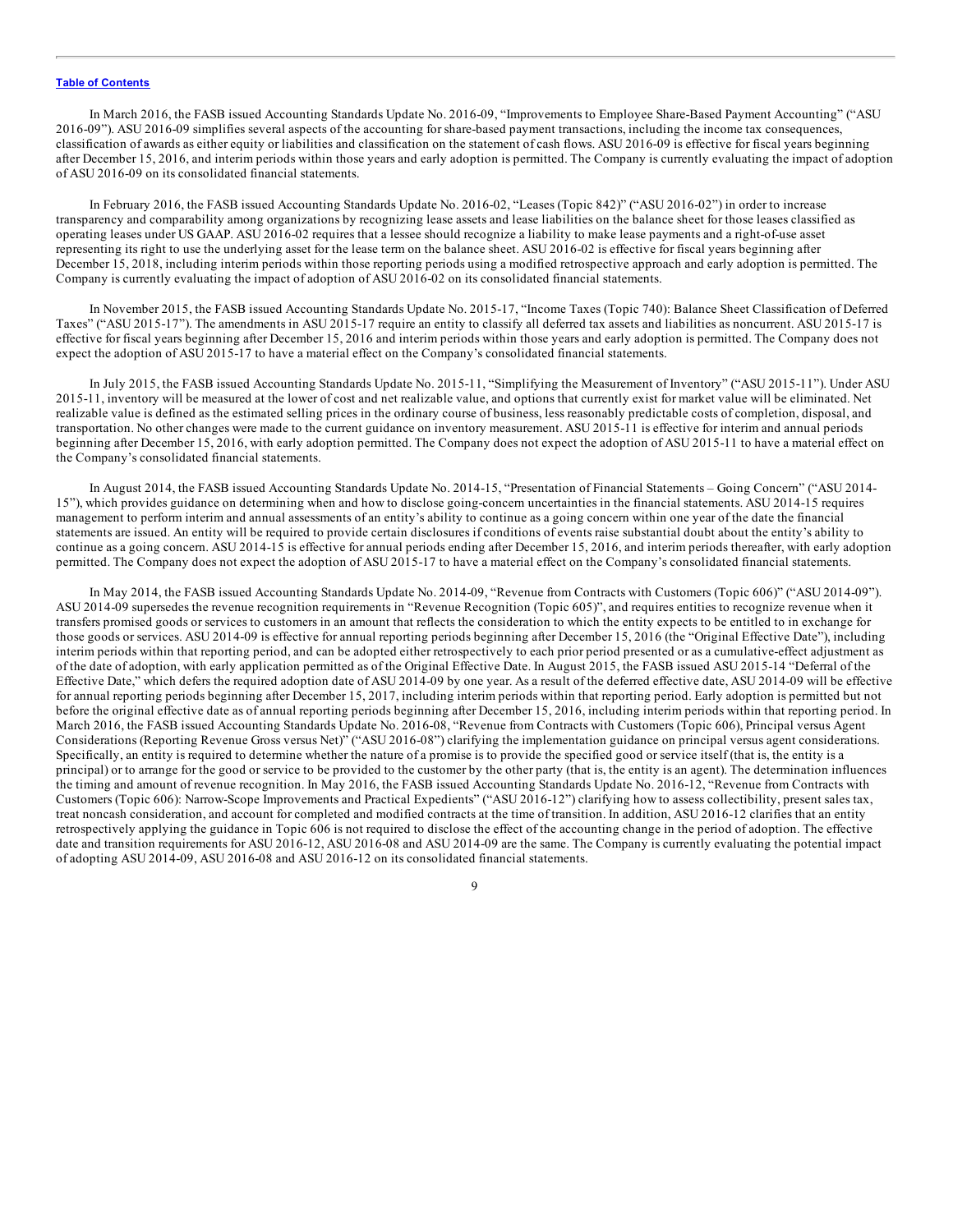In March 2016, the FASB issued Accounting Standards Update No. 2016-09, "Improvements to Employee Share-Based Payment Accounting" ("ASU 2016-09"). ASU 2016-09 simplifies several aspects of the accounting for share-based payment transactions, including the income tax consequences, classification of awards as either equity or liabilities and classification on the statement of cash flows. ASU 2016-09 is effective for fiscal years beginning after December 15, 2016, and interim periods within those years and early adoption is permitted. The Company is currently evaluating the impact of adoption of ASU 2016-09 on its consolidated financial statements.

In February 2016, the FASB issued Accounting Standards Update No. 2016-02, "Leases (Topic 842)" ("ASU 2016-02") in order to increase transparency and comparability among organizations by recognizing lease assets and lease liabilities on the balance sheet for those leases classified as operating leases under US GAAP. ASU 2016-02 requires that a lessee should recognize a liability to make lease payments and a right-of-use asset representing its right to use the underlying asset for the lease term on the balance sheet. ASU 2016-02 is effective for fiscal years beginning after December 15, 2018, including interim periods within those reporting periods using a modified retrospective approach and early adoption is permitted. The Company is currently evaluating the impact of adoption of ASU 2016-02 on its consolidated financial statements.

In November 2015, the FASB issued Accounting Standards Update No. 2015-17, "Income Taxes (Topic 740): Balance Sheet Classification of Deferred Taxes" ("ASU 2015-17"). The amendments in ASU 2015-17 require an entity to classify all deferred tax assets and liabilities as noncurrent. ASU 2015-17 is effective for fiscal years beginning after December 15, 2016 and interim periods within those years and early adoption is permitted. The Company does not expect the adoption of ASU 2015-17 to have a material effect on the Company's consolidated financial statements.

In July 2015, the FASB issued Accounting Standards Update No. 2015-11, "Simplifying the Measurement of Inventory" ("ASU 2015-11"). Under ASU 2015-11, inventory will be measured at the lower of cost and net realizable value, and options that currently exist for market value will be eliminated. Net realizable value is defined as the estimated selling prices in the ordinary course of business, less reasonably predictable costs of completion, disposal, and transportation. No other changes were made to the current guidance on inventory measurement. ASU 2015-11 is effective for interim and annual periods beginning after December 15, 2016, with early adoption permitted. The Company does not expect the adoption of ASU 2015-11 to have a material effect on the Company's consolidated financial statements.

In August 2014, the FASB issued Accounting Standards Update No. 2014-15, "Presentation of Financial Statements – Going Concern" ("ASU 2014-15"), which provides guidance on determining when and how to disclose going-concern uncertainties in the financial statements. ASU 2014-15 requires management to perform interim and annual assessments of an entity's ability to continue as a going concern within one year of the date the financial statements are issued. An entity will be required to provide certain disclosures if conditions of events raise substantial doubt about the entity's ability to continue as a going concern. ASU 2014-15 is effective for annual periods ending after December 15, 2016, and interim periods thereafter, with early adoption permitted. The Company does not expect the adoption of ASU 2015-17 to have a material effect on the Company's consolidated financial statements.

In May 2014, the FASB issued Accounting Standards Update No. 2014-09, "Revenue from Contracts with Customers (Topic 606)" ("ASU 2014-09"). ASU 2014-09 supersedes the revenue recognition requirements in "Revenue Recognition (Topic 605)", and requires entities to recognize revenue when it transfers promised goods or services to customers in an amount that reflects the consideration to which the entity expects to be entitled to in exchange for those goods or services. ASU 2014-09 is effective for annual reporting periods beginning after December 15, 2016 (the "Original Effective Date"), including interim periods within that reporting period, and can be adopted either retrospectively to each prior period presented or as a cumulative-effect adjustment as of the date of adoption, with early application permitted as of the Original Effective Date. In August 2015, the FASB issued ASU 2015-14 "Deferral of the Effective Date," which defers the required adoption date of ASU 2014-09 by one year. As a result of the deferred effective date, ASU 2014-09 will be effective for annual reporting periods beginning after December 15, 2017, including interim periods within that reporting period. Early adoption is permitted but not before the original effective date as of annual reporting periods beginning after December 15, 2016, including interim periods within that reporting period. In March 2016, the FASB issued Accounting Standards Update No. 2016-08, "Revenue from Contracts with Customers (Topic 606), Principal versus Agent Considerations (Reporting Revenue Gross versus Net)" ("ASU 2016-08") clarifying the implementation guidance on principal versus agent considerations. Specifically, an entity is required to determine whether the nature of a promise is to provide the specified good or service itself (that is, the entity is a principal) or to arrange for the good or service to be provided to the customer by the other party (that is, the entity is an agent). The determination influences the timing and amount of revenue recognition. In May 2016, the FASB issued Accounting Standards Update No. 2016-12, "Revenue from Contracts with Customers (Topic 606): Narrow-Scope Improvements and Practical Expedients" ("ASU 2016-12") clarifying how to assess collectibility, present sales tax, treat noncash consideration, and account for completed and modified contracts at the time of transition. In addition, ASU 2016-12 clarifies that an entity retrospectively applying the guidance in Topic 606 is not required to disclose the effect of the accounting change in the period of adoption. The effective date and transition requirements for ASU 2016-12, ASU 2016-08 and ASU 2014-09 are the same. The Company is currently evaluating the potential impact of adopting ASU 2014-09, ASU 2016-08 and ASU 2016-12 on its consolidated financial statements.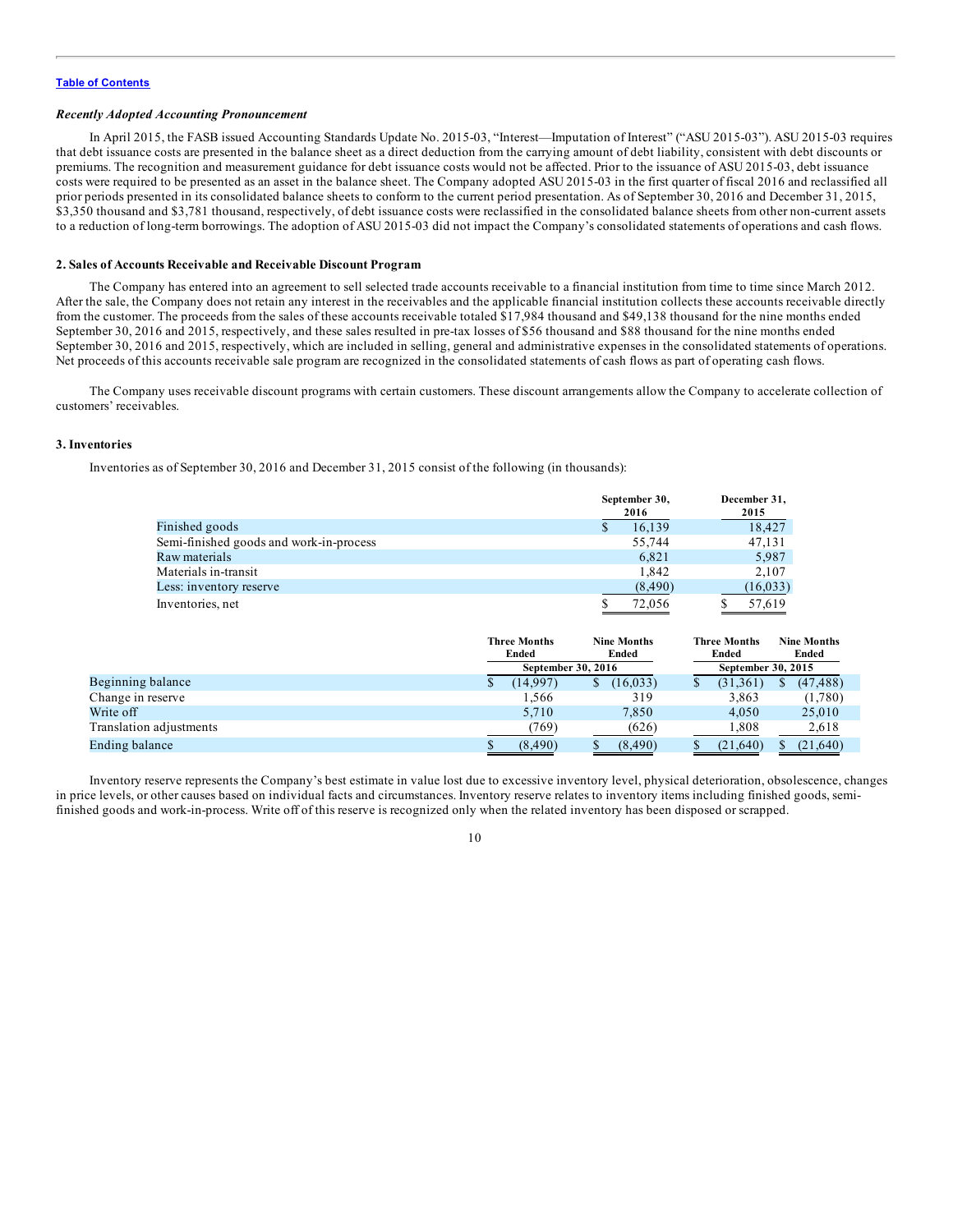[Table of Contents](#)

***Recently Adopted Accounting Pronouncement***

In April 2015, the FASB issued Accounting Standards Update No. 2015-03, "Interest—Imputation of Interest" ("ASU 2015-03"). ASU 2015-03 requires that debt issuance costs are presented in the balance sheet as a direct deduction from the carrying amount of debt liability, consistent with debt discounts or premiums. The recognition and measurement guidance for debt issuance costs would not be affected. Prior to the issuance of ASU 2015-03, debt issuance costs were required to be presented as an asset in the balance sheet. The Company adopted ASU 2015-03 in the first quarter of fiscal 2016 and reclassified all prior periods presented in its consolidated balance sheets to conform to the current period presentation. As of September 30, 2016 and December 31, 2015, $3,350 thousand and $3,781 thousand, respectively, of debt issuance costs were reclassified in the consolidated balance sheets from other non-current assets to a reduction of long-term borrowings. The adoption of ASU 2015-03 did not impact the Company's consolidated statements of operations and cash flows.

**2. Sales of Accounts Receivable and Receivable Discount Program**

The Company has entered into an agreement to sell selected trade accounts receivable to a financial institution from time to time since March 2012. After the sale, the Company does not retain any interest in the receivables and the applicable financial institution collects these accounts receivable directly from the customer. The proceeds from the sales of these accounts receivable totaled $17,984 thousand and $49,138 thousand for the nine months ended September 30, 2016 and 2015, respectively, and these sales resulted in pre-tax losses of $56 thousand and $88 thousand for the nine months ended September 30, 2016 and 2015, respectively, which are included in selling, general and administrative expenses in the consolidated statements of operations. Net proceeds of this accounts receivable sale program are recognized in the consolidated statements of cash flows as part of operating cash flows.

The Company uses receivable discount programs with certain customers. These discount arrangements allow the Company to accelerate collection of customers' receivables.

**3. Inventories**

Inventories as of September 30, 2016 and December 31, 2015 consist of the following (in thousands):

| | September 30, 2016 | December 31, 2015 |
|---|---|---|
| Finished goods | $ 16,139 | 18,427 |
| Semi-finished goods and work-in-process | 55,744 | 47,131 |
| Raw materials | 6,821 | 5,987 |
| Materials in-transit | 1,842 | 2,107 |
| Less: inventory reserve | (8,490) | (16,033) |
| Inventories, net | $ 72,056 | $ 57,619 |

| | Three Months Ended | Nine Months Ended | Three Months Ended | Nine Months Ended |
|---|---|---|---|---|
| | September 30, 2016 | | September 30, 2015 | |
| Beginning balance | $ (14,997) | $ (16,033) | $ (31,361) | $ (47,488) |
| Change in reserve | 1,566 | 319 | 3,863 | (1,780) |
| Write off | 5,710 | 7,850 | 4,050 | 25,010 |
| Translation adjustments | (769) | (626) | 1,808 | 2,618 |
| Ending balance | $ (8,490) | $ (8,490) | $ (21,640) | $ (21,640) |

Inventory reserve represents the Company's best estimate in value lost due to excessive inventory level, physical deterioration, obsolescence, changes in price levels, or other causes based on individual facts and circumstances. Inventory reserve relates to inventory items including finished goods, semi-finished goods and work-in-process. Write off of this reserve is recognized only when the related inventory has been disposed or scrapped.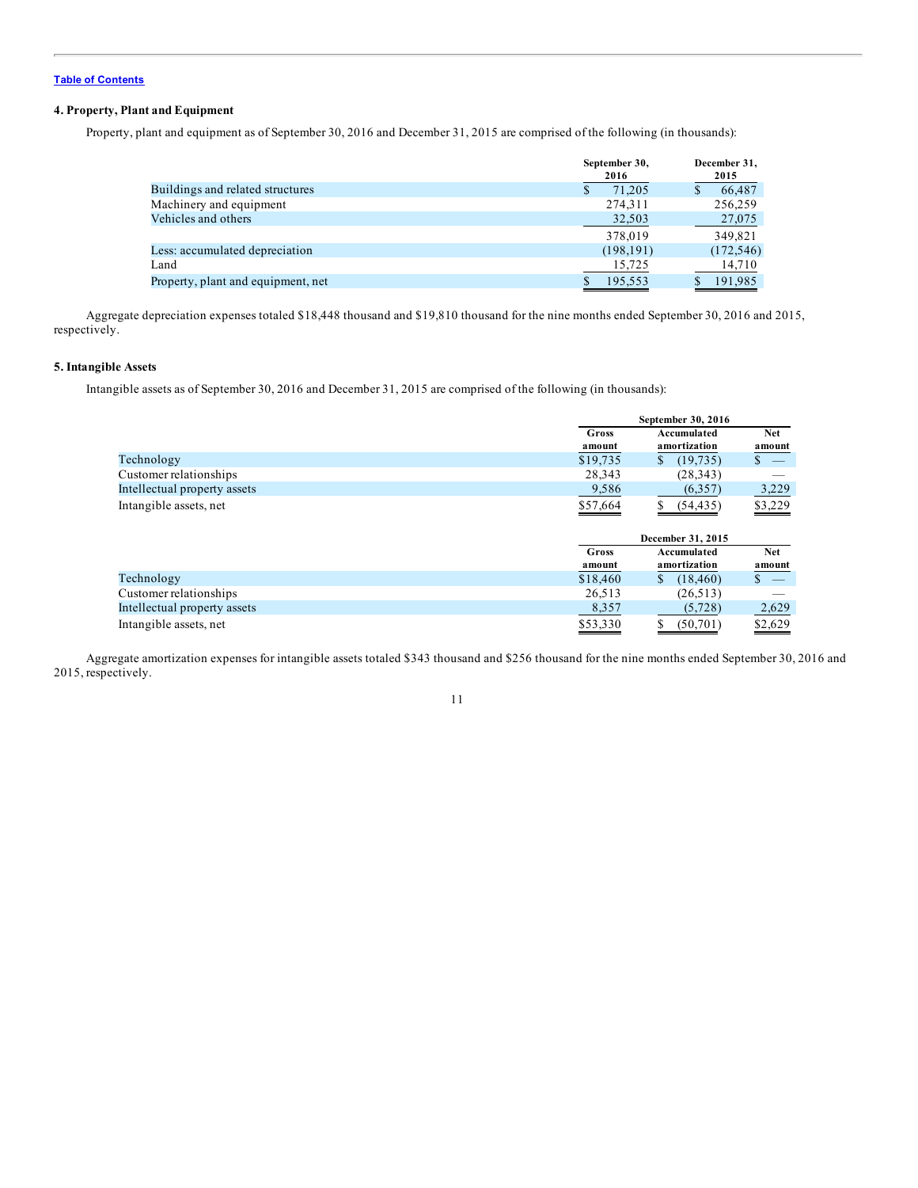[Table of Contents](#)

### 4. Property, Plant and Equipment

Property, plant and equipment as of September 30, 2016 and December 31, 2015 are comprised of the following (in thousands):

| | September 30, 2016 | December 31, 2015 |
|---|---|---|
| Buildings and related structures | $ 71,205 | $ 66,487 |
| Machinery and equipment | 274,311 | 256,259 |
| Vehicles and others | 32,503 | 27,075 |
| | 378,019 | 349,821 |
| Less: accumulated depreciation | (198,191) | (172,546) |
| Land | 15,725 | 14,710 |
| Property, plant and equipment, net | $ 195,553 | $ 191,985 |

Aggregate depreciation expenses totaled $18,448 thousand and $19,810 thousand for the nine months ended September 30, 2016 and 2015, respectively.

### 5. Intangible Assets

Intangible assets as of September 30, 2016 and December 31, 2015 are comprised of the following (in thousands):

| | September 30, 2016 | | |
|---|---|---|---|
| | Gross amount | Accumulated amortization | Net amount |
| Technology | $19,735 | $ (19,735) | $ — |
| Customer relationships | 28,343 | (28,343) | — |
| Intellectual property assets | 9,586 | (6,357) | 3,229 |
| Intangible assets, net | $57,664 | $ (54,435) | $3,229 |

| | December 31, 2015 | | |
|---|---|---|---|
| | Gross amount | Accumulated amortization | Net amount |
| Technology | $18,460 | $ (18,460) | $ — |
| Customer relationships | 26,513 | (26,513) | — |
| Intellectual property assets | 8,357 | (5,728) | 2,629 |
| Intangible assets, net | $53,330 | $ (50,701) | $2,629 |

Aggregate amortization expenses for intangible assets totaled $343 thousand and $256 thousand for the nine months ended September 30, 2016 and 2015, respectively.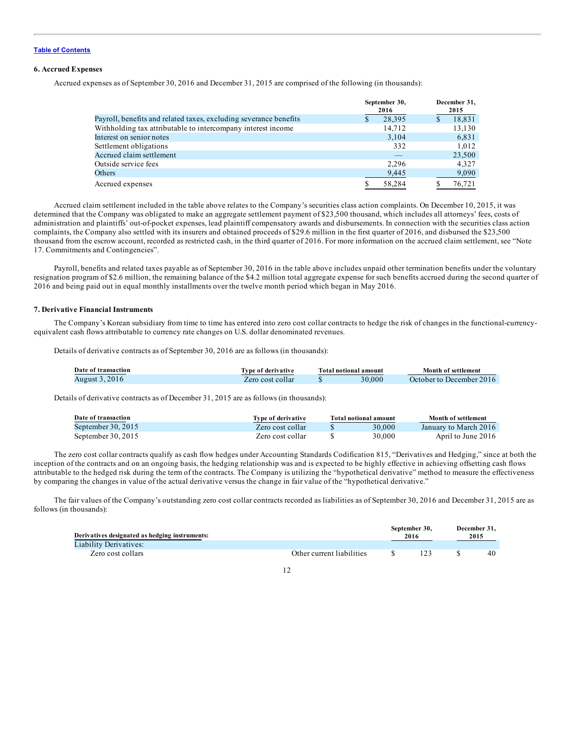[Table of Contents](#)

### 6. Accrued Expenses

Accrued expenses as of September 30, 2016 and December 31, 2015 are comprised of the following (in thousands):

| | September 30, 2016 | December 31, 2015 |
|---|---|---|
| Payroll, benefits and related taxes, excluding severance benefits | $ 28,395 | $ 18,831 |
| Withholding tax attributable to intercompany interest income | 14,712 | 13,130 |
| Interest on senior notes | 3,104 | 6,831 |
| Settlement obligations | 332 | 1,012 |
| Accrued claim settlement | — | 23,500 |
| Outside service fees | 2,296 | 4,327 |
| Others | 9,445 | 9,090 |
| Accrued expenses | $ 58,284 | $ 76,721 |

Accrued claim settlement included in the table above relates to the Company's securities class action complaints. On December 10, 2015, it was determined that the Company was obligated to make an aggregate settlement payment of $23,500 thousand, which includes all attorneys' fees, costs of administration and plaintiffs' out-of-pocket expenses, lead plaintiff compensatory awards and disbursements. In connection with the securities class action complaints, the Company also settled with its insurers and obtained proceeds of $29.6 million in the first quarter of 2016, and disbursed the $23,500 thousand from the escrow account, recorded as restricted cash, in the third quarter of 2016. For more information on the accrued claim settlement, see "Note 17. Commitments and Contingencies".

Payroll, benefits and related taxes payable as of September 30, 2016 in the table above includes unpaid other termination benefits under the voluntary resignation program of $2.6 million, the remaining balance of the $4.2 million total aggregate expense for such benefits accrued during the second quarter of 2016 and being paid out in equal monthly installments over the twelve month period which began in May 2016.

### 7. Derivative Financial Instruments

The Company's Korean subsidiary from time to time has entered into zero cost collar contracts to hedge the risk of changes in the functional-currency-equivalent cash flows attributable to currency rate changes on U.S. dollar denominated revenues.

Details of derivative contracts as of September 30, 2016 are as follows (in thousands):

| Date of transaction | Type of derivative | Total notional amount | Month of settlement |
|---|---|---|---|
| August 3, 2016 | Zero cost collar | $ 30,000 | October to December 2016 |

Details of derivative contracts as of December 31, 2015 are as follows (in thousands):

| Date of transaction | Type of derivative | Total notional amount | Month of settlement |
|---|---|---|---|
| September 30, 2015 | Zero cost collar | $ 30,000 | January to March 2016 |
| September 30, 2015 | Zero cost collar | $ 30,000 | April to June 2016 |

The zero cost collar contracts qualify as cash flow hedges under Accounting Standards Codification 815, "Derivatives and Hedging," since at both the inception of the contracts and on an ongoing basis, the hedging relationship was and is expected to be highly effective in achieving offsetting cash flows attributable to the hedged risk during the term of the contracts. The Company is utilizing the "hypothetical derivative" method to measure the effectiveness by comparing the changes in value of the actual derivative versus the change in fair value of the "hypothetical derivative."

The fair values of the Company's outstanding zero cost collar contracts recorded as liabilities as of September 30, 2016 and December 31, 2015 are as follows (in thousands):

| Derivatives designated as hedging instruments: | | September 30, 2016 | December 31, 2015 |
|---|---|---|---|
| Liability Derivatives: | | | |
| Zero cost collars | Other current liabilities | $ 123 | $ 40 |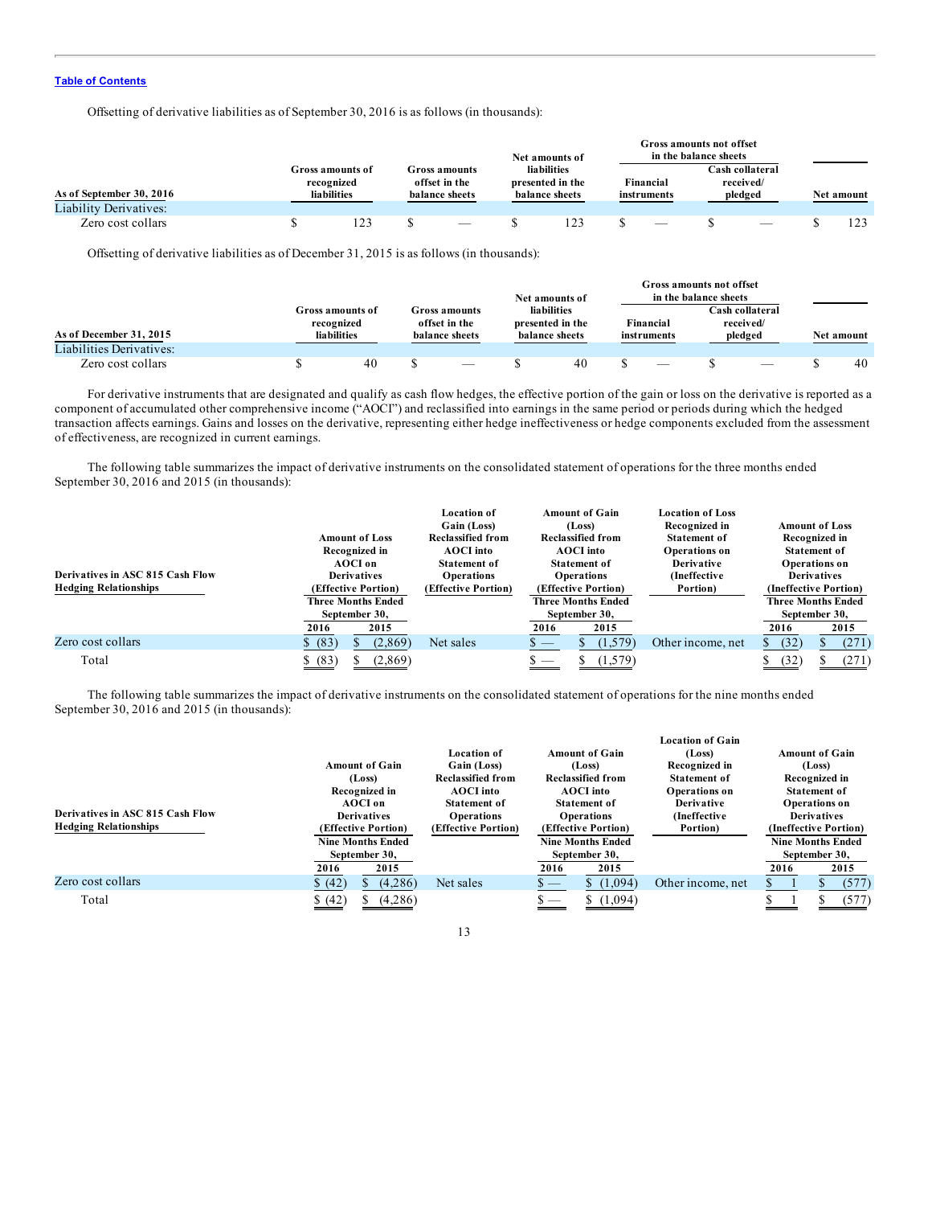[Table of Contents](#)

Offsetting of derivative liabilities as of September 30, 2016 is as follows (in thousands):

| As of September 30, 2016 | Gross amounts of recognized liabilities | Gross amounts offset in the balance sheets | Net amounts of liabilities presented in the balance sheets | Gross amounts not offset in the balance sheets: Financial instruments | Gross amounts not offset in the balance sheets: Cash collateral received/ pledged | Net amount |
|---|---|---|---|---|---|---|
| Liability Derivatives: | | | | | | |
| Zero cost collars | $ 123 | $ — | $ 123 | $ — | $ — | $ 123 |

Offsetting of derivative liabilities as of December 31, 2015 is as follows (in thousands):

| As of December 31, 2015 | Gross amounts of recognized liabilities | Gross amounts offset in the balance sheets | Net amounts of liabilities presented in the balance sheets | Gross amounts not offset in the balance sheets: Financial instruments | Gross amounts not offset in the balance sheets: Cash collateral received/ pledged | Net amount |
|---|---|---|---|---|---|---|
| Liabilities Derivatives: | | | | | | |
| Zero cost collars | $ 40 | $ — | $ 40 | $ — | $ — | $ 40 |

For derivative instruments that are designated and qualify as cash flow hedges, the effective portion of the gain or loss on the derivative is reported as a component of accumulated other comprehensive income ("AOCI") and reclassified into earnings in the same period or periods during which the hedged transaction affects earnings. Gains and losses on the derivative, representing either hedge ineffectiveness or hedge components excluded from the assessment of effectiveness, are recognized in current earnings.

The following table summarizes the impact of derivative instruments on the consolidated statement of operations for the three months ended September 30, 2016 and 2015 (in thousands):

| Derivatives in ASC 815 Cash Flow Hedging Relationships | Amount of Loss Recognized in AOCI on Derivatives (Effective Portion) Three Months Ended September 30, 2016 | 2015 | Location of Gain (Loss) Reclassified from AOCI into Statement of Operations (Effective Portion) | Amount of Gain (Loss) Reclassified from AOCI into Statement of Operations (Effective Portion) Three Months Ended September 30, 2016 | 2015 | Location of Loss Recognized in Statement of Operations on Derivative (Ineffective Portion) | Amount of Loss Recognized in Statement of Operations on Derivatives (Ineffective Portion) Three Months Ended September 30, 2016 | 2015 |
|---|---|---|---|---|---|---|---|---|
| Zero cost collars | $ (83) | $ (2,869) | Net sales | $ — | $ (1,579) | Other income, net | $ (32) | $ (271) |
| Total | $ (83) | $ (2,869) | | $ — | $ (1,579) | | $ (32) | $ (271) |

The following table summarizes the impact of derivative instruments on the consolidated statement of operations for the nine months ended September 30, 2016 and 2015 (in thousands):

| Derivatives in ASC 815 Cash Flow Hedging Relationships | Amount of Gain (Loss) Recognized in AOCI on Derivatives (Effective Portion) Nine Months Ended September 30, 2016 | 2015 | Location of Gain (Loss) Reclassified from AOCI into Statement of Operations (Effective Portion) | Amount of Gain (Loss) Reclassified from AOCI into Statement of Operations (Effective Portion) Nine Months Ended September 30, 2016 | 2015 | Location of Gain (Loss) Recognized in Statement of Operations on Derivative (Ineffective Portion) | Amount of Gain (Loss) Recognized in Statement of Operations on Derivatives (Ineffective Portion) Nine Months Ended September 30, 2016 | 2015 |
|---|---|---|---|---|---|---|---|---|
| Zero cost collars | $ (42) | $ (4,286) | Net sales | $ — | $ (1,094) | Other income, net | $ 1 | $ (577) |
| Total | $ (42) | $ (4,286) | | $ — | $ (1,094) | | $ 1 | $ (577) |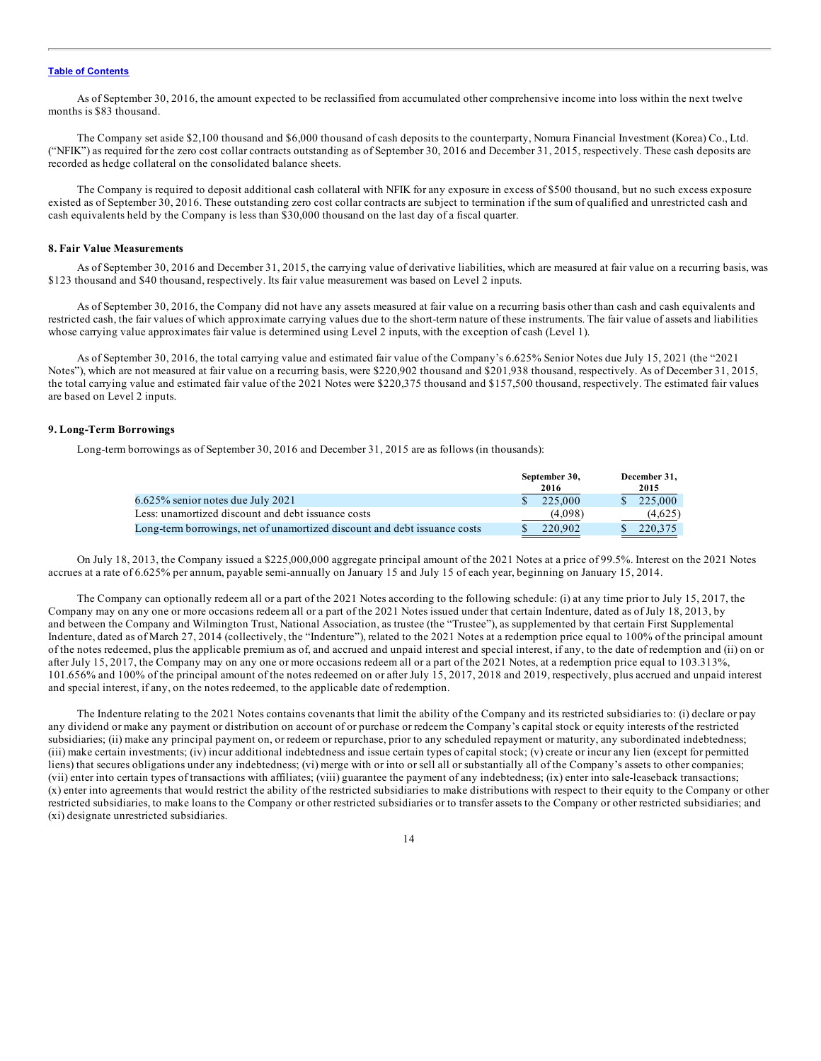Table of Contents

As of September 30, 2016, the amount expected to be reclassified from accumulated other comprehensive income into loss within the next twelve months is $83 thousand.

The Company set aside $2,100 thousand and $6,000 thousand of cash deposits to the counterparty, Nomura Financial Investment (Korea) Co., Ltd. ("NFIK") as required for the zero cost collar contracts outstanding as of September 30, 2016 and December 31, 2015, respectively. These cash deposits are recorded as hedge collateral on the consolidated balance sheets.

The Company is required to deposit additional cash collateral with NFIK for any exposure in excess of $500 thousand, but no such excess exposure existed as of September 30, 2016. These outstanding zero cost collar contracts are subject to termination if the sum of qualified and unrestricted cash and cash equivalents held by the Company is less than $30,000 thousand on the last day of a fiscal quarter.

**8. Fair Value Measurements**

As of September 30, 2016 and December 31, 2015, the carrying value of derivative liabilities, which are measured at fair value on a recurring basis, was $123 thousand and $40 thousand, respectively. Its fair value measurement was based on Level 2 inputs.

As of September 30, 2016, the Company did not have any assets measured at fair value on a recurring basis other than cash and cash equivalents and restricted cash, the fair values of which approximate carrying values due to the short-term nature of these instruments. The fair value of assets and liabilities whose carrying value approximates fair value is determined using Level 2 inputs, with the exception of cash (Level 1).

As of September 30, 2016, the total carrying value and estimated fair value of the Company's 6.625% Senior Notes due July 15, 2021 (the "2021 Notes"), which are not measured at fair value on a recurring basis, were $220,902 thousand and $201,938 thousand, respectively. As of December 31, 2015, the total carrying value and estimated fair value of the 2021 Notes were $220,375 thousand and $157,500 thousand, respectively. The estimated fair values are based on Level 2 inputs.

**9. Long-Term Borrowings**

Long-term borrowings as of September 30, 2016 and December 31, 2015 are as follows (in thousands):

| | September 30, 2016 | December 31, 2015 |
|---|---|---|
| 6.625% senior notes due July 2021 | $ 225,000 | $ 225,000 |
| Less: unamortized discount and debt issuance costs | (4,098) | (4,625) |
| Long-term borrowings, net of unamortized discount and debt issuance costs | $ 220,902 | $ 220,375 |

On July 18, 2013, the Company issued a $225,000,000 aggregate principal amount of the 2021 Notes at a price of 99.5%. Interest on the 2021 Notes accrues at a rate of 6.625% per annum, payable semi-annually on January 15 and July 15 of each year, beginning on January 15, 2014.

The Company can optionally redeem all or a part of the 2021 Notes according to the following schedule: (i) at any time prior to July 15, 2017, the Company may on any one or more occasions redeem all or a part of the 2021 Notes issued under that certain Indenture, dated as of July 18, 2013, by and between the Company and Wilmington Trust, National Association, as trustee (the "Trustee"), as supplemented by that certain First Supplemental Indenture, dated as of March 27, 2014 (collectively, the "Indenture"), related to the 2021 Notes at a redemption price equal to 100% of the principal amount of the notes redeemed, plus the applicable premium as of, and accrued and unpaid interest and special interest, if any, to the date of redemption and (ii) on or after July 15, 2017, the Company may on any one or more occasions redeem all or a part of the 2021 Notes, at a redemption price equal to 103.313%, 101.656% and 100% of the principal amount of the notes redeemed on or after July 15, 2017, 2018 and 2019, respectively, plus accrued and unpaid interest and special interest, if any, on the notes redeemed, to the applicable date of redemption.

The Indenture relating to the 2021 Notes contains covenants that limit the ability of the Company and its restricted subsidiaries to: (i) declare or pay any dividend or make any payment or distribution on account of or purchase or redeem the Company's capital stock or equity interests of the restricted subsidiaries; (ii) make any principal payment on, or redeem or repurchase, prior to any scheduled repayment or maturity, any subordinated indebtedness; (iii) make certain investments; (iv) incur additional indebtedness and issue certain types of capital stock; (v) create or incur any lien (except for permitted liens) that secures obligations under any indebtedness; (vi) merge with or into or sell all or substantially all of the Company's assets to other companies; (vii) enter into certain types of transactions with affiliates; (viii) guarantee the payment of any indebtedness; (ix) enter into sale-leaseback transactions; (x) enter into agreements that would restrict the ability of the restricted subsidiaries to make distributions with respect to their equity to the Company or other restricted subsidiaries, to make loans to the Company or other restricted subsidiaries or to transfer assets to the Company or other restricted subsidiaries; and (xi) designate unrestricted subsidiaries.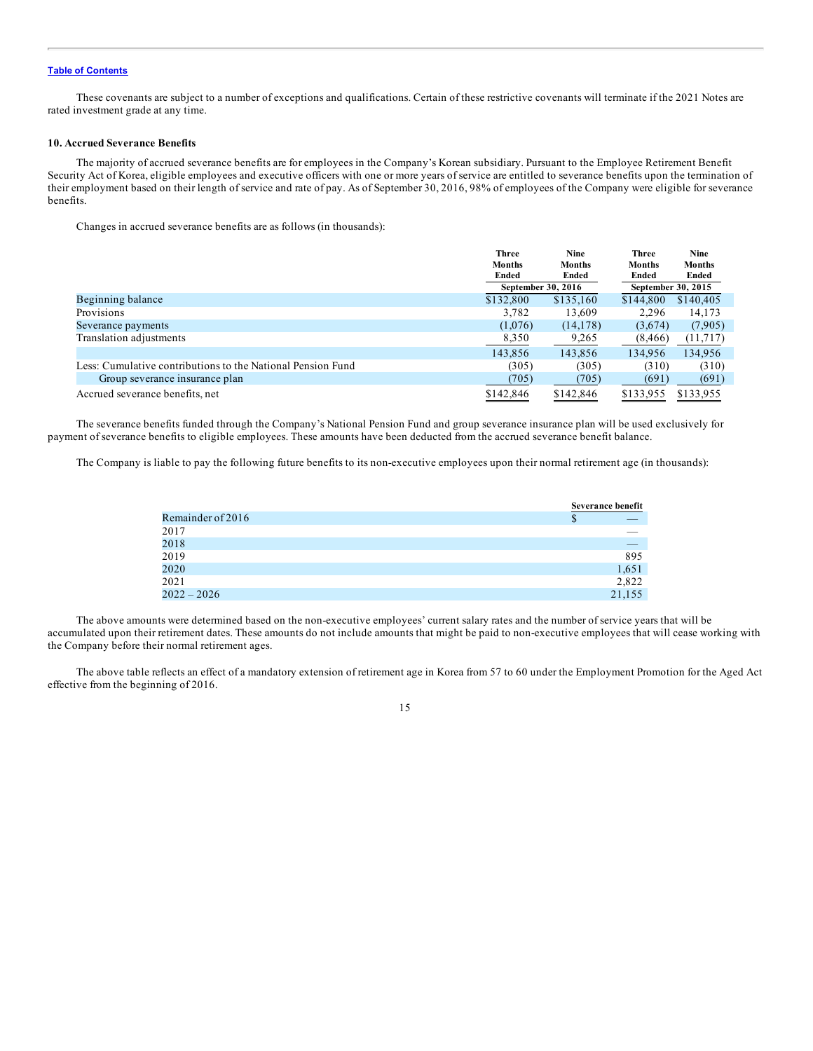[Table of Contents](#)

These covenants are subject to a number of exceptions and qualifications. Certain of these restrictive covenants will terminate if the 2021 Notes are rated investment grade at any time.

**10. Accrued Severance Benefits**

The majority of accrued severance benefits are for employees in the Company's Korean subsidiary. Pursuant to the Employee Retirement Benefit Security Act of Korea, eligible employees and executive officers with one or more years of service are entitled to severance benefits upon the termination of their employment based on their length of service and rate of pay. As of September 30, 2016, 98% of employees of the Company were eligible for severance benefits.

Changes in accrued severance benefits are as follows (in thousands):

| | Three Months Ended | Nine Months Ended | Three Months Ended | Nine Months Ended |
|---|---|---|---|---|
| | September 30, 2016 | | September 30, 2015 | |
| Beginning balance | $132,800 | $135,160 | $144,800 | $140,405 |
| Provisions | 3,782 | 13,609 | 2,296 | 14,173 |
| Severance payments | (1,076) | (14,178) | (3,674) | (7,905) |
| Translation adjustments | 8,350 | 9,265 | (8,466) | (11,717) |
| | 143,856 | 143,856 | 134,956 | 134,956 |
| Less: Cumulative contributions to the National Pension Fund | (305) | (305) | (310) | (310) |
| Group severance insurance plan | (705) | (705) | (691) | (691) |
| Accrued severance benefits, net | $142,846 | $142,846 | $133,955 | $133,955 |

The severance benefits funded through the Company's National Pension Fund and group severance insurance plan will be used exclusively for payment of severance benefits to eligible employees. These amounts have been deducted from the accrued severance benefit balance.

The Company is liable to pay the following future benefits to its non-executive employees upon their normal retirement age (in thousands):

| | Severance benefit |
|---|---|
| Remainder of 2016 | $ — |
| 2017 | — |
| 2018 | — |
| 2019 | 895 |
| 2020 | 1,651 |
| 2021 | 2,822 |
| 2022 – 2026 | 21,155 |

The above amounts were determined based on the non-executive employees' current salary rates and the number of service years that will be accumulated upon their retirement dates. These amounts do not include amounts that might be paid to non-executive employees that will cease working with the Company before their normal retirement ages.

The above table reflects an effect of a mandatory extension of retirement age in Korea from 57 to 60 under the Employment Promotion for the Aged Act effective from the beginning of 2016.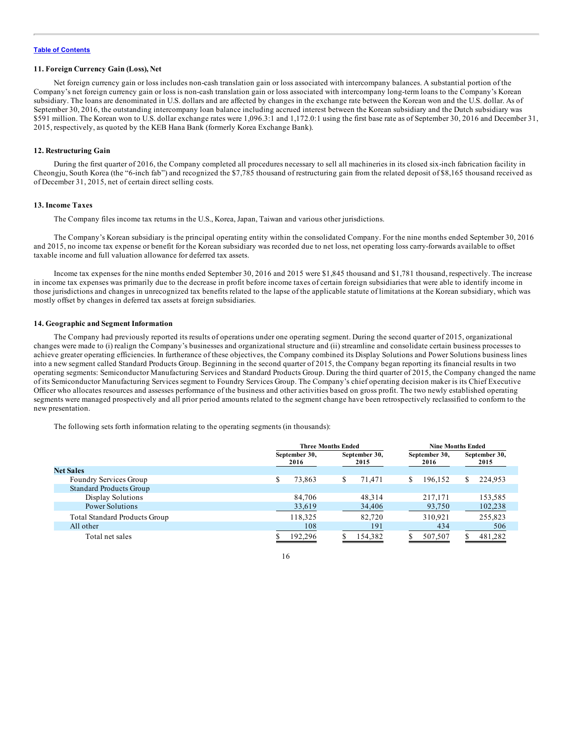[Table of Contents](#)

### 11. Foreign Currency Gain (Loss), Net

Net foreign currency gain or loss includes non-cash translation gain or loss associated with intercompany balances. A substantial portion of the Company's net foreign currency gain or loss is non-cash translation gain or loss associated with intercompany long-term loans to the Company's Korean subsidiary. The loans are denominated in U.S. dollars and are affected by changes in the exchange rate between the Korean won and the U.S. dollar. As of September 30, 2016, the outstanding intercompany loan balance including accrued interest between the Korean subsidiary and the Dutch subsidiary was $591 million. The Korean won to U.S. dollar exchange rates were 1,096.3:1 and 1,172.0:1 using the first base rate as of September 30, 2016 and December 31, 2015, respectively, as quoted by the KEB Hana Bank (formerly Korea Exchange Bank).

### 12. Restructuring Gain

During the first quarter of 2016, the Company completed all procedures necessary to sell all machineries in its closed six-inch fabrication facility in Cheongju, South Korea (the "6-inch fab") and recognized the $7,785 thousand of restructuring gain from the related deposit of $8,165 thousand received as of December 31, 2015, net of certain direct selling costs.

### 13. Income Taxes

The Company files income tax returns in the U.S., Korea, Japan, Taiwan and various other jurisdictions.

The Company's Korean subsidiary is the principal operating entity within the consolidated Company. For the nine months ended September 30, 2016 and 2015, no income tax expense or benefit for the Korean subsidiary was recorded due to net loss, net operating loss carry-forwards available to offset taxable income and full valuation allowance for deferred tax assets.

Income tax expenses for the nine months ended September 30, 2016 and 2015 were $1,845 thousand and $1,781 thousand, respectively. The increase in income tax expenses was primarily due to the decrease in profit before income taxes of certain foreign subsidiaries that were able to identify income in those jurisdictions and changes in unrecognized tax benefits related to the lapse of the applicable statute of limitations at the Korean subsidiary, which was mostly offset by changes in deferred tax assets at foreign subsidiaries.

### 14. Geographic and Segment Information

The Company had previously reported its results of operations under one operating segment. During the second quarter of 2015, organizational changes were made to (i) realign the Company's businesses and organizational structure and (ii) streamline and consolidate certain business processes to achieve greater operating efficiencies. In furtherance of these objectives, the Company combined its Display Solutions and Power Solutions business lines into a new segment called Standard Products Group. Beginning in the second quarter of 2015, the Company began reporting its financial results in two operating segments: Semiconductor Manufacturing Services and Standard Products Group. During the third quarter of 2015, the Company changed the name of its Semiconductor Manufacturing Services segment to Foundry Services Group. The Company's chief operating decision maker is its Chief Executive Officer who allocates resources and assesses performance of the business and other activities based on gross profit. The two newly established operating segments were managed prospectively and all prior period amounts related to the segment change have been retrospectively reclassified to conform to the new presentation.

The following sets forth information relating to the operating segments (in thousands):

| | Three Months Ended | | Nine Months Ended | |
|---|---|---|---|---|
| | September 30, 2016 | September 30, 2015 | September 30, 2016 | September 30, 2015 |
| **Net Sales** | | | | |
| Foundry Services Group | $ 73,863 | $ 71,471 | $ 196,152 | $ 224,953 |
| Standard Products Group | | | | |
| Display Solutions | 84,706 | 48,314 | 217,171 | 153,585 |
| Power Solutions | 33,619 | 34,406 | 93,750 | 102,238 |
| Total Standard Products Group | 118,325 | 82,720 | 310,921 | 255,823 |
| All other | 108 | 191 | 434 | 506 |
| Total net sales | $ 192,296 | $ 154,382 | $ 507,507 | $ 481,282 |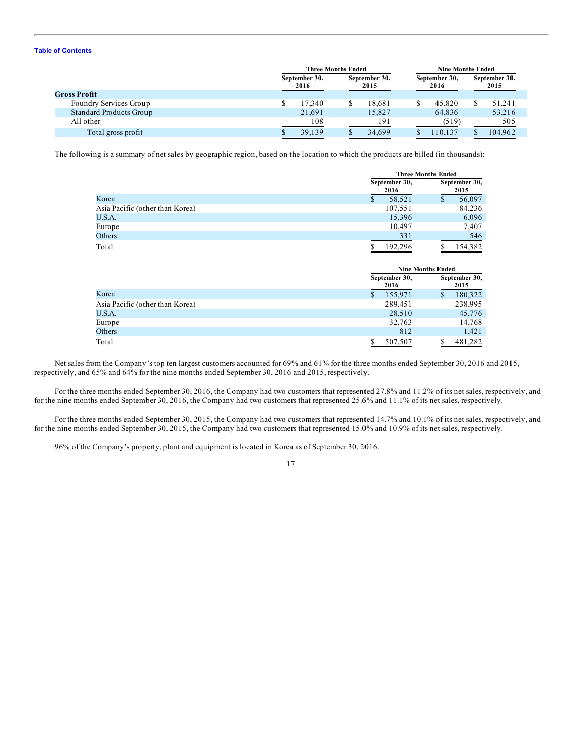| | Three Months Ended | | Nine Months Ended | |
|---|---|---|---|---|
| | September 30, 2016 | September 30, 2015 | September 30, 2016 | September 30, 2015 |
| **Gross Profit** | | | | |
| Foundry Services Group | $ 17,340 | $ 18,681 | $ 45,820 | $ 51,241 |
| Standard Products Group | 21,691 | 15,827 | 64,836 | 53,216 |
| All other | 108 | 191 | (519) | 505 |
| Total gross profit | $ 39,139 | $ 34,699 | $ 110,137 | $ 104,962 |

The following is a summary of net sales by geographic region, based on the location to which the products are billed (in thousands):

| | Three Months Ended | |
|---|---|---|
| | September 30, 2016 | September 30, 2015 |
| Korea | $ 58,521 | $ 56,097 |
| Asia Pacific (other than Korea) | 107,551 | 84,236 |
| U.S.A. | 15,396 | 6,096 |
| Europe | 10,497 | 7,407 |
| Others | 331 | 546 |
| Total | $ 192,296 | $ 154,382 |

| | Nine Months Ended | |
|---|---|---|
| | September 30, 2016 | September 30, 2015 |
| Korea | $ 155,971 | $ 180,322 |
| Asia Pacific (other than Korea) | 289,451 | 238,995 |
| U.S.A. | 28,510 | 45,776 |
| Europe | 32,763 | 14,768 |
| Others | 812 | 1,421 |
| Total | $ 507,507 | $ 481,282 |

Net sales from the Company's top ten largest customers accounted for 69% and 61% for the three months ended September 30, 2016 and 2015, respectively, and 65% and 64% for the nine months ended September 30, 2016 and 2015, respectively.

For the three months ended September 30, 2016, the Company had two customers that represented 27.8% and 11.2% of its net sales, respectively, and for the nine months ended September 30, 2016, the Company had two customers that represented 25.6% and 11.1% of its net sales, respectively.

For the three months ended September 30, 2015, the Company had two customers that represented 14.7% and 10.1% of its net sales, respectively, and for the nine months ended September 30, 2015, the Company had two customers that represented 15.0% and 10.9% of its net sales, respectively.

96% of the Company's property, plant and equipment is located in Korea as of September 30, 2016.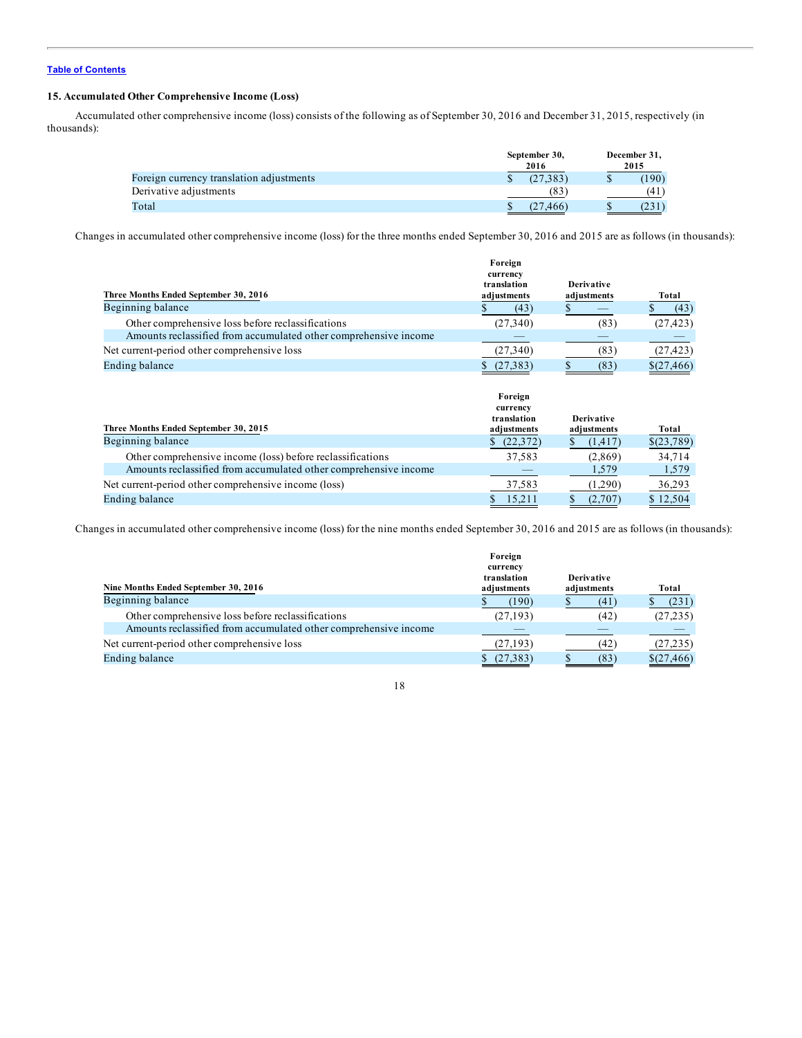[Table of Contents](#)

### 15. Accumulated Other Comprehensive Income (Loss)

Accumulated other comprehensive income (loss) consists of the following as of September 30, 2016 and December 31, 2015, respectively (in thousands):

| | September 30, 2016 | December 31, 2015 |
|---|---|---|
| Foreign currency translation adjustments | $ (27,383) | $ (190) |
| Derivative adjustments | (83) | (41) |
| Total | $ (27,466) | $ (231) |

Changes in accumulated other comprehensive income (loss) for the three months ended September 30, 2016 and 2015 are as follows (in thousands):

| Three Months Ended September 30, 2016 | Foreign currency translation adjustments | Derivative adjustments | Total |
|---|---|---|---|
| Beginning balance | $ (43) | $ — | $ (43) |
| Other comprehensive loss before reclassifications | (27,340) | (83) | (27,423) |
| Amounts reclassified from accumulated other comprehensive income | — | — | — |
| Net current-period other comprehensive loss | (27,340) | (83) | (27,423) |
| Ending balance | $ (27,383) | $ (83) | $(27,466) |

| Three Months Ended September 30, 2015 | Foreign currency translation adjustments | Derivative adjustments | Total |
|---|---|---|---|
| Beginning balance | $ (22,372) | $ (1,417) | $(23,789) |
| Other comprehensive income (loss) before reclassifications | 37,583 | (2,869) | 34,714 |
| Amounts reclassified from accumulated other comprehensive income | — | 1,579 | 1,579 |
| Net current-period other comprehensive income (loss) | 37,583 | (1,290) | 36,293 |
| Ending balance | $ 15,211 | $ (2,707) | $ 12,504 |

Changes in accumulated other comprehensive income (loss) for the nine months ended September 30, 2016 and 2015 are as follows (in thousands):

| Nine Months Ended September 30, 2016 | Foreign currency translation adjustments | Derivative adjustments | Total |
|---|---|---|---|
| Beginning balance | $ (190) | $ (41) | $ (231) |
| Other comprehensive loss before reclassifications | (27,193) | (42) | (27,235) |
| Amounts reclassified from accumulated other comprehensive income | — | — | — |
| Net current-period other comprehensive loss | (27,193) | (42) | (27,235) |
| Ending balance | $ (27,383) | $ (83) | $(27,466) |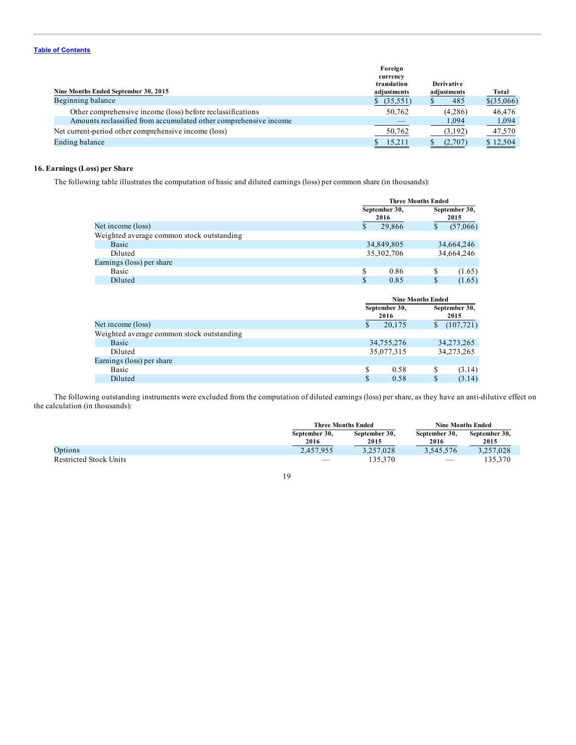[Table of Contents](#)

| Nine Months Ended September 30, 2015 | Foreign currency translation adjustments | Derivative adjustments | Total |
|---|---|---|---|
| Beginning balance | $ (35,551) | $ 485 | $(35,066) |
| Other comprehensive income (loss) before reclassifications | 50,762 | (4,286) | 46,476 |
| Amounts reclassified from accumulated other comprehensive income | — | 1,094 | 1,094 |
| Net current-period other comprehensive income (loss) | 50,762 | (3,192) | 47,570 |
| Ending balance | $ 15,211 | $ (2,707) | $ 12,504 |

### 16. Earnings (Loss) per Share

The following table illustrates the computation of basic and diluted earnings (loss) per common share (in thousands):

| | Three Months Ended | |
|---|---|---|
| | September 30, 2016 | September 30, 2015 |
| Net income (loss) | $ 29,866 | $ (57,066) |
| Weighted average common stock outstanding | | |
| Basic | 34,849,805 | 34,664,246 |
| Diluted | 35,302,706 | 34,664,246 |
| Earnings (loss) per share | | |
| Basic | $ 0.86 | $ (1.65) |
| Diluted | $ 0.85 | $ (1.65) |

| | Nine Months Ended | |
|---|---|---|
| | September 30, 2016 | September 30, 2015 |
| Net income (loss) | $ 20,175 | $ (107,721) |
| Weighted average common stock outstanding | | |
| Basic | 34,755,276 | 34,273,265 |
| Diluted | 35,077,315 | 34,273,265 |
| Earnings (loss) per share | | |
| Basic | $ 0.58 | $ (3.14) |
| Diluted | $ 0.58 | $ (3.14) |

The following outstanding instruments were excluded from the computation of diluted earnings (loss) per share, as they have an anti-dilutive effect on the calculation (in thousands):

| | Three Months Ended | | Nine Months Ended | |
|---|---|---|---|---|
| | September 30, 2016 | September 30, 2015 | September 30, 2016 | September 30, 2015 |
| Options | 2,457,955 | 3,257,028 | 3,545,576 | 3,257,028 |
| Restricted Stock Units | — | 135,370 | — | 135,370 |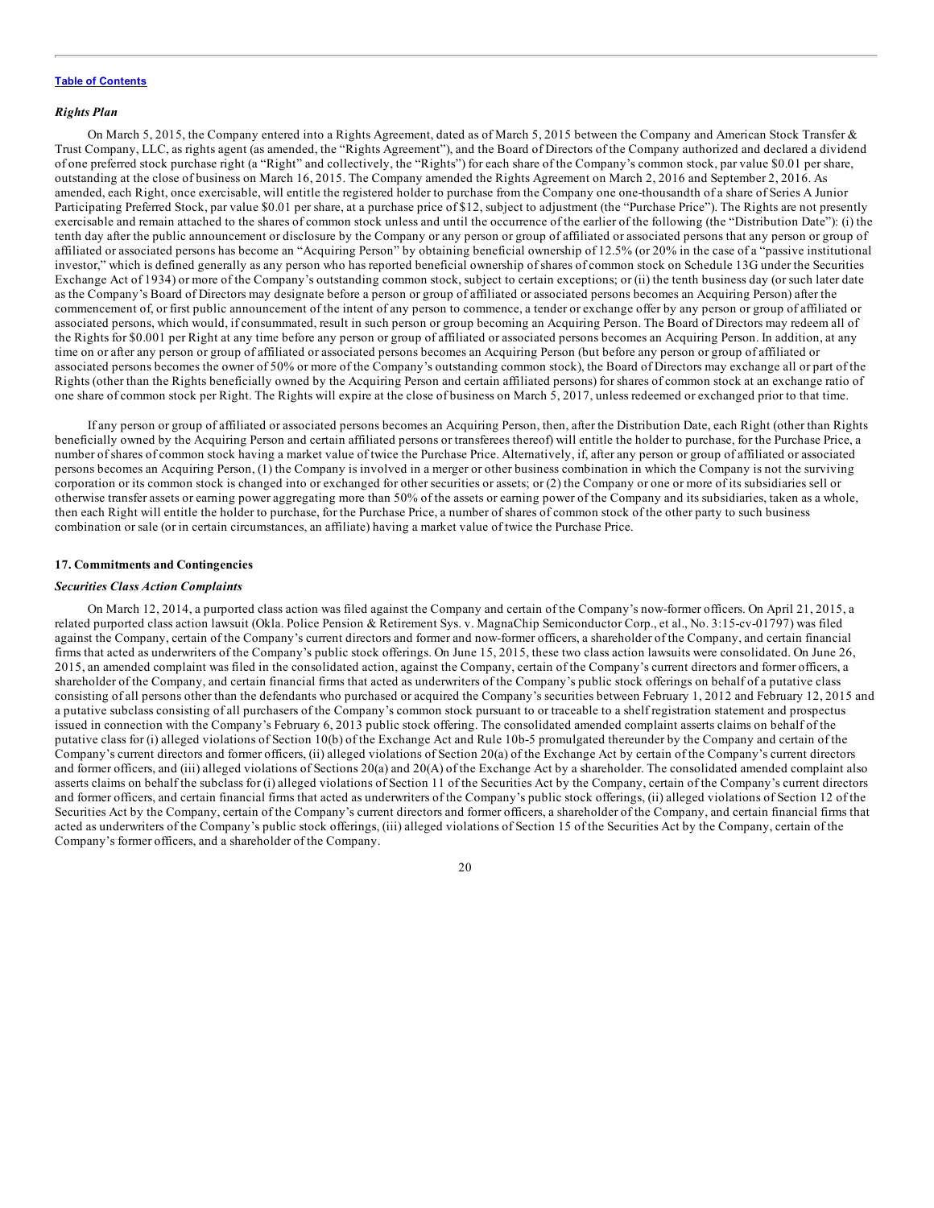[Table of Contents](#)

### *Rights Plan*

On March 5, 2015, the Company entered into a Rights Agreement, dated as of March 5, 2015 between the Company and American Stock Transfer & Trust Company, LLC, as rights agent (as amended, the "Rights Agreement"), and the Board of Directors of the Company authorized and declared a dividend of one preferred stock purchase right (a "Right" and collectively, the "Rights") for each share of the Company's common stock, par value $0.01 per share, outstanding at the close of business on March 16, 2015. The Company amended the Rights Agreement on March 2, 2016 and September 2, 2016. As amended, each Right, once exercisable, will entitle the registered holder to purchase from the Company one one-thousandth of a share of Series A Junior Participating Preferred Stock, par value $0.01 per share, at a purchase price of $12, subject to adjustment (the "Purchase Price"). The Rights are not presently exercisable and remain attached to the shares of common stock unless and until the occurrence of the earlier of the following (the "Distribution Date"): (i) the tenth day after the public announcement or disclosure by the Company or any person or group of affiliated or associated persons that any person or group of affiliated or associated persons has become an "Acquiring Person" by obtaining beneficial ownership of 12.5% (or 20% in the case of a "passive institutional investor," which is defined generally as any person who has reported beneficial ownership of shares of common stock on Schedule 13G under the Securities Exchange Act of 1934) or more of the Company's outstanding common stock, subject to certain exceptions; or (ii) the tenth business day (or such later date as the Company's Board of Directors may designate before a person or group of affiliated or associated persons becomes an Acquiring Person) after the commencement of, or first public announcement of the intent of any person to commence, a tender or exchange offer by any person or group of affiliated or associated persons, which would, if consummated, result in such person or group becoming an Acquiring Person. The Board of Directors may redeem all of the Rights for $0.001 per Right at any time before any person or group of affiliated or associated persons becomes an Acquiring Person. In addition, at any time on or after any person or group of affiliated or associated persons becomes an Acquiring Person (but before any person or group of affiliated or associated persons becomes the owner of 50% or more of the Company's outstanding common stock), the Board of Directors may exchange all or part of the Rights (other than the Rights beneficially owned by the Acquiring Person and certain affiliated persons) for shares of common stock at an exchange ratio of one share of common stock per Right. The Rights will expire at the close of business on March 5, 2017, unless redeemed or exchanged prior to that time.

If any person or group of affiliated or associated persons becomes an Acquiring Person, then, after the Distribution Date, each Right (other than Rights beneficially owned by the Acquiring Person and certain affiliated persons or transferees thereof) will entitle the holder to purchase, for the Purchase Price, a number of shares of common stock having a market value of twice the Purchase Price. Alternatively, if, after any person or group of affiliated or associated persons becomes an Acquiring Person, (1) the Company is involved in a merger or other business combination in which the Company is not the surviving corporation or its common stock is changed into or exchanged for other securities or assets; or (2) the Company or one or more of its subsidiaries sell or otherwise transfer assets or earning power aggregating more than 50% of the assets or earning power of the Company and its subsidiaries, taken as a whole, then each Right will entitle the holder to purchase, for the Purchase Price, a number of shares of common stock of the other party to such business combination or sale (or in certain circumstances, an affiliate) having a market value of twice the Purchase Price.

## 17. Commitments and Contingencies

### *Securities Class Action Complaints*

On March 12, 2014, a purported class action was filed against the Company and certain of the Company's now-former officers. On April 21, 2015, a related purported class action lawsuit (Okla. Police Pension & Retirement Sys. v. MagnaChip Semiconductor Corp., et al., No. 3:15-cv-01797) was filed against the Company, certain of the Company's current directors and former and now-former officers, a shareholder of the Company, and certain financial firms that acted as underwriters of the Company's public stock offerings. On June 15, 2015, these two class action lawsuits were consolidated. On June 26, 2015, an amended complaint was filed in the consolidated action, against the Company, certain of the Company's current directors and former officers, a shareholder of the Company, and certain financial firms that acted as underwriters of the Company's public stock offerings on behalf of a putative class consisting of all persons other than the defendants who purchased or acquired the Company's securities between February 1, 2012 and February 12, 2015 and a putative subclass consisting of all purchasers of the Company's common stock pursuant to or traceable to a shelf registration statement and prospectus issued in connection with the Company's February 6, 2013 public stock offering. The consolidated amended complaint asserts claims on behalf of the putative class for (i) alleged violations of Section 10(b) of the Exchange Act and Rule 10b-5 promulgated thereunder by the Company and certain of the Company's current directors and former officers, (ii) alleged violations of Section 20(a) of the Exchange Act by certain of the Company's current directors and former officers, and (iii) alleged violations of Sections 20(a) and 20(A) of the Exchange Act by a shareholder. The consolidated amended complaint also asserts claims on behalf the subclass for (i) alleged violations of Section 11 of the Securities Act by the Company, certain of the Company's current directors and former officers, and certain financial firms that acted as underwriters of the Company's public stock offerings, (ii) alleged violations of Section 12 of the Securities Act by the Company, certain of the Company's current directors and former officers, a shareholder of the Company, and certain financial firms that acted as underwriters of the Company's public stock offerings, (iii) alleged violations of Section 15 of the Securities Act by the Company, certain of the Company's former officers, and a shareholder of the Company.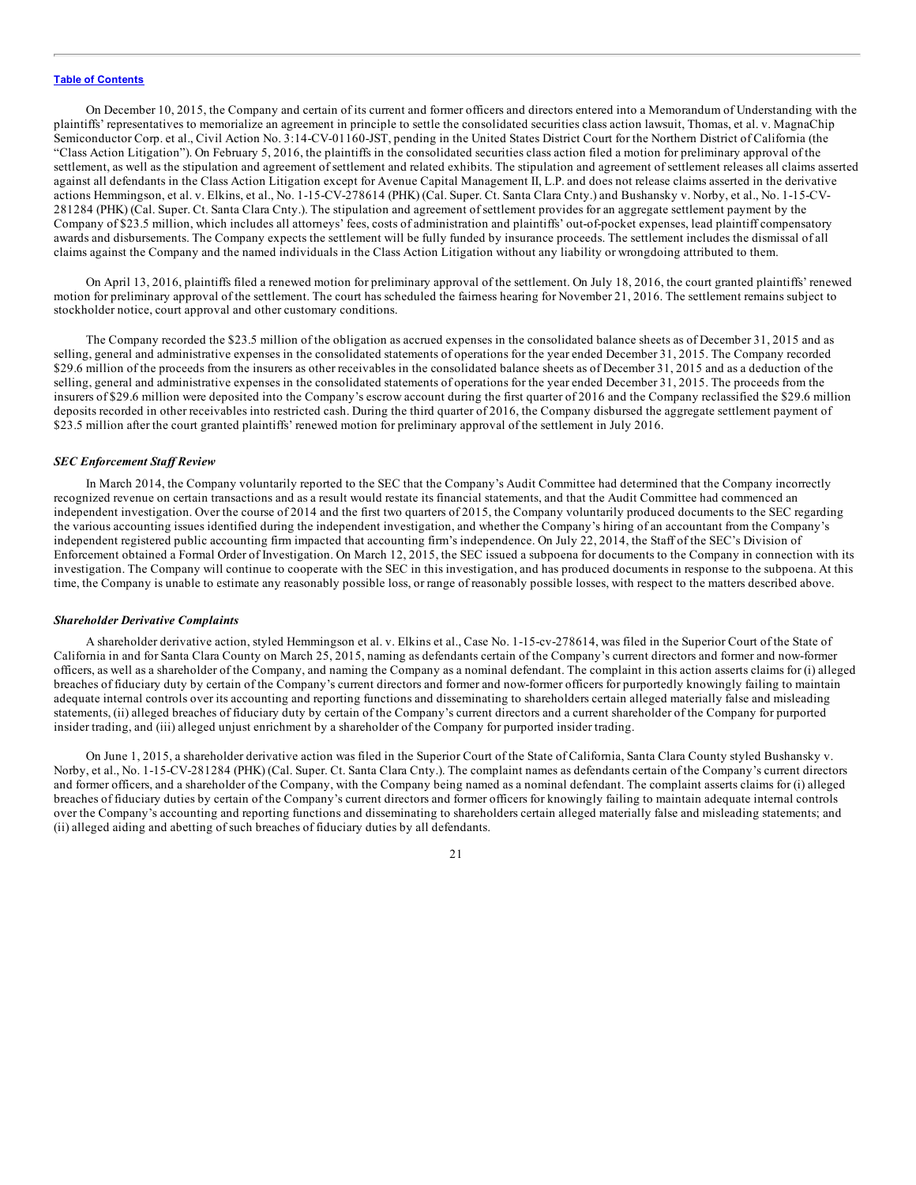On December 10, 2015, the Company and certain of its current and former officers and directors entered into a Memorandum of Understanding with the plaintiffs' representatives to memorialize an agreement in principle to settle the consolidated securities class action lawsuit, Thomas, et al. v. MagnaChip Semiconductor Corp. et al., Civil Action No. 3:14-CV-01160-JST, pending in the United States District Court for the Northern District of California (the "Class Action Litigation"). On February 5, 2016, the plaintiffs in the consolidated securities class action filed a motion for preliminary approval of the settlement, as well as the stipulation and agreement of settlement and related exhibits. The stipulation and agreement of settlement releases all claims asserted against all defendants in the Class Action Litigation except for Avenue Capital Management II, L.P. and does not release claims asserted in the derivative actions Hemmingson, et al. v. Elkins, et al., No. 1-15-CV-278614 (PHK) (Cal. Super. Ct. Santa Clara Cnty.) and Bushansky v. Norby, et al., No. 1-15-CV-281284 (PHK) (Cal. Super. Ct. Santa Clara Cnty.). The stipulation and agreement of settlement provides for an aggregate settlement payment by the Company of $23.5 million, which includes all attorneys' fees, costs of administration and plaintiffs' out-of-pocket expenses, lead plaintiff compensatory awards and disbursements. The Company expects the settlement will be fully funded by insurance proceeds. The settlement includes the dismissal of all claims against the Company and the named individuals in the Class Action Litigation without any liability or wrongdoing attributed to them.

On April 13, 2016, plaintiffs filed a renewed motion for preliminary approval of the settlement. On July 18, 2016, the court granted plaintiffs' renewed motion for preliminary approval of the settlement. The court has scheduled the fairness hearing for November 21, 2016. The settlement remains subject to stockholder notice, court approval and other customary conditions.

The Company recorded the $23.5 million of the obligation as accrued expenses in the consolidated balance sheets as of December 31, 2015 and as selling, general and administrative expenses in the consolidated statements of operations for the year ended December 31, 2015. The Company recorded $29.6 million of the proceeds from the insurers as other receivables in the consolidated balance sheets as of December 31, 2015 and as a deduction of the selling, general and administrative expenses in the consolidated statements of operations for the year ended December 31, 2015. The proceeds from the insurers of $29.6 million were deposited into the Company's escrow account during the first quarter of 2016 and the Company reclassified the $29.6 million deposits recorded in other receivables into restricted cash. During the third quarter of 2016, the Company disbursed the aggregate settlement payment of $23.5 million after the court granted plaintiffs' renewed motion for preliminary approval of the settlement in July 2016.

***SEC Enforcement Staff Review***

In March 2014, the Company voluntarily reported to the SEC that the Company's Audit Committee had determined that the Company incorrectly recognized revenue on certain transactions and as a result would restate its financial statements, and that the Audit Committee had commenced an independent investigation. Over the course of 2014 and the first two quarters of 2015, the Company voluntarily produced documents to the SEC regarding the various accounting issues identified during the independent investigation, and whether the Company's hiring of an accountant from the Company's independent registered public accounting firm impacted that accounting firm's independence. On July 22, 2014, the Staff of the SEC's Division of Enforcement obtained a Formal Order of Investigation. On March 12, 2015, the SEC issued a subpoena for documents to the Company in connection with its investigation. The Company will continue to cooperate with the SEC in this investigation, and has produced documents in response to the subpoena. At this time, the Company is unable to estimate any reasonably possible loss, or range of reasonably possible losses, with respect to the matters described above.

***Shareholder Derivative Complaints***

A shareholder derivative action, styled Hemmingson et al. v. Elkins et al., Case No. 1-15-cv-278614, was filed in the Superior Court of the State of California in and for Santa Clara County on March 25, 2015, naming as defendants certain of the Company's current directors and former and now-former officers, as well as a shareholder of the Company, and naming the Company as a nominal defendant. The complaint in this action asserts claims for (i) alleged breaches of fiduciary duty by certain of the Company's current directors and former and now-former officers for purportedly knowingly failing to maintain adequate internal controls over its accounting and reporting functions and disseminating to shareholders certain alleged materially false and misleading statements, (ii) alleged breaches of fiduciary duty by certain of the Company's current directors and a current shareholder of the Company for purported insider trading, and (iii) alleged unjust enrichment by a shareholder of the Company for purported insider trading.

On June 1, 2015, a shareholder derivative action was filed in the Superior Court of the State of California, Santa Clara County styled Bushansky v. Norby, et al., No. 1-15-CV-281284 (PHK) (Cal. Super. Ct. Santa Clara Cnty.). The complaint names as defendants certain of the Company's current directors and former officers, and a shareholder of the Company, with the Company being named as a nominal defendant. The complaint asserts claims for (i) alleged breaches of fiduciary duties by certain of the Company's current directors and former officers for knowingly failing to maintain adequate internal controls over the Company's accounting and reporting functions and disseminating to shareholders certain alleged materially false and misleading statements; and (ii) alleged aiding and abetting of such breaches of fiduciary duties by all defendants.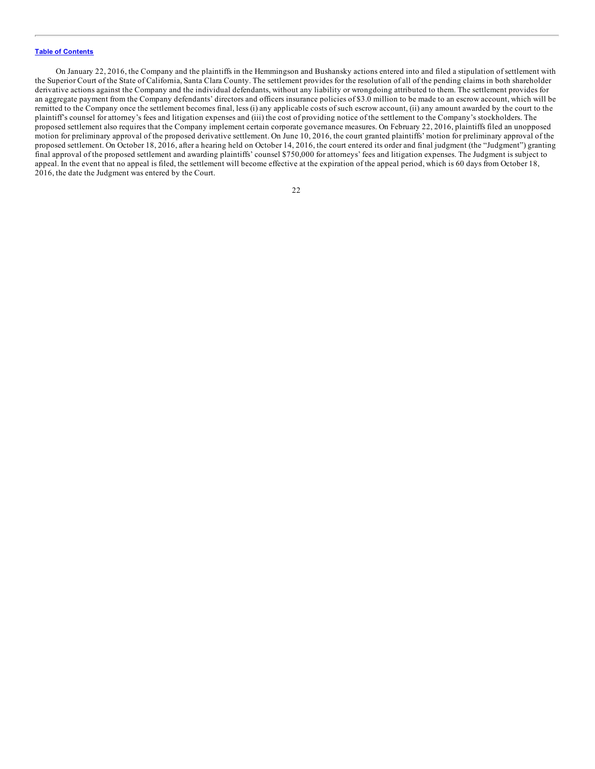On January 22, 2016, the Company and the plaintiffs in the Hemmingson and Bushansky actions entered into and filed a stipulation of settlement with the Superior Court of the State of California, Santa Clara County. The settlement provides for the resolution of all of the pending claims in both shareholder derivative actions against the Company and the individual defendants, without any liability or wrongdoing attributed to them. The settlement provides for an aggregate payment from the Company defendants' directors and officers insurance policies of $3.0 million to be made to an escrow account, which will be remitted to the Company once the settlement becomes final, less (i) any applicable costs of such escrow account, (ii) any amount awarded by the court to the plaintiff's counsel for attorney's fees and litigation expenses and (iii) the cost of providing notice of the settlement to the Company's stockholders. The proposed settlement also requires that the Company implement certain corporate governance measures. On February 22, 2016, plaintiffs filed an unopposed motion for preliminary approval of the proposed derivative settlement. On June 10, 2016, the court granted plaintiffs' motion for preliminary approval of the proposed settlement. On October 18, 2016, after a hearing held on October 14, 2016, the court entered its order and final judgment (the "Judgment") granting final approval of the proposed settlement and awarding plaintiffs' counsel $750,000 for attorneys' fees and litigation expenses. The Judgment is subject to appeal. In the event that no appeal is filed, the settlement will become effective at the expiration of the appeal period, which is 60 days from October 18, 2016, the date the Judgment was entered by the Court.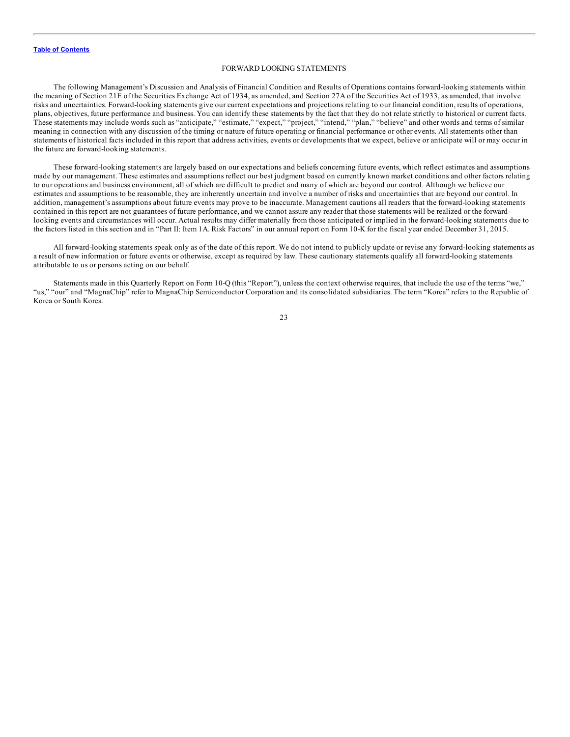[Table of Contents](#)

## FORWARD LOOKING STATEMENTS

The following Management's Discussion and Analysis of Financial Condition and Results of Operations contains forward-looking statements within the meaning of Section 21E of the Securities Exchange Act of 1934, as amended, and Section 27A of the Securities Act of 1933, as amended, that involve risks and uncertainties. Forward-looking statements give our current expectations and projections relating to our financial condition, results of operations, plans, objectives, future performance and business. You can identify these statements by the fact that they do not relate strictly to historical or current facts. These statements may include words such as "anticipate," "estimate," "expect," "project," "intend," "plan," "believe" and other words and terms of similar meaning in connection with any discussion of the timing or nature of future operating or financial performance or other events. All statements other than statements of historical facts included in this report that address activities, events or developments that we expect, believe or anticipate will or may occur in the future are forward-looking statements.

These forward-looking statements are largely based on our expectations and beliefs concerning future events, which reflect estimates and assumptions made by our management. These estimates and assumptions reflect our best judgment based on currently known market conditions and other factors relating to our operations and business environment, all of which are difficult to predict and many of which are beyond our control. Although we believe our estimates and assumptions to be reasonable, they are inherently uncertain and involve a number of risks and uncertainties that are beyond our control. In addition, management's assumptions about future events may prove to be inaccurate. Management cautions all readers that the forward-looking statements contained in this report are not guarantees of future performance, and we cannot assure any reader that those statements will be realized or the forward-looking events and circumstances will occur. Actual results may differ materially from those anticipated or implied in the forward-looking statements due to the factors listed in this section and in "Part II: Item 1A. Risk Factors" in our annual report on Form 10-K for the fiscal year ended December 31, 2015.

All forward-looking statements speak only as of the date of this report. We do not intend to publicly update or revise any forward-looking statements as a result of new information or future events or otherwise, except as required by law. These cautionary statements qualify all forward-looking statements attributable to us or persons acting on our behalf.

Statements made in this Quarterly Report on Form 10-Q (this "Report"), unless the context otherwise requires, that include the use of the terms "we," "us," "our" and "MagnaChip" refer to MagnaChip Semiconductor Corporation and its consolidated subsidiaries. The term "Korea" refers to the Republic of Korea or South Korea.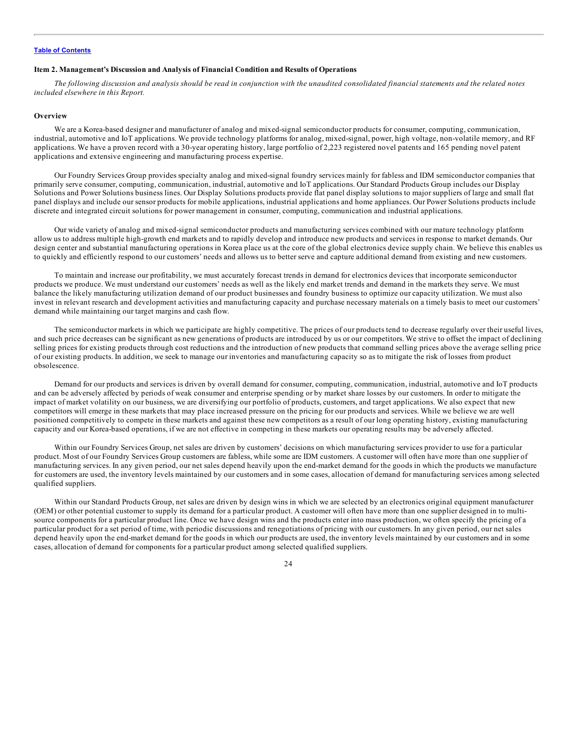## Item 2. Management's Discussion and Analysis of Financial Condition and Results of Operations

*The following discussion and analysis should be read in conjunction with the unaudited consolidated financial statements and the related notes included elsewhere in this Report.*

### Overview

We are a Korea-based designer and manufacturer of analog and mixed-signal semiconductor products for consumer, computing, communication, industrial, automotive and IoT applications. We provide technology platforms for analog, mixed-signal, power, high voltage, non-volatile memory, and RF applications. We have a proven record with a 30-year operating history, large portfolio of 2,223 registered novel patents and 165 pending novel patent applications and extensive engineering and manufacturing process expertise.

Our Foundry Services Group provides specialty analog and mixed-signal foundry services mainly for fabless and IDM semiconductor companies that primarily serve consumer, computing, communication, industrial, automotive and IoT applications. Our Standard Products Group includes our Display Solutions and Power Solutions business lines. Our Display Solutions products provide flat panel display solutions to major suppliers of large and small flat panel displays and include our sensor products for mobile applications, industrial applications and home appliances. Our Power Solutions products include discrete and integrated circuit solutions for power management in consumer, computing, communication and industrial applications.

Our wide variety of analog and mixed-signal semiconductor products and manufacturing services combined with our mature technology platform allow us to address multiple high-growth end markets and to rapidly develop and introduce new products and services in response to market demands. Our design center and substantial manufacturing operations in Korea place us at the core of the global electronics device supply chain. We believe this enables us to quickly and efficiently respond to our customers' needs and allows us to better serve and capture additional demand from existing and new customers.

To maintain and increase our profitability, we must accurately forecast trends in demand for electronics devices that incorporate semiconductor products we produce. We must understand our customers' needs as well as the likely end market trends and demand in the markets they serve. We must balance the likely manufacturing utilization demand of our product businesses and foundry business to optimize our capacity utilization. We must also invest in relevant research and development activities and manufacturing capacity and purchase necessary materials on a timely basis to meet our customers' demand while maintaining our target margins and cash flow.

The semiconductor markets in which we participate are highly competitive. The prices of our products tend to decrease regularly over their useful lives, and such price decreases can be significant as new generations of products are introduced by us or our competitors. We strive to offset the impact of declining selling prices for existing products through cost reductions and the introduction of new products that command selling prices above the average selling price of our existing products. In addition, we seek to manage our inventories and manufacturing capacity so as to mitigate the risk of losses from product obsolescence.

Demand for our products and services is driven by overall demand for consumer, computing, communication, industrial, automotive and IoT products and can be adversely affected by periods of weak consumer and enterprise spending or by market share losses by our customers. In order to mitigate the impact of market volatility on our business, we are diversifying our portfolio of products, customers, and target applications. We also expect that new competitors will emerge in these markets that may place increased pressure on the pricing for our products and services. While we believe we are well positioned competitively to compete in these markets and against these new competitors as a result of our long operating history, existing manufacturing capacity and our Korea-based operations, if we are not effective in competing in these markets our operating results may be adversely affected.

Within our Foundry Services Group, net sales are driven by customers' decisions on which manufacturing services provider to use for a particular product. Most of our Foundry Services Group customers are fabless, while some are IDM customers. A customer will often have more than one supplier of manufacturing services. In any given period, our net sales depend heavily upon the end-market demand for the goods in which the products we manufacture for customers are used, the inventory levels maintained by our customers and in some cases, allocation of demand for manufacturing services among selected qualified suppliers.

Within our Standard Products Group, net sales are driven by design wins in which we are selected by an electronics original equipment manufacturer (OEM) or other potential customer to supply its demand for a particular product. A customer will often have more than one supplier designed in to multi-source components for a particular product line. Once we have design wins and the products enter into mass production, we often specify the pricing of a particular product for a set period of time, with periodic discussions and renegotiations of pricing with our customers. In any given period, our net sales depend heavily upon the end-market demand for the goods in which our products are used, the inventory levels maintained by our customers and in some cases, allocation of demand for components for a particular product among selected qualified suppliers.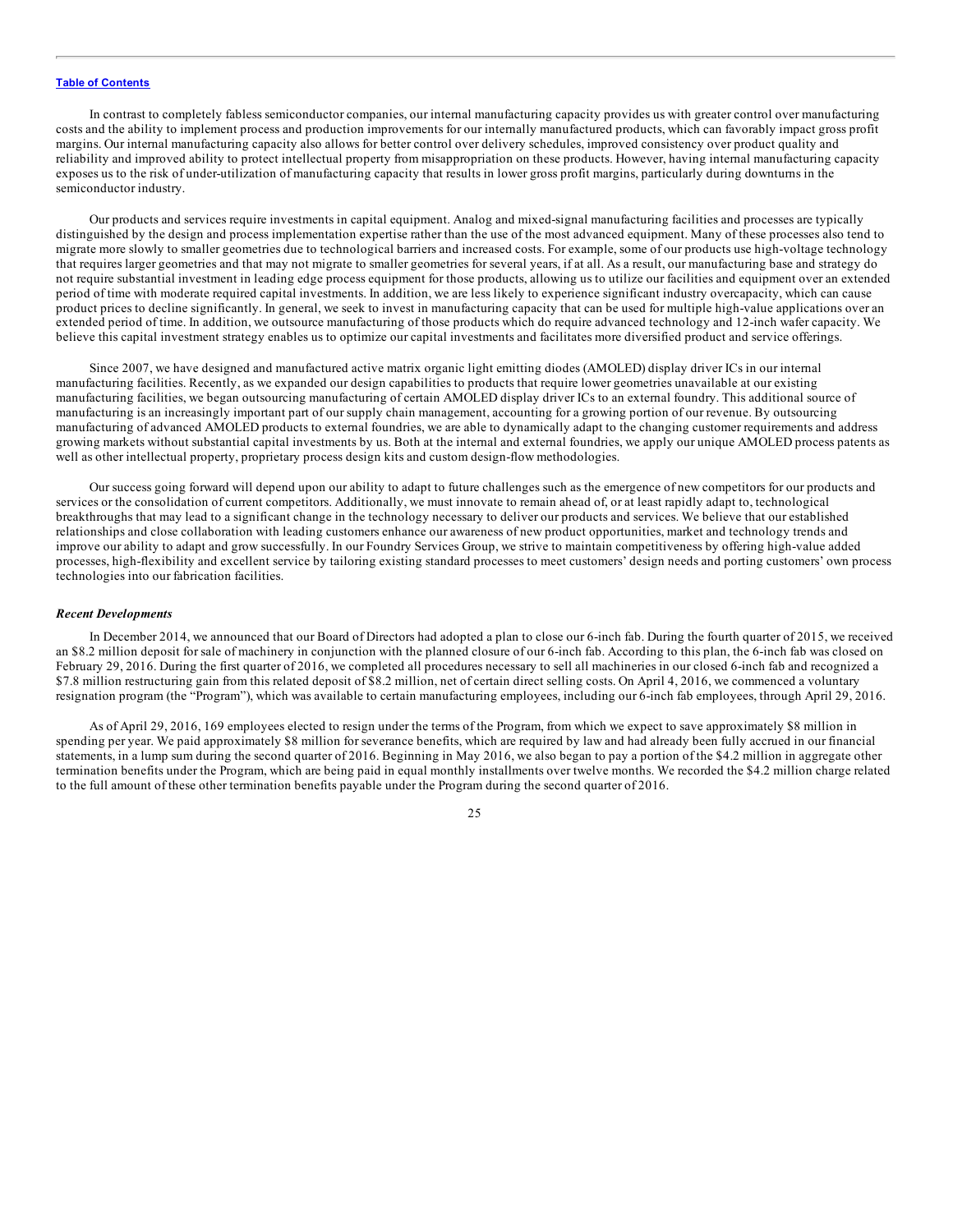In contrast to completely fabless semiconductor companies, our internal manufacturing capacity provides us with greater control over manufacturing costs and the ability to implement process and production improvements for our internally manufactured products, which can favorably impact gross profit margins. Our internal manufacturing capacity also allows for better control over delivery schedules, improved consistency over product quality and reliability and improved ability to protect intellectual property from misappropriation on these products. However, having internal manufacturing capacity exposes us to the risk of under-utilization of manufacturing capacity that results in lower gross profit margins, particularly during downturns in the semiconductor industry.

Our products and services require investments in capital equipment. Analog and mixed-signal manufacturing facilities and processes are typically distinguished by the design and process implementation expertise rather than the use of the most advanced equipment. Many of these processes also tend to migrate more slowly to smaller geometries due to technological barriers and increased costs. For example, some of our products use high-voltage technology that requires larger geometries and that may not migrate to smaller geometries for several years, if at all. As a result, our manufacturing base and strategy do not require substantial investment in leading edge process equipment for those products, allowing us to utilize our facilities and equipment over an extended period of time with moderate required capital investments. In addition, we are less likely to experience significant industry overcapacity, which can cause product prices to decline significantly. In general, we seek to invest in manufacturing capacity that can be used for multiple high-value applications over an extended period of time. In addition, we outsource manufacturing of those products which do require advanced technology and 12-inch wafer capacity. We believe this capital investment strategy enables us to optimize our capital investments and facilitates more diversified product and service offerings.

Since 2007, we have designed and manufactured active matrix organic light emitting diodes (AMOLED) display driver ICs in our internal manufacturing facilities. Recently, as we expanded our design capabilities to products that require lower geometries unavailable at our existing manufacturing facilities, we began outsourcing manufacturing of certain AMOLED display driver ICs to an external foundry. This additional source of manufacturing is an increasingly important part of our supply chain management, accounting for a growing portion of our revenue. By outsourcing manufacturing of advanced AMOLED products to external foundries, we are able to dynamically adapt to the changing customer requirements and address growing markets without substantial capital investments by us. Both at the internal and external foundries, we apply our unique AMOLED process patents as well as other intellectual property, proprietary process design kits and custom design-flow methodologies.

Our success going forward will depend upon our ability to adapt to future challenges such as the emergence of new competitors for our products and services or the consolidation of current competitors. Additionally, we must innovate to remain ahead of, or at least rapidly adapt to, technological breakthroughs that may lead to a significant change in the technology necessary to deliver our products and services. We believe that our established relationships and close collaboration with leading customers enhance our awareness of new product opportunities, market and technology trends and improve our ability to adapt and grow successfully. In our Foundry Services Group, we strive to maintain competitiveness by offering high-value added processes, high-flexibility and excellent service by tailoring existing standard processes to meet customers' design needs and porting customers' own process technologies into our fabrication facilities.

***Recent Developments***

In December 2014, we announced that our Board of Directors had adopted a plan to close our 6-inch fab. During the fourth quarter of 2015, we received an $8.2 million deposit for sale of machinery in conjunction with the planned closure of our 6-inch fab. According to this plan, the 6-inch fab was closed on February 29, 2016. During the first quarter of 2016, we completed all procedures necessary to sell all machineries in our closed 6-inch fab and recognized a $7.8 million restructuring gain from this related deposit of $8.2 million, net of certain direct selling costs. On April 4, 2016, we commenced a voluntary resignation program (the "Program"), which was available to certain manufacturing employees, including our 6-inch fab employees, through April 29, 2016.

As of April 29, 2016, 169 employees elected to resign under the terms of the Program, from which we expect to save approximately $8 million in spending per year. We paid approximately $8 million for severance benefits, which are required by law and had already been fully accrued in our financial statements, in a lump sum during the second quarter of 2016. Beginning in May 2016, we also began to pay a portion of the $4.2 million in aggregate other termination benefits under the Program, which are being paid in equal monthly installments over twelve months. We recorded the $4.2 million charge related to the full amount of these other termination benefits payable under the Program during the second quarter of 2016.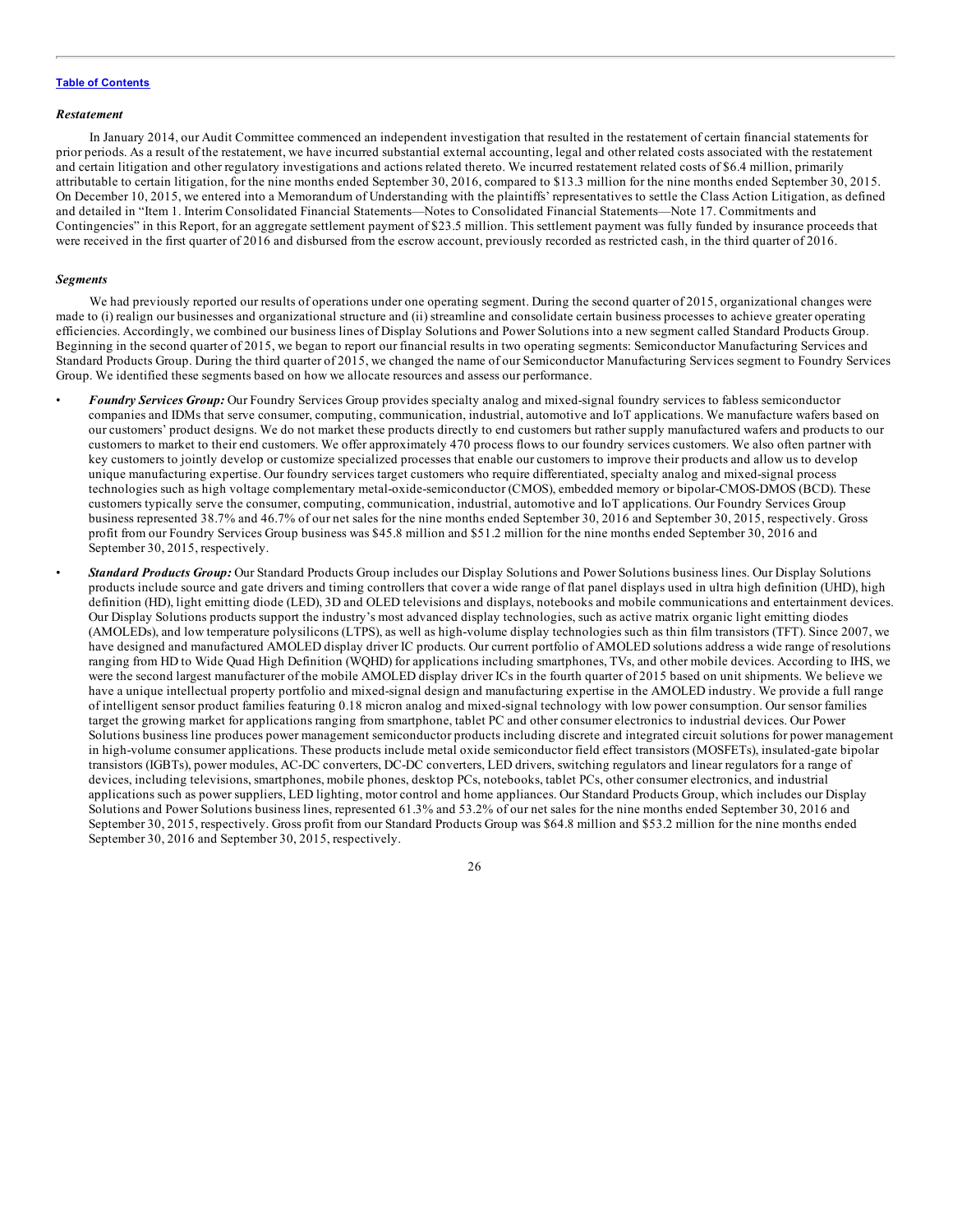*Restatement*

In January 2014, our Audit Committee commenced an independent investigation that resulted in the restatement of certain financial statements for prior periods. As a result of the restatement, we have incurred substantial external accounting, legal and other related costs associated with the restatement and certain litigation and other regulatory investigations and actions related thereto. We incurred restatement related costs of $6.4 million, primarily attributable to certain litigation, for the nine months ended September 30, 2016, compared to $13.3 million for the nine months ended September 30, 2015. On December 10, 2015, we entered into a Memorandum of Understanding with the plaintiffs' representatives to settle the Class Action Litigation, as defined and detailed in "Item 1. Interim Consolidated Financial Statements—Notes to Consolidated Financial Statements—Note 17. Commitments and Contingencies" in this Report, for an aggregate settlement payment of $23.5 million. This settlement payment was fully funded by insurance proceeds that were received in the first quarter of 2016 and disbursed from the escrow account, previously recorded as restricted cash, in the third quarter of 2016.

*Segments*

We had previously reported our results of operations under one operating segment. During the second quarter of 2015, organizational changes were made to (i) realign our businesses and organizational structure and (ii) streamline and consolidate certain business processes to achieve greater operating efficiencies. Accordingly, we combined our business lines of Display Solutions and Power Solutions into a new segment called Standard Products Group. Beginning in the second quarter of 2015, we began to report our financial results in two operating segments: Semiconductor Manufacturing Services and Standard Products Group. During the third quarter of 2015, we changed the name of our Semiconductor Manufacturing Services segment to Foundry Services Group. We identified these segments based on how we allocate resources and assess our performance.

- ***Foundry Services Group:*** Our Foundry Services Group provides specialty analog and mixed-signal foundry services to fabless semiconductor companies and IDMs that serve consumer, computing, communication, industrial, automotive and IoT applications. We manufacture wafers based on our customers' product designs. We do not market these products directly to end customers but rather supply manufactured wafers and products to our customers to market to their end customers. We offer approximately 470 process flows to our foundry services customers. We also often partner with key customers to jointly develop or customize specialized processes that enable our customers to improve their products and allow us to develop unique manufacturing expertise. Our foundry services target customers who require differentiated, specialty analog and mixed-signal process technologies such as high voltage complementary metal-oxide-semiconductor (CMOS), embedded memory or bipolar-CMOS-DMOS (BCD). These customers typically serve the consumer, computing, communication, industrial, automotive and IoT applications. Our Foundry Services Group business represented 38.7% and 46.7% of our net sales for the nine months ended September 30, 2016 and September 30, 2015, respectively. Gross profit from our Foundry Services Group business was $45.8 million and $51.2 million for the nine months ended September 30, 2016 and September 30, 2015, respectively.
- ***Standard Products Group:*** Our Standard Products Group includes our Display Solutions and Power Solutions business lines. Our Display Solutions products include source and gate drivers and timing controllers that cover a wide range of flat panel displays used in ultra high definition (UHD), high definition (HD), light emitting diode (LED), 3D and OLED televisions and displays, notebooks and mobile communications and entertainment devices. Our Display Solutions products support the industry's most advanced display technologies, such as active matrix organic light emitting diodes (AMOLEDs), and low temperature polysilicons (LTPS), as well as high-volume display technologies such as thin film transistors (TFT). Since 2007, we have designed and manufactured AMOLED display driver IC products. Our current portfolio of AMOLED solutions address a wide range of resolutions ranging from HD to Wide Quad High Definition (WQHD) for applications including smartphones, TVs, and other mobile devices. According to IHS, we were the second largest manufacturer of the mobile AMOLED display driver ICs in the fourth quarter of 2015 based on unit shipments. We believe we have a unique intellectual property portfolio and mixed-signal design and manufacturing expertise in the AMOLED industry. We provide a full range of intelligent sensor product families featuring 0.18 micron analog and mixed-signal technology with low power consumption. Our sensor families target the growing market for applications ranging from smartphone, tablet PC and other consumer electronics to industrial devices. Our Power Solutions business line produces power management semiconductor products including discrete and integrated circuit solutions for power management in high-volume consumer applications. These products include metal oxide semiconductor field effect transistors (MOSFETs), insulated-gate bipolar transistors (IGBTs), power modules, AC-DC converters, DC-DC converters, LED drivers, switching regulators and linear regulators for a range of devices, including televisions, smartphones, mobile phones, desktop PCs, notebooks, tablet PCs, other consumer electronics, and industrial applications such as power suppliers, LED lighting, motor control and home appliances. Our Standard Products Group, which includes our Display Solutions and Power Solutions business lines, represented 61.3% and 53.2% of our net sales for the nine months ended September 30, 2016 and September 30, 2015, respectively. Gross profit from our Standard Products Group was $64.8 million and $53.2 million for the nine months ended September 30, 2016 and September 30, 2015, respectively.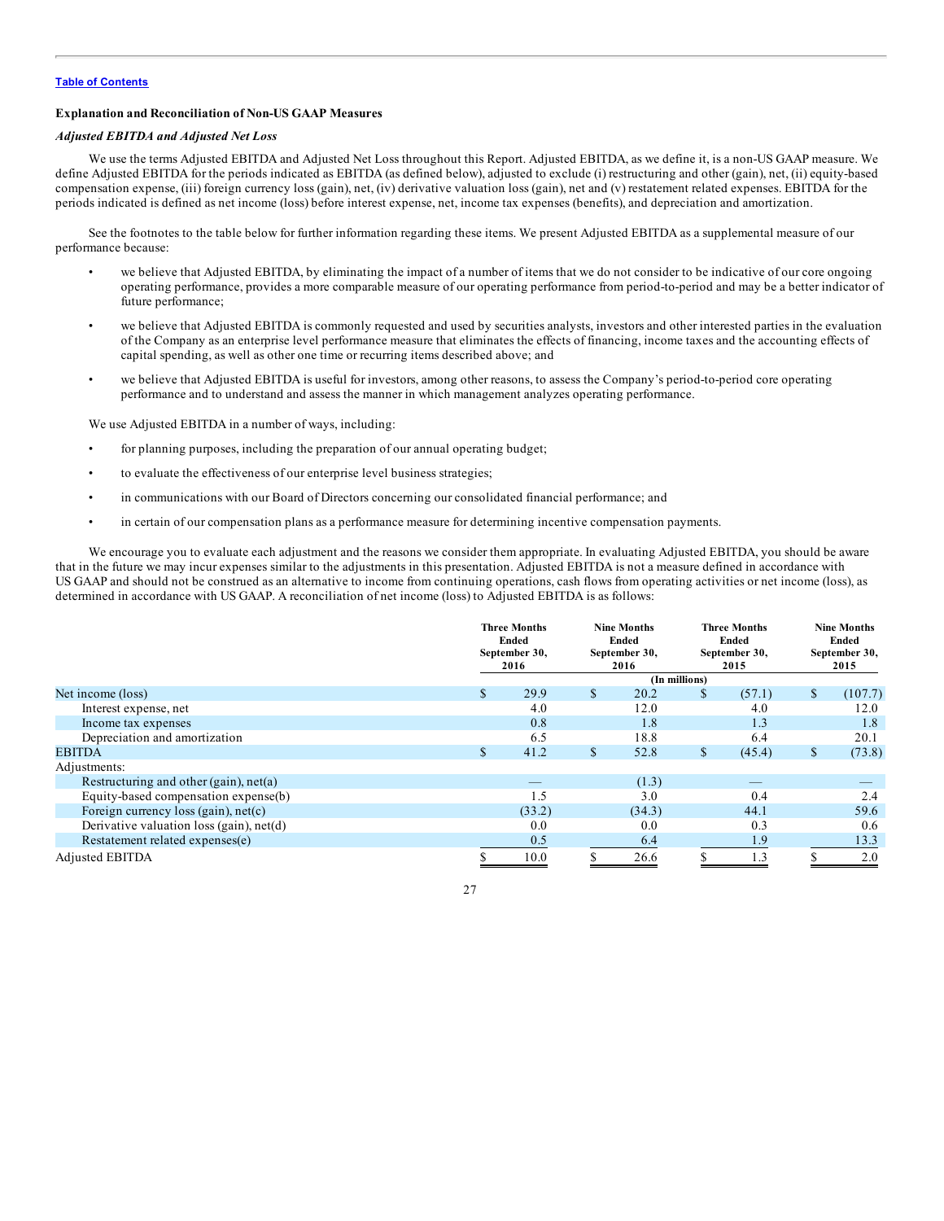[Table of Contents](#)

### Explanation and Reconciliation of Non-US GAAP Measures

#### *Adjusted EBITDA and Adjusted Net Loss*

We use the terms Adjusted EBITDA and Adjusted Net Loss throughout this Report. Adjusted EBITDA, as we define it, is a non-US GAAP measure. We define Adjusted EBITDA for the periods indicated as EBITDA (as defined below), adjusted to exclude (i) restructuring and other (gain), net, (ii) equity-based compensation expense, (iii) foreign currency loss (gain), net, (iv) derivative valuation loss (gain), net and (v) restatement related expenses. EBITDA for the periods indicated is defined as net income (loss) before interest expense, net, income tax expenses (benefits), and depreciation and amortization.

See the footnotes to the table below for further information regarding these items. We present Adjusted EBITDA as a supplemental measure of our performance because:

- we believe that Adjusted EBITDA, by eliminating the impact of a number of items that we do not consider to be indicative of our core ongoing operating performance, provides a more comparable measure of our operating performance from period-to-period and may be a better indicator of future performance;
- we believe that Adjusted EBITDA is commonly requested and used by securities analysts, investors and other interested parties in the evaluation of the Company as an enterprise level performance measure that eliminates the effects of financing, income taxes and the accounting effects of capital spending, as well as other one time or recurring items described above; and
- we believe that Adjusted EBITDA is useful for investors, among other reasons, to assess the Company's period-to-period core operating performance and to understand and assess the manner in which management analyzes operating performance.

We use Adjusted EBITDA in a number of ways, including:

- for planning purposes, including the preparation of our annual operating budget;
- to evaluate the effectiveness of our enterprise level business strategies;
- in communications with our Board of Directors concerning our consolidated financial performance; and
- in certain of our compensation plans as a performance measure for determining incentive compensation payments.

We encourage you to evaluate each adjustment and the reasons we consider them appropriate. In evaluating Adjusted EBITDA, you should be aware that in the future we may incur expenses similar to the adjustments in this presentation. Adjusted EBITDA is not a measure defined in accordance with US GAAP and should not be construed as an alternative to income from continuing operations, cash flows from operating activities or net income (loss), as determined in accordance with US GAAP. A reconciliation of net income (loss) to Adjusted EBITDA is as follows:

| | Three Months Ended September 30, 2016 | Nine Months Ended September 30, 2016 | Three Months Ended September 30, 2015 | Nine Months Ended September 30, 2015 |
|---|---|---|---|---|
| | (In millions) | | | |
| Net income (loss) | $ 29.9 | $ 20.2 | $ (57.1) | $ (107.7) |
| Interest expense, net | 4.0 | 12.0 | 4.0 | 12.0 |
| Income tax expenses | 0.8 | 1.8 | 1.3 | 1.8 |
| Depreciation and amortization | 6.5 | 18.8 | 6.4 | 20.1 |
| EBITDA | $ 41.2 | $ 52.8 | $ (45.4) | $ (73.8) |
| Adjustments: | | | | |
| Restructuring and other (gain), net(a) | — | (1.3) | — | — |
| Equity-based compensation expense(b) | 1.5 | 3.0 | 0.4 | 2.4 |
| Foreign currency loss (gain), net(c) | (33.2) | (34.3) | 44.1 | 59.6 |
| Derivative valuation loss (gain), net(d) | 0.0 | 0.0 | 0.3 | 0.6 |
| Restatement related expenses(e) | 0.5 | 6.4 | 1.9 | 13.3 |
| Adjusted EBITDA | $ 10.0 | $ 26.6 | $ 1.3 | $ 2.0 |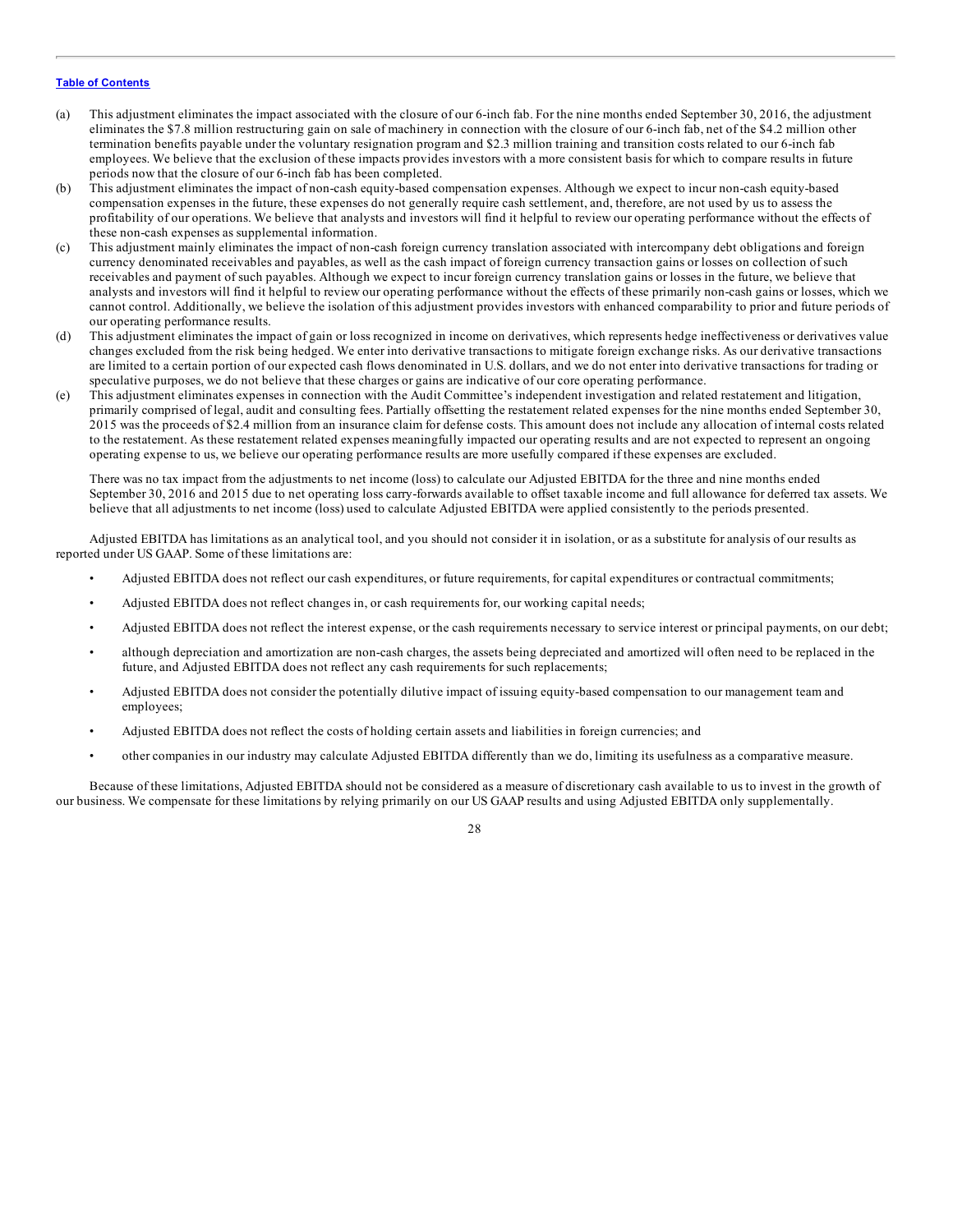(a) This adjustment eliminates the impact associated with the closure of our 6-inch fab. For the nine months ended September 30, 2016, the adjustment eliminates the $7.8 million restructuring gain on sale of machinery in connection with the closure of our 6-inch fab, net of the $4.2 million other termination benefits payable under the voluntary resignation program and $2.3 million training and transition costs related to our 6-inch fab employees. We believe that the exclusion of these impacts provides investors with a more consistent basis for which to compare results in future periods now that the closure of our 6-inch fab has been completed.

(b) This adjustment eliminates the impact of non-cash equity-based compensation expenses. Although we expect to incur non-cash equity-based compensation expenses in the future, these expenses do not generally require cash settlement, and, therefore, are not used by us to assess the profitability of our operations. We believe that analysts and investors will find it helpful to review our operating performance without the effects of these non-cash expenses as supplemental information.

(c) This adjustment mainly eliminates the impact of non-cash foreign currency translation associated with intercompany debt obligations and foreign currency denominated receivables and payables, as well as the cash impact of foreign currency transaction gains or losses on collection of such receivables and payment of such payables. Although we expect to incur foreign currency translation gains or losses in the future, we believe that analysts and investors will find it helpful to review our operating performance without the effects of these primarily non-cash gains or losses, which we cannot control. Additionally, we believe the isolation of this adjustment provides investors with enhanced comparability to prior and future periods of our operating performance results.

(d) This adjustment eliminates the impact of gain or loss recognized in income on derivatives, which represents hedge ineffectiveness or derivatives value changes excluded from the risk being hedged. We enter into derivative transactions to mitigate foreign exchange risks. As our derivative transactions are limited to a certain portion of our expected cash flows denominated in U.S. dollars, and we do not enter into derivative transactions for trading or speculative purposes, we do not believe that these charges or gains are indicative of our core operating performance.

(e) This adjustment eliminates expenses in connection with the Audit Committee's independent investigation and related restatement and litigation, primarily comprised of legal, audit and consulting fees. Partially offsetting the restatement related expenses for the nine months ended September 30, 2015 was the proceeds of $2.4 million from an insurance claim for defense costs. This amount does not include any allocation of internal costs related to the restatement. As these restatement related expenses meaningfully impacted our operating results and are not expected to represent an ongoing operating expense to us, we believe our operating performance results are more usefully compared if these expenses are excluded.

There was no tax impact from the adjustments to net income (loss) to calculate our Adjusted EBITDA for the three and nine months ended September 30, 2016 and 2015 due to net operating loss carry-forwards available to offset taxable income and full allowance for deferred tax assets. We believe that all adjustments to net income (loss) used to calculate Adjusted EBITDA were applied consistently to the periods presented.

Adjusted EBITDA has limitations as an analytical tool, and you should not consider it in isolation, or as a substitute for analysis of our results as reported under US GAAP. Some of these limitations are:

- Adjusted EBITDA does not reflect our cash expenditures, or future requirements, for capital expenditures or contractual commitments;
- Adjusted EBITDA does not reflect changes in, or cash requirements for, our working capital needs;
- Adjusted EBITDA does not reflect the interest expense, or the cash requirements necessary to service interest or principal payments, on our debt;
- although depreciation and amortization are non-cash charges, the assets being depreciated and amortized will often need to be replaced in the future, and Adjusted EBITDA does not reflect any cash requirements for such replacements;
- Adjusted EBITDA does not consider the potentially dilutive impact of issuing equity-based compensation to our management team and employees;
- Adjusted EBITDA does not reflect the costs of holding certain assets and liabilities in foreign currencies; and
- other companies in our industry may calculate Adjusted EBITDA differently than we do, limiting its usefulness as a comparative measure.

Because of these limitations, Adjusted EBITDA should not be considered as a measure of discretionary cash available to us to invest in the growth of our business. We compensate for these limitations by relying primarily on our US GAAP results and using Adjusted EBITDA only supplementally.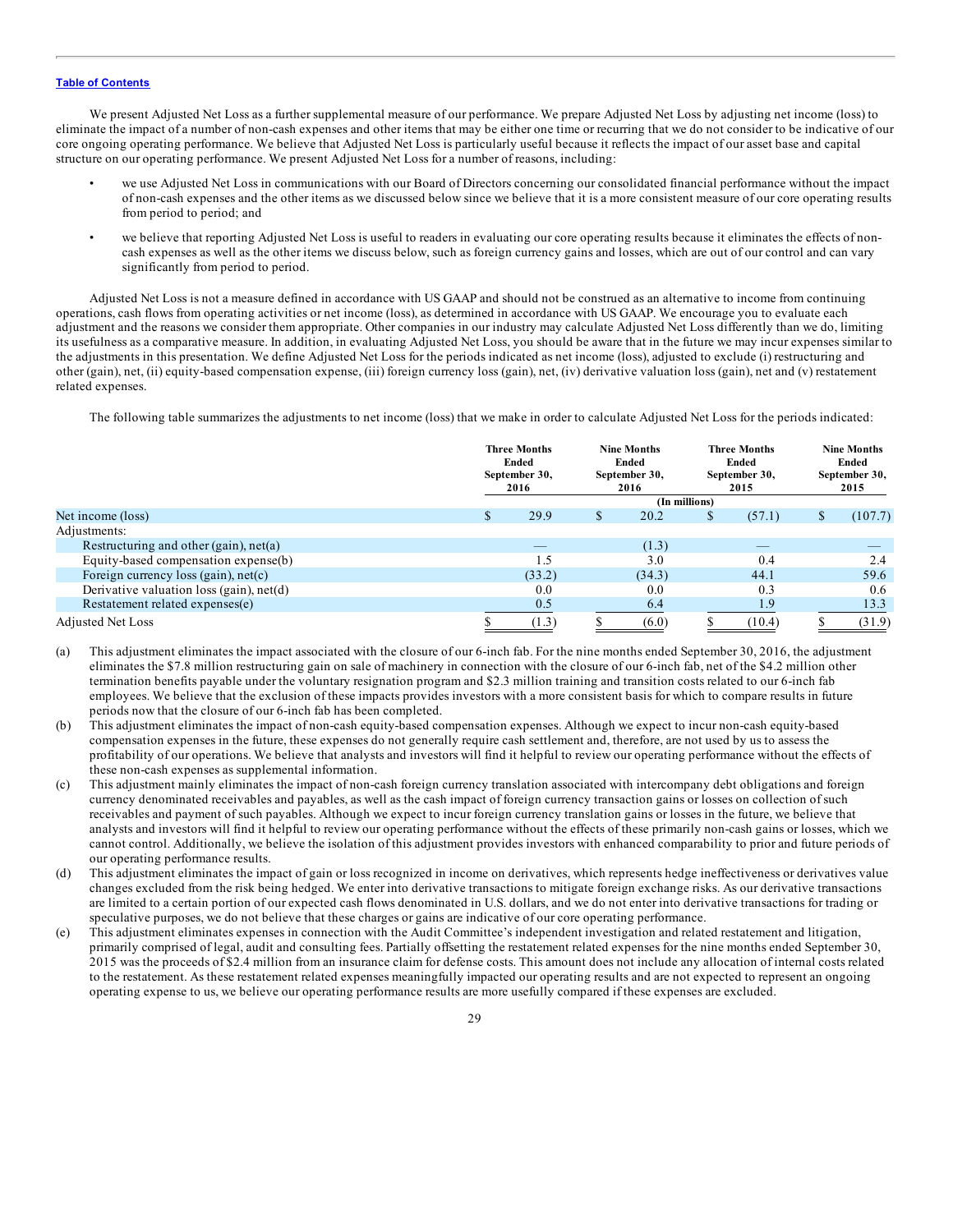[Table of Contents](#)

We present Adjusted Net Loss as a further supplemental measure of our performance. We prepare Adjusted Net Loss by adjusting net income (loss) to eliminate the impact of a number of non-cash expenses and other items that may be either one time or recurring that we do not consider to be indicative of our core ongoing operating performance. We believe that Adjusted Net Loss is particularly useful because it reflects the impact of our asset base and capital structure on our operating performance. We present Adjusted Net Loss for a number of reasons, including:

- we use Adjusted Net Loss in communications with our Board of Directors concerning our consolidated financial performance without the impact of non-cash expenses and the other items as we discussed below since we believe that it is a more consistent measure of our core operating results from period to period; and
- we believe that reporting Adjusted Net Loss is useful to readers in evaluating our core operating results because it eliminates the effects of non-cash expenses as well as the other items we discuss below, such as foreign currency gains and losses, which are out of our control and can vary significantly from period to period.

Adjusted Net Loss is not a measure defined in accordance with US GAAP and should not be construed as an alternative to income from continuing operations, cash flows from operating activities or net income (loss), as determined in accordance with US GAAP. We encourage you to evaluate each adjustment and the reasons we consider them appropriate. Other companies in our industry may calculate Adjusted Net Loss differently than we do, limiting its usefulness as a comparative measure. In addition, in evaluating Adjusted Net Loss, you should be aware that in the future we may incur expenses similar to the adjustments in this presentation. We define Adjusted Net Loss for the periods indicated as net income (loss), adjusted to exclude (i) restructuring and other (gain), net, (ii) equity-based compensation expense, (iii) foreign currency loss (gain), net, (iv) derivative valuation loss (gain), net and (v) restatement related expenses.

The following table summarizes the adjustments to net income (loss) that we make in order to calculate Adjusted Net Loss for the periods indicated:

| | Three Months Ended September 30, 2016 | Nine Months Ended September 30, 2016 | Three Months Ended September 30, 2015 | Nine Months Ended September 30, 2015 |
|---|---|---|---|---|
| | (In millions) | | | |
| Net income (loss) | $ 29.9 | $ 20.2 | $ (57.1) | $ (107.7) |
| Adjustments: | | | | |
| Restructuring and other (gain), net(a) | — | (1.3) | — | — |
| Equity-based compensation expense(b) | 1.5 | 3.0 | 0.4 | 2.4 |
| Foreign currency loss (gain), net(c) | (33.2) | (34.3) | 44.1 | 59.6 |
| Derivative valuation loss (gain), net(d) | 0.0 | 0.0 | 0.3 | 0.6 |
| Restatement related expenses(e) | 0.5 | 6.4 | 1.9 | 13.3 |
| Adjusted Net Loss | $ (1.3) | $ (6.0) | $ (10.4) | $ (31.9) |

(a) This adjustment eliminates the impact associated with the closure of our 6-inch fab. For the nine months ended September 30, 2016, the adjustment eliminates the $7.8 million restructuring gain on sale of machinery in connection with the closure of our 6-inch fab, net of the $4.2 million other termination benefits payable under the voluntary resignation program and $2.3 million training and transition costs related to our 6-inch fab employees. We believe that the exclusion of these impacts provides investors with a more consistent basis for which to compare results in future periods now that the closure of our 6-inch fab has been completed.

(b) This adjustment eliminates the impact of non-cash equity-based compensation expenses. Although we expect to incur non-cash equity-based compensation expenses in the future, these expenses do not generally require cash settlement and, therefore, are not used by us to assess the profitability of our operations. We believe that analysts and investors will find it helpful to review our operating performance without the effects of these non-cash expenses as supplemental information.

(c) This adjustment mainly eliminates the impact of non-cash foreign currency translation associated with intercompany debt obligations and foreign currency denominated receivables and payables, as well as the cash impact of foreign currency transaction gains or losses on collection of such receivables and payment of such payables. Although we expect to incur foreign currency translation gains or losses in the future, we believe that analysts and investors will find it helpful to review our operating performance without the effects of these primarily non-cash gains or losses, which we cannot control. Additionally, we believe the isolation of this adjustment provides investors with enhanced comparability to prior and future periods of our operating performance results.

(d) This adjustment eliminates the impact of gain or loss recognized in income on derivatives, which represents hedge ineffectiveness or derivatives value changes excluded from the risk being hedged. We enter into derivative transactions to mitigate foreign exchange risks. As our derivative transactions are limited to a certain portion of our expected cash flows denominated in U.S. dollars, and we do not enter into derivative transactions for trading or speculative purposes, we do not believe that these charges or gains are indicative of our core operating performance.

(e) This adjustment eliminates expenses in connection with the Audit Committee's independent investigation and related restatement and litigation, primarily comprised of legal, audit and consulting fees. Partially offsetting the restatement related expenses for the nine months ended September 30, 2015 was the proceeds of $2.4 million from an insurance claim for defense costs. This amount does not include any allocation of internal costs related to the restatement. As these restatement related expenses meaningfully impacted our operating results and are not expected to represent an ongoing operating expense to us, we believe our operating performance results are more usefully compared if these expenses are excluded.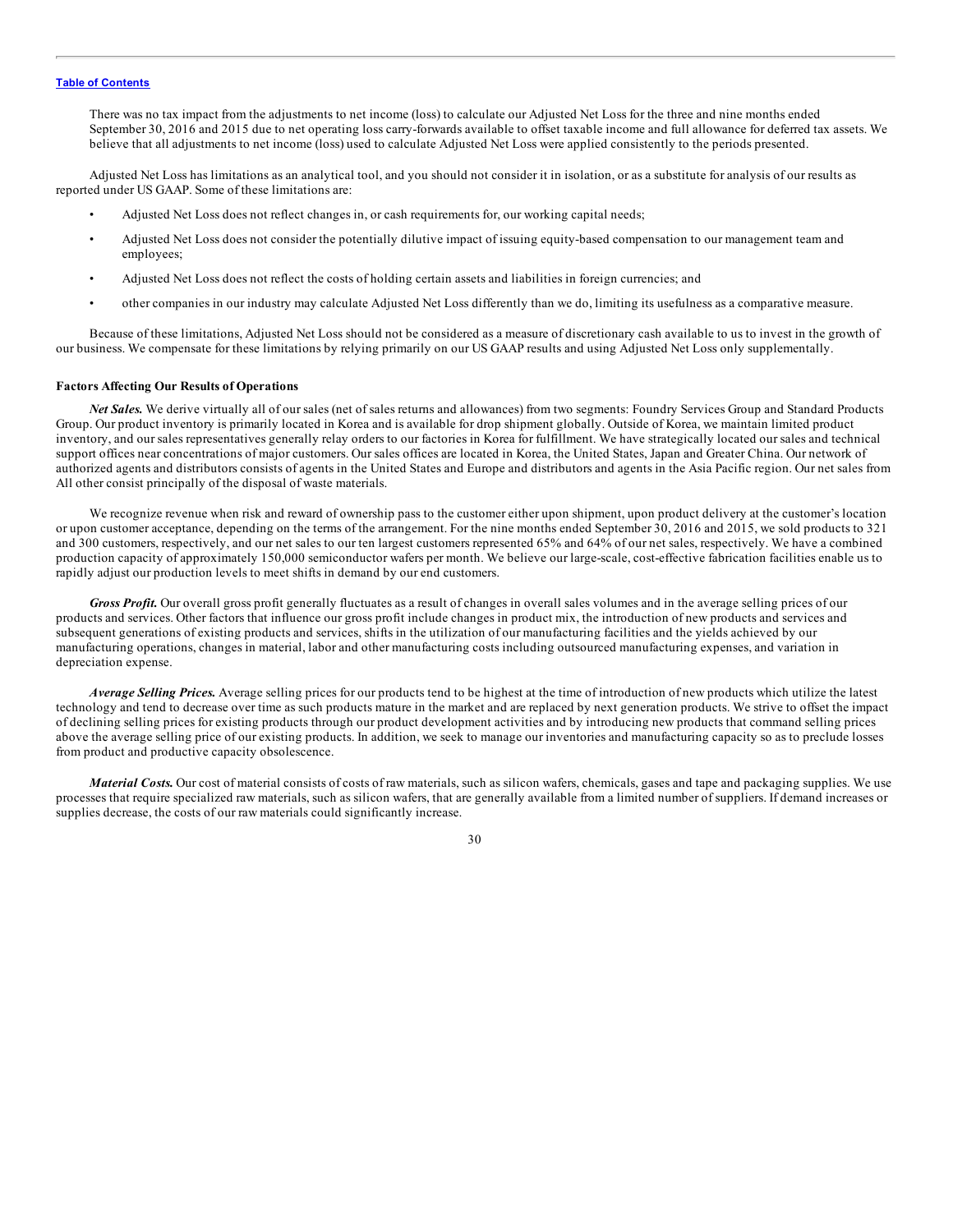There was no tax impact from the adjustments to net income (loss) to calculate our Adjusted Net Loss for the three and nine months ended September 30, 2016 and 2015 due to net operating loss carry-forwards available to offset taxable income and full allowance for deferred tax assets. We believe that all adjustments to net income (loss) used to calculate Adjusted Net Loss were applied consistently to the periods presented.

Adjusted Net Loss has limitations as an analytical tool, and you should not consider it in isolation, or as a substitute for analysis of our results as reported under US GAAP. Some of these limitations are:

- Adjusted Net Loss does not reflect changes in, or cash requirements for, our working capital needs;
- Adjusted Net Loss does not consider the potentially dilutive impact of issuing equity-based compensation to our management team and employees;
- Adjusted Net Loss does not reflect the costs of holding certain assets and liabilities in foreign currencies; and
- other companies in our industry may calculate Adjusted Net Loss differently than we do, limiting its usefulness as a comparative measure.

Because of these limitations, Adjusted Net Loss should not be considered as a measure of discretionary cash available to us to invest in the growth of our business. We compensate for these limitations by relying primarily on our US GAAP results and using Adjusted Net Loss only supplementally.

**Factors Affecting Our Results of Operations**

***Net Sales.*** We derive virtually all of our sales (net of sales returns and allowances) from two segments: Foundry Services Group and Standard Products Group. Our product inventory is primarily located in Korea and is available for drop shipment globally. Outside of Korea, we maintain limited product inventory, and our sales representatives generally relay orders to our factories in Korea for fulfillment. We have strategically located our sales and technical support offices near concentrations of major customers. Our sales offices are located in Korea, the United States, Japan and Greater China. Our network of authorized agents and distributors consists of agents in the United States and Europe and distributors and agents in the Asia Pacific region. Our net sales from All other consist principally of the disposal of waste materials.

We recognize revenue when risk and reward of ownership pass to the customer either upon shipment, upon product delivery at the customer's location or upon customer acceptance, depending on the terms of the arrangement. For the nine months ended September 30, 2016 and 2015, we sold products to 321 and 300 customers, respectively, and our net sales to our ten largest customers represented 65% and 64% of our net sales, respectively. We have a combined production capacity of approximately 150,000 semiconductor wafers per month. We believe our large-scale, cost-effective fabrication facilities enable us to rapidly adjust our production levels to meet shifts in demand by our end customers.

***Gross Profit.*** Our overall gross profit generally fluctuates as a result of changes in overall sales volumes and in the average selling prices of our products and services. Other factors that influence our gross profit include changes in product mix, the introduction of new products and services and subsequent generations of existing products and services, shifts in the utilization of our manufacturing facilities and the yields achieved by our manufacturing operations, changes in material, labor and other manufacturing costs including outsourced manufacturing expenses, and variation in depreciation expense.

***Average Selling Prices.*** Average selling prices for our products tend to be highest at the time of introduction of new products which utilize the latest technology and tend to decrease over time as such products mature in the market and are replaced by next generation products. We strive to offset the impact of declining selling prices for existing products through our product development activities and by introducing new products that command selling prices above the average selling price of our existing products. In addition, we seek to manage our inventories and manufacturing capacity so as to preclude losses from product and productive capacity obsolescence.

***Material Costs.*** Our cost of material consists of costs of raw materials, such as silicon wafers, chemicals, gases and tape and packaging supplies. We use processes that require specialized raw materials, such as silicon wafers, that are generally available from a limited number of suppliers. If demand increases or supplies decrease, the costs of our raw materials could significantly increase.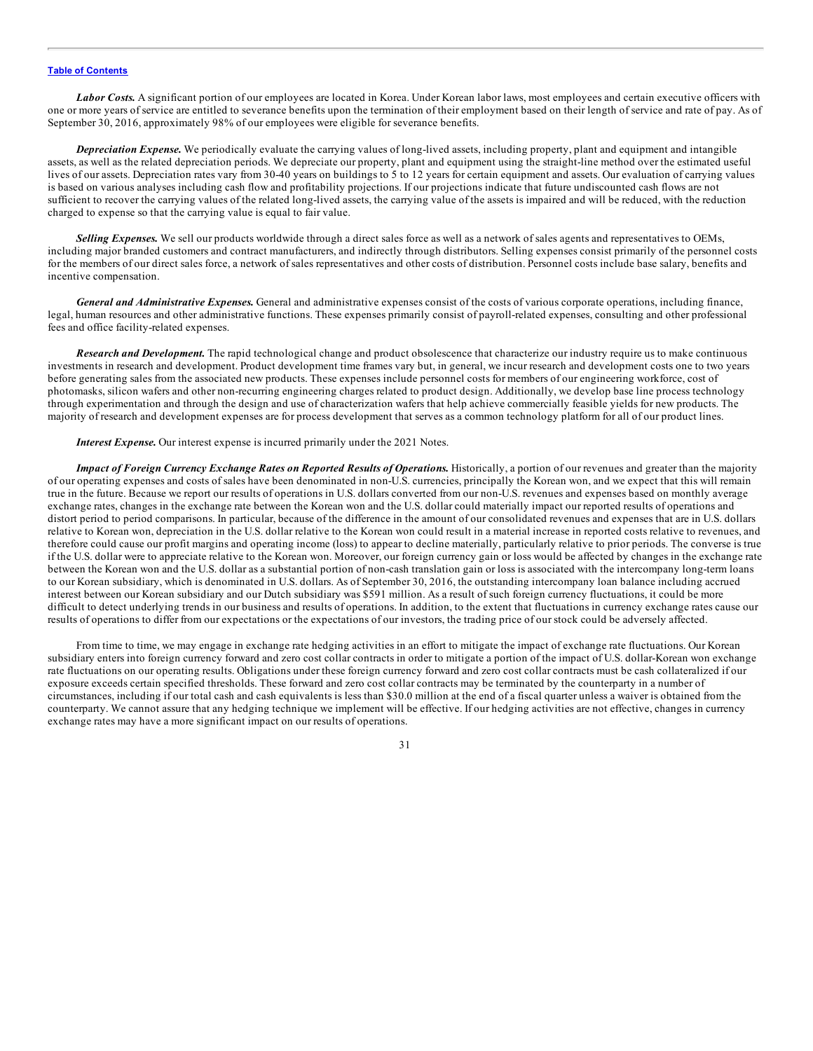***Labor Costs.*** A significant portion of our employees are located in Korea. Under Korean labor laws, most employees and certain executive officers with one or more years of service are entitled to severance benefits upon the termination of their employment based on their length of service and rate of pay. As of September 30, 2016, approximately 98% of our employees were eligible for severance benefits.

***Depreciation Expense.*** We periodically evaluate the carrying values of long-lived assets, including property, plant and equipment and intangible assets, as well as the related depreciation periods. We depreciate our property, plant and equipment using the straight-line method over the estimated useful lives of our assets. Depreciation rates vary from 30-40 years on buildings to 5 to 12 years for certain equipment and assets. Our evaluation of carrying values is based on various analyses including cash flow and profitability projections. If our projections indicate that future undiscounted cash flows are not sufficient to recover the carrying values of the related long-lived assets, the carrying value of the assets is impaired and will be reduced, with the reduction charged to expense so that the carrying value is equal to fair value.

***Selling Expenses.*** We sell our products worldwide through a direct sales force as well as a network of sales agents and representatives to OEMs, including major branded customers and contract manufacturers, and indirectly through distributors. Selling expenses consist primarily of the personnel costs for the members of our direct sales force, a network of sales representatives and other costs of distribution. Personnel costs include base salary, benefits and incentive compensation.

***General and Administrative Expenses.*** General and administrative expenses consist of the costs of various corporate operations, including finance, legal, human resources and other administrative functions. These expenses primarily consist of payroll-related expenses, consulting and other professional fees and office facility-related expenses.

***Research and Development.*** The rapid technological change and product obsolescence that characterize our industry require us to make continuous investments in research and development. Product development time frames vary but, in general, we incur research and development costs one to two years before generating sales from the associated new products. These expenses include personnel costs for members of our engineering workforce, cost of photomasks, silicon wafers and other non-recurring engineering charges related to product design. Additionally, we develop base line process technology through experimentation and through the design and use of characterization wafers that help achieve commercially feasible yields for new products. The majority of research and development expenses are for process development that serves as a common technology platform for all of our product lines.

***Interest Expense.*** Our interest expense is incurred primarily under the 2021 Notes.

***Impact of Foreign Currency Exchange Rates on Reported Results of Operations.*** Historically, a portion of our revenues and greater than the majority of our operating expenses and costs of sales have been denominated in non-U.S. currencies, principally the Korean won, and we expect that this will remain true in the future. Because we report our results of operations in U.S. dollars converted from our non-U.S. revenues and expenses based on monthly average exchange rates, changes in the exchange rate between the Korean won and the U.S. dollar could materially impact our reported results of operations and distort period to period comparisons. In particular, because of the difference in the amount of our consolidated revenues and expenses that are in U.S. dollars relative to Korean won, depreciation in the U.S. dollar relative to the Korean won could result in a material increase in reported costs relative to revenues, and therefore could cause our profit margins and operating income (loss) to appear to decline materially, particularly relative to prior periods. The converse is true if the U.S. dollar were to appreciate relative to the Korean won. Moreover, our foreign currency gain or loss would be affected by changes in the exchange rate between the Korean won and the U.S. dollar as a substantial portion of non-cash translation gain or loss is associated with the intercompany long-term loans to our Korean subsidiary, which is denominated in U.S. dollars. As of September 30, 2016, the outstanding intercompany loan balance including accrued interest between our Korean subsidiary and our Dutch subsidiary was $591 million. As a result of such foreign currency fluctuations, it could be more difficult to detect underlying trends in our business and results of operations. In addition, to the extent that fluctuations in currency exchange rates cause our results of operations to differ from our expectations or the expectations of our investors, the trading price of our stock could be adversely affected.

From time to time, we may engage in exchange rate hedging activities in an effort to mitigate the impact of exchange rate fluctuations. Our Korean subsidiary enters into foreign currency forward and zero cost collar contracts in order to mitigate a portion of the impact of U.S. dollar-Korean won exchange rate fluctuations on our operating results. Obligations under these foreign currency forward and zero cost collar contracts must be cash collateralized if our exposure exceeds certain specified thresholds. These forward and zero cost collar contracts may be terminated by the counterparty in a number of circumstances, including if our total cash and cash equivalents is less than $30.0 million at the end of a fiscal quarter unless a waiver is obtained from the counterparty. We cannot assure that any hedging technique we implement will be effective. If our hedging activities are not effective, changes in currency exchange rates may have a more significant impact on our results of operations.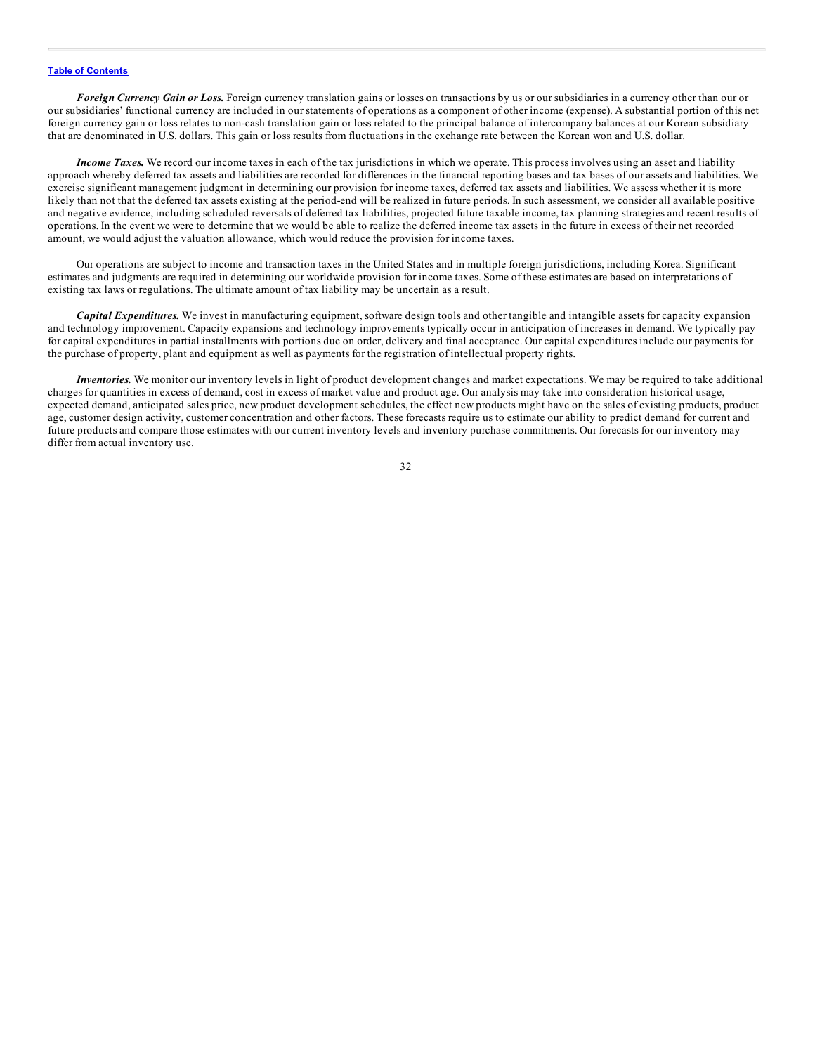***Foreign Currency Gain or Loss.*** Foreign currency translation gains or losses on transactions by us or our subsidiaries in a currency other than our or our subsidiaries' functional currency are included in our statements of operations as a component of other income (expense). A substantial portion of this net foreign currency gain or loss relates to non-cash translation gain or loss related to the principal balance of intercompany balances at our Korean subsidiary that are denominated in U.S. dollars. This gain or loss results from fluctuations in the exchange rate between the Korean won and U.S. dollar.

***Income Taxes.*** We record our income taxes in each of the tax jurisdictions in which we operate. This process involves using an asset and liability approach whereby deferred tax assets and liabilities are recorded for differences in the financial reporting bases and tax bases of our assets and liabilities. We exercise significant management judgment in determining our provision for income taxes, deferred tax assets and liabilities. We assess whether it is more likely than not that the deferred tax assets existing at the period-end will be realized in future periods. In such assessment, we consider all available positive and negative evidence, including scheduled reversals of deferred tax liabilities, projected future taxable income, tax planning strategies and recent results of operations. In the event we were to determine that we would be able to realize the deferred income tax assets in the future in excess of their net recorded amount, we would adjust the valuation allowance, which would reduce the provision for income taxes.

Our operations are subject to income and transaction taxes in the United States and in multiple foreign jurisdictions, including Korea. Significant estimates and judgments are required in determining our worldwide provision for income taxes. Some of these estimates are based on interpretations of existing tax laws or regulations. The ultimate amount of tax liability may be uncertain as a result.

***Capital Expenditures.*** We invest in manufacturing equipment, software design tools and other tangible and intangible assets for capacity expansion and technology improvement. Capacity expansions and technology improvements typically occur in anticipation of increases in demand. We typically pay for capital expenditures in partial installments with portions due on order, delivery and final acceptance. Our capital expenditures include our payments for the purchase of property, plant and equipment as well as payments for the registration of intellectual property rights.

***Inventories.*** We monitor our inventory levels in light of product development changes and market expectations. We may be required to take additional charges for quantities in excess of demand, cost in excess of market value and product age. Our analysis may take into consideration historical usage, expected demand, anticipated sales price, new product development schedules, the effect new products might have on the sales of existing products, product age, customer design activity, customer concentration and other factors. These forecasts require us to estimate our ability to predict demand for current and future products and compare those estimates with our current inventory levels and inventory purchase commitments. Our forecasts for our inventory may differ from actual inventory use.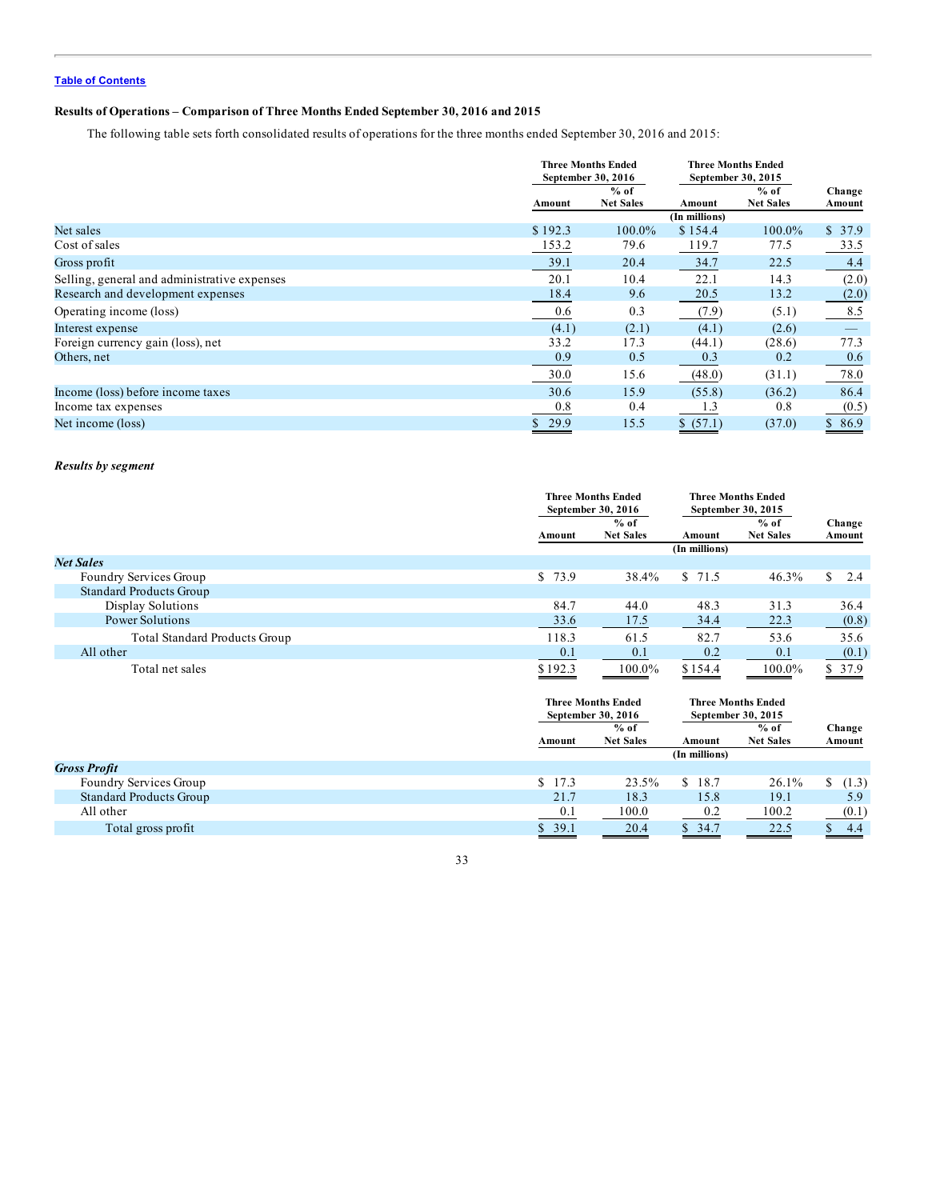[Table of Contents](#)

**Results of Operations – Comparison of Three Months Ended September 30, 2016 and 2015**

The following table sets forth consolidated results of operations for the three months ended September 30, 2016 and 2015:

| | Three Months Ended September 30, 2016 | | Three Months Ended September 30, 2015 | | |
|---|---|---|---|---|---|
| | Amount | % of Net Sales | Amount | % of Net Sales | Change Amount |
| | | | (In millions) | | |
| Net sales | $ 192.3 | 100.0% | $ 154.4 | 100.0% | $ 37.9 |
| Cost of sales | 153.2 | 79.6 | 119.7 | 77.5 | 33.5 |
| Gross profit | 39.1 | 20.4 | 34.7 | 22.5 | 4.4 |
| Selling, general and administrative expenses | 20.1 | 10.4 | 22.1 | 14.3 | (2.0) |
| Research and development expenses | 18.4 | 9.6 | 20.5 | 13.2 | (2.0) |
| Operating income (loss) | 0.6 | 0.3 | (7.9) | (5.1) | 8.5 |
| Interest expense | (4.1) | (2.1) | (4.1) | (2.6) | — |
| Foreign currency gain (loss), net | 33.2 | 17.3 | (44.1) | (28.6) | 77.3 |
| Others, net | 0.9 | 0.5 | 0.3 | 0.2 | 0.6 |
| | 30.0 | 15.6 | (48.0) | (31.1) | 78.0 |
| Income (loss) before income taxes | 30.6 | 15.9 | (55.8) | (36.2) | 86.4 |
| Income tax expenses | 0.8 | 0.4 | 1.3 | 0.8 | (0.5) |
| Net income (loss) | $ 29.9 | 15.5 | $ (57.1) | (37.0) | $ 86.9 |

***Results by segment***

| | Three Months Ended September 30, 2016 | | Three Months Ended September 30, 2015 | | |
|---|---|---|---|---|---|
| | Amount | % of Net Sales | Amount | % of Net Sales | Change Amount |
| | | | (In millions) | | |
| ***Net Sales*** | | | | | |
| Foundry Services Group | $ 73.9 | 38.4% | $ 71.5 | 46.3% | $ 2.4 |
| Standard Products Group | | | | | |
| Display Solutions | 84.7 | 44.0 | 48.3 | 31.3 | 36.4 |
| Power Solutions | 33.6 | 17.5 | 34.4 | 22.3 | (0.8) |
| Total Standard Products Group | 118.3 | 61.5 | 82.7 | 53.6 | 35.6 |
| All other | 0.1 | 0.1 | 0.2 | 0.1 | (0.1) |
| Total net sales | $ 192.3 | 100.0% | $ 154.4 | 100.0% | $ 37.9 |

| | Three Months Ended September 30, 2016 | | Three Months Ended September 30, 2015 | | |
|---|---|---|---|---|---|
| | Amount | % of Net Sales | Amount | % of Net Sales | Change Amount |
| | | | (In millions) | | |
| ***Gross Profit*** | | | | | |
| Foundry Services Group | $ 17.3 | 23.5% | $ 18.7 | 26.1% | $ (1.3) |
| Standard Products Group | 21.7 | 18.3 | 15.8 | 19.1 | 5.9 |
| All other | 0.1 | 100.0 | 0.2 | 100.2 | (0.1) |
| Total gross profit | $ 39.1 | 20.4 | $ 34.7 | 22.5 | $ 4.4 |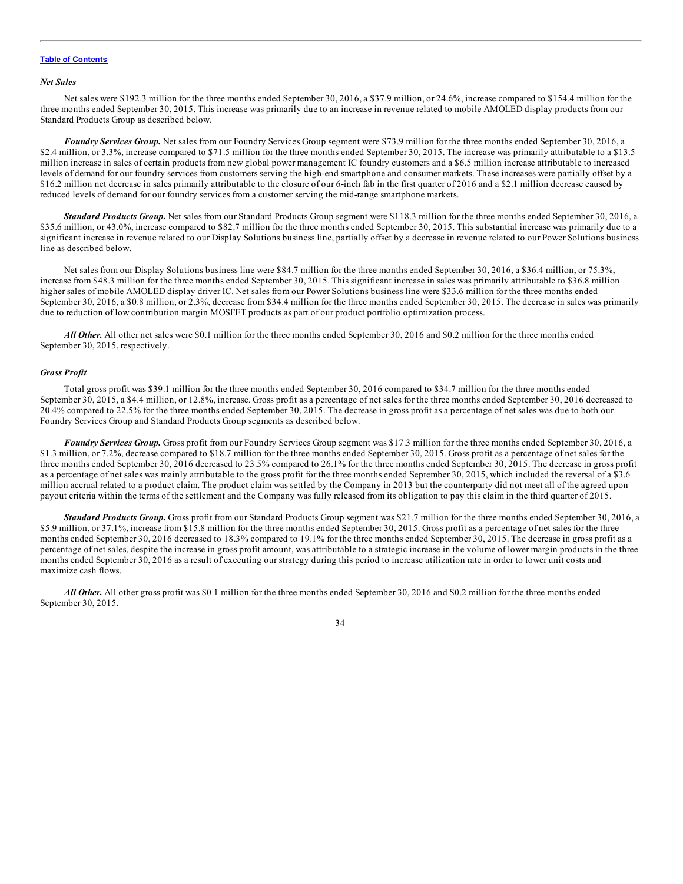*Net Sales*

Net sales were $192.3 million for the three months ended September 30, 2016, a $37.9 million, or 24.6%, increase compared to $154.4 million for the three months ended September 30, 2015. This increase was primarily due to an increase in revenue related to mobile AMOLED display products from our Standard Products Group as described below.

***Foundry Services Group.*** Net sales from our Foundry Services Group segment were $73.9 million for the three months ended September 30, 2016, a $2.4 million, or 3.3%, increase compared to $71.5 million for the three months ended September 30, 2015. The increase was primarily attributable to a $13.5 million increase in sales of certain products from new global power management IC foundry customers and a $6.5 million increase attributable to increased levels of demand for our foundry services from customers serving the high-end smartphone and consumer markets. These increases were partially offset by a $16.2 million net decrease in sales primarily attributable to the closure of our 6-inch fab in the first quarter of 2016 and a $2.1 million decrease caused by reduced levels of demand for our foundry services from a customer serving the mid-range smartphone markets.

***Standard Products Group.*** Net sales from our Standard Products Group segment were $118.3 million for the three months ended September 30, 2016, a $35.6 million, or 43.0%, increase compared to $82.7 million for the three months ended September 30, 2015. This substantial increase was primarily due to a significant increase in revenue related to our Display Solutions business line, partially offset by a decrease in revenue related to our Power Solutions business line as described below.

Net sales from our Display Solutions business line were $84.7 million for the three months ended September 30, 2016, a $36.4 million, or 75.3%, increase from $48.3 million for the three months ended September 30, 2015. This significant increase in sales was primarily attributable to $36.8 million higher sales of mobile AMOLED display driver IC. Net sales from our Power Solutions business line were $33.6 million for the three months ended September 30, 2016, a $0.8 million, or 2.3%, decrease from $34.4 million for the three months ended September 30, 2015. The decrease in sales was primarily due to reduction of low contribution margin MOSFET products as part of our product portfolio optimization process.

***All Other.*** All other net sales were $0.1 million for the three months ended September 30, 2016 and $0.2 million for the three months ended September 30, 2015, respectively.

*Gross Profit*

Total gross profit was $39.1 million for the three months ended September 30, 2016 compared to $34.7 million for the three months ended September 30, 2015, a $4.4 million, or 12.8%, increase. Gross profit as a percentage of net sales for the three months ended September 30, 2016 decreased to 20.4% compared to 22.5% for the three months ended September 30, 2015. The decrease in gross profit as a percentage of net sales was due to both our Foundry Services Group and Standard Products Group segments as described below.

***Foundry Services Group.*** Gross profit from our Foundry Services Group segment was $17.3 million for the three months ended September 30, 2016, a $1.3 million, or 7.2%, decrease compared to $18.7 million for the three months ended September 30, 2015. Gross profit as a percentage of net sales for the three months ended September 30, 2016 decreased to 23.5% compared to 26.1% for the three months ended September 30, 2015. The decrease in gross profit as a percentage of net sales was mainly attributable to the gross profit for the three months ended September 30, 2015, which included the reversal of a $3.6 million accrual related to a product claim. The product claim was settled by the Company in 2013 but the counterparty did not meet all of the agreed upon payout criteria within the terms of the settlement and the Company was fully released from its obligation to pay this claim in the third quarter of 2015.

***Standard Products Group.*** Gross profit from our Standard Products Group segment was $21.7 million for the three months ended September 30, 2016, a $5.9 million, or 37.1%, increase from $15.8 million for the three months ended September 30, 2015. Gross profit as a percentage of net sales for the three months ended September 30, 2016 decreased to 18.3% compared to 19.1% for the three months ended September 30, 2015. The decrease in gross profit as a percentage of net sales, despite the increase in gross profit amount, was attributable to a strategic increase in the volume of lower margin products in the three months ended September 30, 2016 as a result of executing our strategy during this period to increase utilization rate in order to lower unit costs and maximize cash flows.

***All Other.*** All other gross profit was $0.1 million for the three months ended September 30, 2016 and $0.2 million for the three months ended September 30, 2015.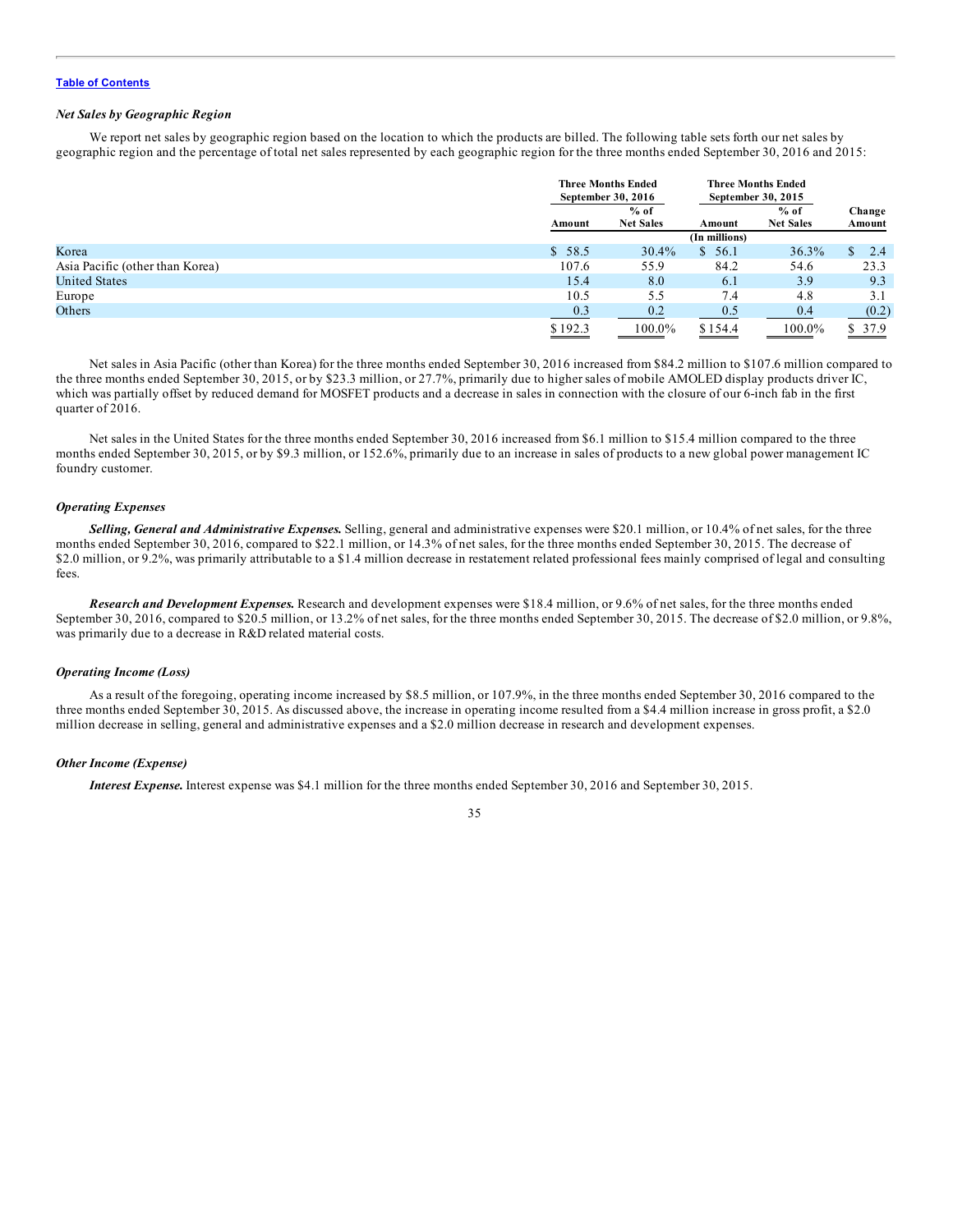*Net Sales by Geographic Region*

We report net sales by geographic region based on the location to which the products are billed. The following table sets forth our net sales by geographic region and the percentage of total net sales represented by each geographic region for the three months ended September 30, 2016 and 2015:

| | Three Months Ended September 30, 2016 | | Three Months Ended September 30, 2015 | | |
|---|---|---|---|---|---|
| | Amount | % of Net Sales | Amount | % of Net Sales | Change Amount |
| | | | (In millions) | | |
| Korea | $ 58.5 | 30.4% | $ 56.1 | 36.3% | $ 2.4 |
| Asia Pacific (other than Korea) | 107.6 | 55.9 | 84.2 | 54.6 | 23.3 |
| United States | 15.4 | 8.0 | 6.1 | 3.9 | 9.3 |
| Europe | 10.5 | 5.5 | 7.4 | 4.8 | 3.1 |
| Others | 0.3 | 0.2 | 0.5 | 0.4 | (0.2) |
| | $ 192.3 | 100.0% | $ 154.4 | 100.0% | $ 37.9 |

Net sales in Asia Pacific (other than Korea) for the three months ended September 30, 2016 increased from $84.2 million to $107.6 million compared to the three months ended September 30, 2015, or by $23.3 million, or 27.7%, primarily due to higher sales of mobile AMOLED display products driver IC, which was partially offset by reduced demand for MOSFET products and a decrease in sales in connection with the closure of our 6-inch fab in the first quarter of 2016.

Net sales in the United States for the three months ended September 30, 2016 increased from $6.1 million to $15.4 million compared to the three months ended September 30, 2015, or by $9.3 million, or 152.6%, primarily due to an increase in sales of products to a new global power management IC foundry customer.

*Operating Expenses*

***Selling, General and Administrative Expenses.*** Selling, general and administrative expenses were $20.1 million, or 10.4% of net sales, for the three months ended September 30, 2016, compared to $22.1 million, or 14.3% of net sales, for the three months ended September 30, 2015. The decrease of $2.0 million, or 9.2%, was primarily attributable to a $1.4 million decrease in restatement related professional fees mainly comprised of legal and consulting fees.

***Research and Development Expenses.*** Research and development expenses were $18.4 million, or 9.6% of net sales, for the three months ended September 30, 2016, compared to $20.5 million, or 13.2% of net sales, for the three months ended September 30, 2015. The decrease of $2.0 million, or 9.8%, was primarily due to a decrease in R&D related material costs.

*Operating Income (Loss)*

As a result of the foregoing, operating income increased by $8.5 million, or 107.9%, in the three months ended September 30, 2016 compared to the three months ended September 30, 2015. As discussed above, the increase in operating income resulted from a $4.4 million increase in gross profit, a $2.0 million decrease in selling, general and administrative expenses and a $2.0 million decrease in research and development expenses.

*Other Income (Expense)*

***Interest Expense.*** Interest expense was $4.1 million for the three months ended September 30, 2016 and September 30, 2015.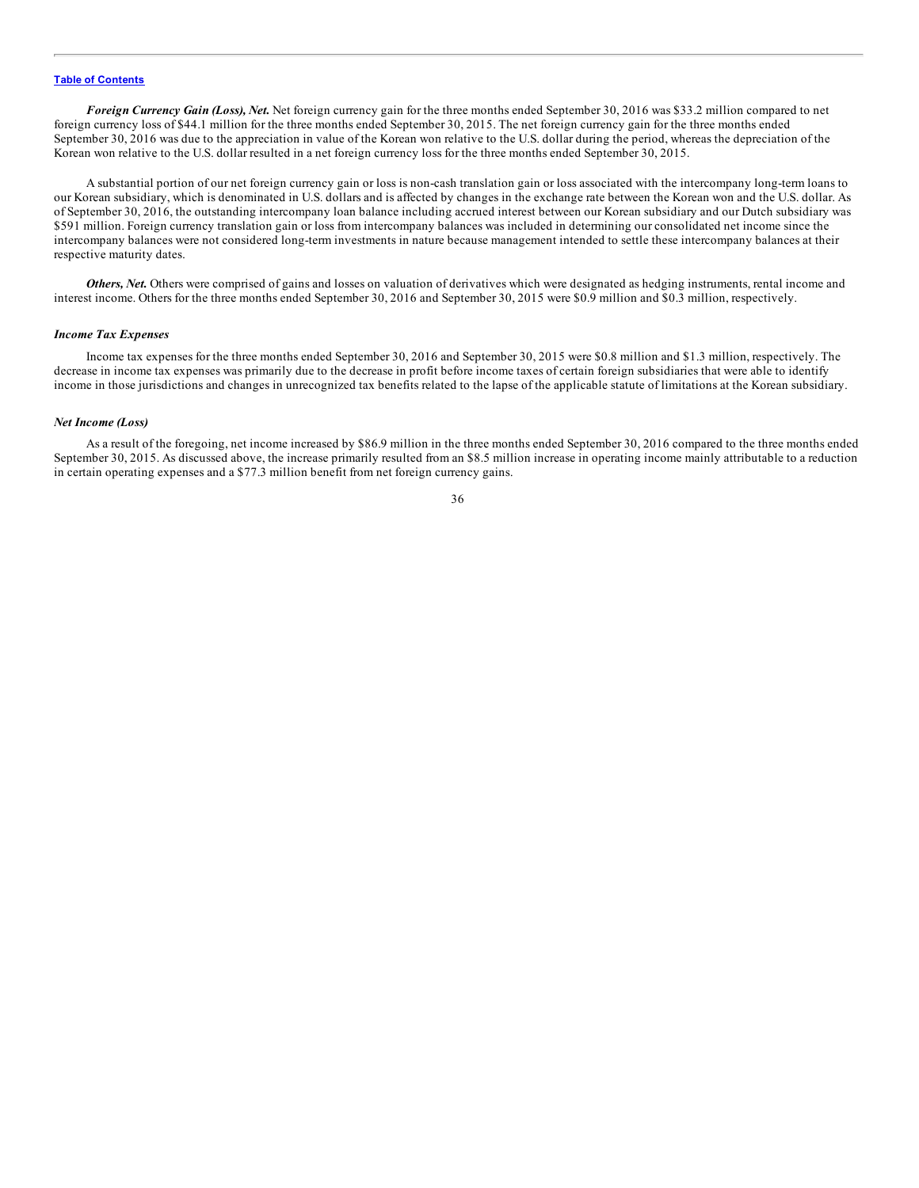***Foreign Currency Gain (Loss), Net.*** Net foreign currency gain for the three months ended September 30, 2016 was $33.2 million compared to net foreign currency loss of $44.1 million for the three months ended September 30, 2015. The net foreign currency gain for the three months ended September 30, 2016 was due to the appreciation in value of the Korean won relative to the U.S. dollar during the period, whereas the depreciation of the Korean won relative to the U.S. dollar resulted in a net foreign currency loss for the three months ended September 30, 2015.

A substantial portion of our net foreign currency gain or loss is non-cash translation gain or loss associated with the intercompany long-term loans to our Korean subsidiary, which is denominated in U.S. dollars and is affected by changes in the exchange rate between the Korean won and the U.S. dollar. As of September 30, 2016, the outstanding intercompany loan balance including accrued interest between our Korean subsidiary and our Dutch subsidiary was $591 million. Foreign currency translation gain or loss from intercompany balances was included in determining our consolidated net income since the intercompany balances were not considered long-term investments in nature because management intended to settle these intercompany balances at their respective maturity dates.

***Others, Net.*** Others were comprised of gains and losses on valuation of derivatives which were designated as hedging instruments, rental income and interest income. Others for the three months ended September 30, 2016 and September 30, 2015 were $0.9 million and $0.3 million, respectively.

### *Income Tax Expenses*

Income tax expenses for the three months ended September 30, 2016 and September 30, 2015 were $0.8 million and $1.3 million, respectively. The decrease in income tax expenses was primarily due to the decrease in profit before income taxes of certain foreign subsidiaries that were able to identify income in those jurisdictions and changes in unrecognized tax benefits related to the lapse of the applicable statute of limitations at the Korean subsidiary.

### *Net Income (Loss)*

As a result of the foregoing, net income increased by $86.9 million in the three months ended September 30, 2016 compared to the three months ended September 30, 2015. As discussed above, the increase primarily resulted from an $8.5 million increase in operating income mainly attributable to a reduction in certain operating expenses and a $77.3 million benefit from net foreign currency gains.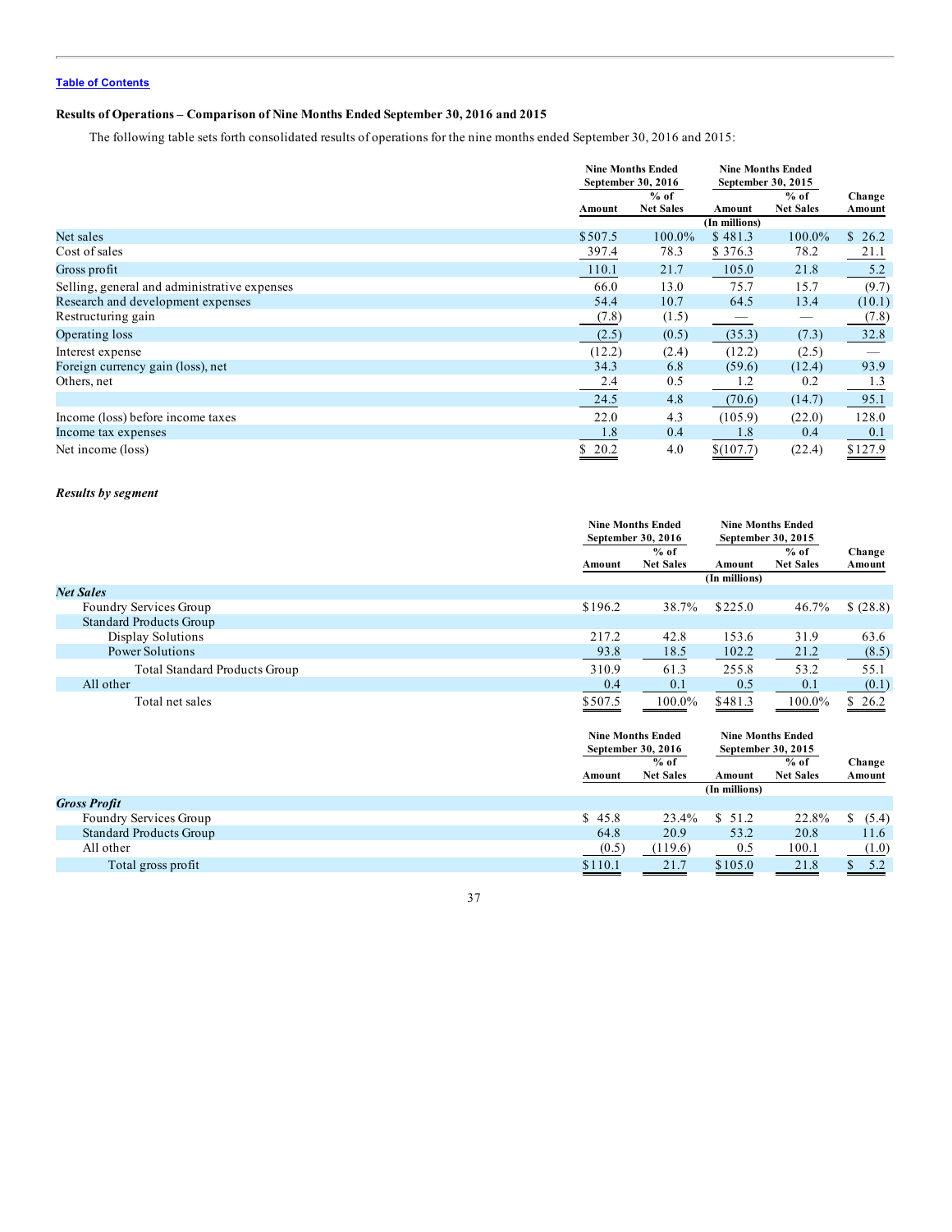[Table of Contents](#)

### Results of Operations – Comparison of Nine Months Ended September 30, 2016 and 2015

The following table sets forth consolidated results of operations for the nine months ended September 30, 2016 and 2015:

| | Nine Months Ended September 30, 2016 | | Nine Months Ended September 30, 2015 | | |
|---|---|---|---|---|---|
| | Amount | % of Net Sales | Amount | % of Net Sales | Change Amount |
| | | | (In millions) | | |
| Net sales | $507.5 | 100.0% | $ 481.3 | 100.0% | $ 26.2 |
| Cost of sales | 397.4 | 78.3 | $ 376.3 | 78.2 | 21.1 |
| Gross profit | 110.1 | 21.7 | 105.0 | 21.8 | 5.2 |
| Selling, general and administrative expenses | 66.0 | 13.0 | 75.7 | 15.7 | (9.7) |
| Research and development expenses | 54.4 | 10.7 | 64.5 | 13.4 | (10.1) |
| Restructuring gain | (7.8) | (1.5) | — | — | (7.8) |
| Operating loss | (2.5) | (0.5) | (35.3) | (7.3) | 32.8 |
| Interest expense | (12.2) | (2.4) | (12.2) | (2.5) | — |
| Foreign currency gain (loss), net | 34.3 | 6.8 | (59.6) | (12.4) | 93.9 |
| Others, net | 2.4 | 0.5 | 1.2 | 0.2 | 1.3 |
| | 24.5 | 4.8 | (70.6) | (14.7) | 95.1 |
| Income (loss) before income taxes | 22.0 | 4.3 | (105.9) | (22.0) | 128.0 |
| Income tax expenses | 1.8 | 0.4 | 1.8 | 0.4 | 0.1 |
| Net income (loss) | $ 20.2 | 4.0 | $(107.7) | (22.4) | $127.9 |

***Results by segment***

| | Nine Months Ended September 30, 2016 | | Nine Months Ended September 30, 2015 | | |
|---|---|---|---|---|---|
| | Amount | % of Net Sales | Amount | % of Net Sales | Change Amount |
| | | | (In millions) | | |
| ***Net Sales*** | | | | | |
| Foundry Services Group | $196.2 | 38.7% | $225.0 | 46.7% | $ (28.8) |
| Standard Products Group | | | | | |
| Display Solutions | 217.2 | 42.8 | 153.6 | 31.9 | 63.6 |
| Power Solutions | 93.8 | 18.5 | 102.2 | 21.2 | (8.5) |
| Total Standard Products Group | 310.9 | 61.3 | 255.8 | 53.2 | 55.1 |
| All other | 0.4 | 0.1 | 0.5 | 0.1 | (0.1) |
| Total net sales | $507.5 | 100.0% | $481.3 | 100.0% | $ 26.2 |

| | Nine Months Ended September 30, 2016 | | Nine Months Ended September 30, 2015 | | |
|---|---|---|---|---|---|
| | Amount | % of Net Sales | Amount | % of Net Sales | Change Amount |
| | | | (In millions) | | |
| ***Gross Profit*** | | | | | |
| Foundry Services Group | $ 45.8 | 23.4% | $ 51.2 | 22.8% | $ (5.4) |
| Standard Products Group | 64.8 | 20.9 | 53.2 | 20.8 | 11.6 |
| All other | (0.5) | (119.6) | 0.5 | 100.1 | (1.0) |
| Total gross profit | $110.1 | 21.7 | $105.0 | 21.8 | $ 5.2 |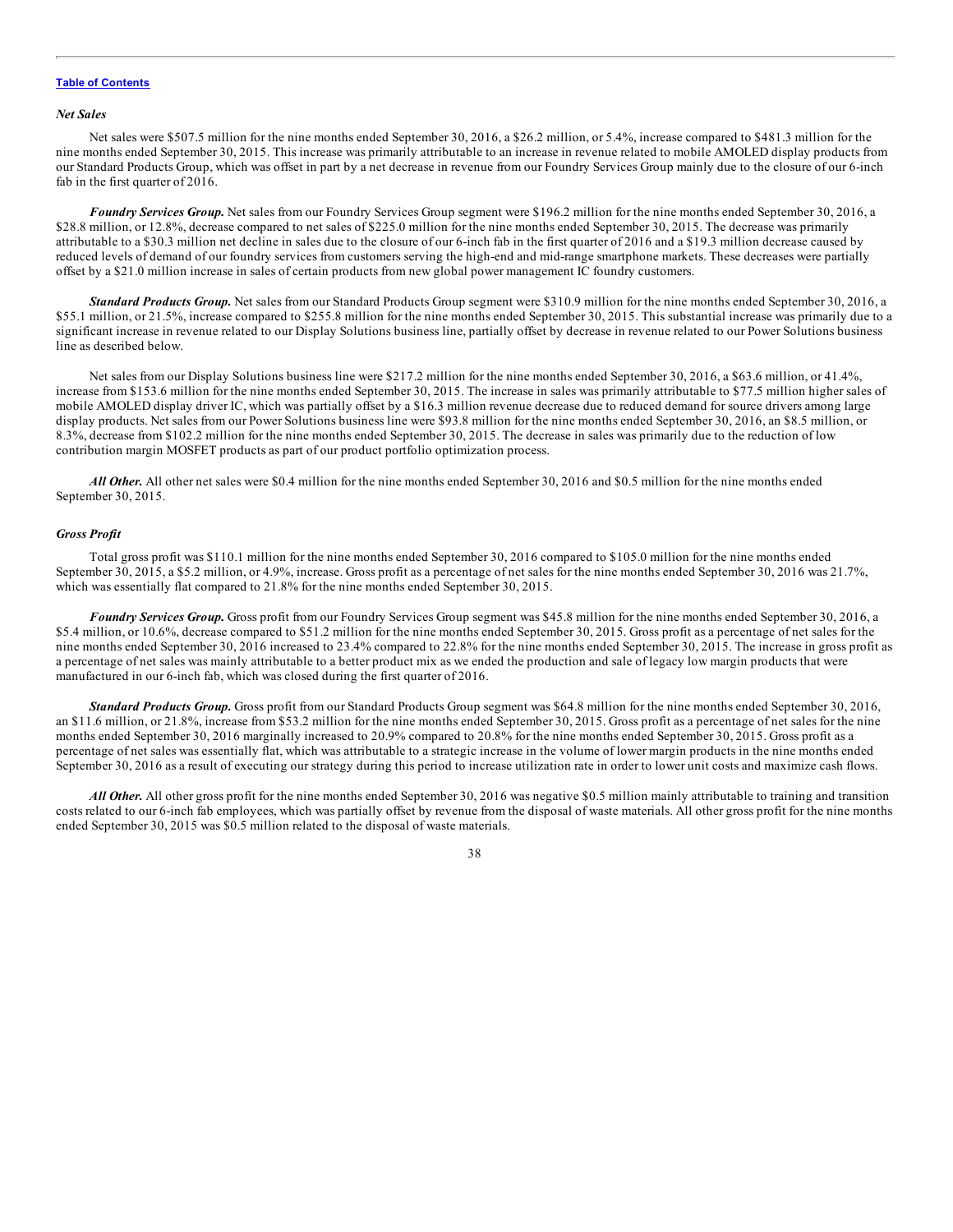*Net Sales*

Net sales were $507.5 million for the nine months ended September 30, 2016, a $26.2 million, or 5.4%, increase compared to $481.3 million for the nine months ended September 30, 2015. This increase was primarily attributable to an increase in revenue related to mobile AMOLED display products from our Standard Products Group, which was offset in part by a net decrease in revenue from our Foundry Services Group mainly due to the closure of our 6-inch fab in the first quarter of 2016.

***Foundry Services Group.*** Net sales from our Foundry Services Group segment were $196.2 million for the nine months ended September 30, 2016, a $28.8 million, or 12.8%, decrease compared to net sales of $225.0 million for the nine months ended September 30, 2015. The decrease was primarily attributable to a $30.3 million net decline in sales due to the closure of our 6-inch fab in the first quarter of 2016 and a $19.3 million decrease caused by reduced levels of demand of our foundry services from customers serving the high-end and mid-range smartphone markets. These decreases were partially offset by a $21.0 million increase in sales of certain products from new global power management IC foundry customers.

***Standard Products Group.*** Net sales from our Standard Products Group segment were $310.9 million for the nine months ended September 30, 2016, a $55.1 million, or 21.5%, increase compared to $255.8 million for the nine months ended September 30, 2015. This substantial increase was primarily due to a significant increase in revenue related to our Display Solutions business line, partially offset by decrease in revenue related to our Power Solutions business line as described below.

Net sales from our Display Solutions business line were $217.2 million for the nine months ended September 30, 2016, a $63.6 million, or 41.4%, increase from $153.6 million for the nine months ended September 30, 2015. The increase in sales was primarily attributable to $77.5 million higher sales of mobile AMOLED display driver IC, which was partially offset by a $16.3 million revenue decrease due to reduced demand for source drivers among large display products. Net sales from our Power Solutions business line were $93.8 million for the nine months ended September 30, 2016, an $8.5 million, or 8.3%, decrease from $102.2 million for the nine months ended September 30, 2015. The decrease in sales was primarily due to the reduction of low contribution margin MOSFET products as part of our product portfolio optimization process.

***All Other.*** All other net sales were $0.4 million for the nine months ended September 30, 2016 and $0.5 million for the nine months ended September 30, 2015.

*Gross Profit*

Total gross profit was $110.1 million for the nine months ended September 30, 2016 compared to $105.0 million for the nine months ended September 30, 2015, a $5.2 million, or 4.9%, increase. Gross profit as a percentage of net sales for the nine months ended September 30, 2016 was 21.7%, which was essentially flat compared to 21.8% for the nine months ended September 30, 2015.

***Foundry Services Group.*** Gross profit from our Foundry Services Group segment was $45.8 million for the nine months ended September 30, 2016, a $5.4 million, or 10.6%, decrease compared to $51.2 million for the nine months ended September 30, 2015. Gross profit as a percentage of net sales for the nine months ended September 30, 2016 increased to 23.4% compared to 22.8% for the nine months ended September 30, 2015. The increase in gross profit as a percentage of net sales was mainly attributable to a better product mix as we ended the production and sale of legacy low margin products that were manufactured in our 6-inch fab, which was closed during the first quarter of 2016.

***Standard Products Group.*** Gross profit from our Standard Products Group segment was $64.8 million for the nine months ended September 30, 2016, an $11.6 million, or 21.8%, increase from $53.2 million for the nine months ended September 30, 2015. Gross profit as a percentage of net sales for the nine months ended September 30, 2016 marginally increased to 20.9% compared to 20.8% for the nine months ended September 30, 2015. Gross profit as a percentage of net sales was essentially flat, which was attributable to a strategic increase in the volume of lower margin products in the nine months ended September 30, 2016 as a result of executing our strategy during this period to increase utilization rate in order to lower unit costs and maximize cash flows.

***All Other.*** All other gross profit for the nine months ended September 30, 2016 was negative $0.5 million mainly attributable to training and transition costs related to our 6-inch fab employees, which was partially offset by revenue from the disposal of waste materials. All other gross profit for the nine months ended September 30, 2015 was $0.5 million related to the disposal of waste materials.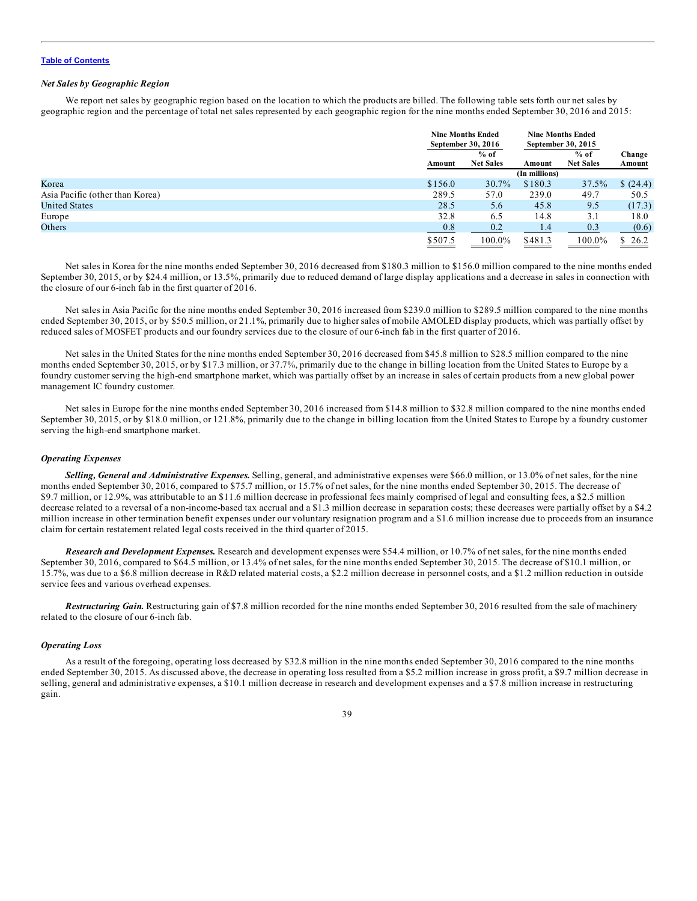[Table of Contents](#)

### *Net Sales by Geographic Region*

We report net sales by geographic region based on the location to which the products are billed. The following table sets forth our net sales by geographic region and the percentage of total net sales represented by each geographic region for the nine months ended September 30, 2016 and 2015:

| | Nine Months Ended September 30, 2016 | | Nine Months Ended September 30, 2015 | | |
|---|---|---|---|---|---|
| | Amount | % of Net Sales | Amount | % of Net Sales | Change Amount |
| | | | (In millions) | | |
| Korea | $156.0 | 30.7% | $180.3 | 37.5% | $ (24.4) |
| Asia Pacific (other than Korea) | 289.5 | 57.0 | 239.0 | 49.7 | 50.5 |
| United States | 28.5 | 5.6 | 45.8 | 9.5 | (17.3) |
| Europe | 32.8 | 6.5 | 14.8 | 3.1 | 18.0 |
| Others | 0.8 | 0.2 | 1.4 | 0.3 | (0.6) |
| | $507.5 | 100.0% | $481.3 | 100.0% | $ 26.2 |

Net sales in Korea for the nine months ended September 30, 2016 decreased from $180.3 million to $156.0 million compared to the nine months ended September 30, 2015, or by $24.4 million, or 13.5%, primarily due to reduced demand of large display applications and a decrease in sales in connection with the closure of our 6-inch fab in the first quarter of 2016.

Net sales in Asia Pacific for the nine months ended September 30, 2016 increased from $239.0 million to $289.5 million compared to the nine months ended September 30, 2015, or by $50.5 million, or 21.1%, primarily due to higher sales of mobile AMOLED display products, which was partially offset by reduced sales of MOSFET products and our foundry services due to the closure of our 6-inch fab in the first quarter of 2016.

Net sales in the United States for the nine months ended September 30, 2016 decreased from $45.8 million to $28.5 million compared to the nine months ended September 30, 2015, or by $17.3 million, or 37.7%, primarily due to the change in billing location from the United States to Europe by a foundry customer serving the high-end smartphone market, which was partially offset by an increase in sales of certain products from a new global power management IC foundry customer.

Net sales in Europe for the nine months ended September 30, 2016 increased from $14.8 million to $32.8 million compared to the nine months ended September 30, 2015, or by $18.0 million, or 121.8%, primarily due to the change in billing location from the United States to Europe by a foundry customer serving the high-end smartphone market.

### *Operating Expenses*

***Selling, General and Administrative Expenses.*** Selling, general, and administrative expenses were $66.0 million, or 13.0% of net sales, for the nine months ended September 30, 2016, compared to $75.7 million, or 15.7% of net sales, for the nine months ended September 30, 2015. The decrease of $9.7 million, or 12.9%, was attributable to an $11.6 million decrease in professional fees mainly comprised of legal and consulting fees, a $2.5 million decrease related to a reversal of a non-income-based tax accrual and a $1.3 million decrease in separation costs; these decreases were partially offset by a $4.2 million increase in other termination benefit expenses under our voluntary resignation program and a $1.6 million increase due to proceeds from an insurance claim for certain restatement related legal costs received in the third quarter of 2015.

***Research and Development Expenses.*** Research and development expenses were $54.4 million, or 10.7% of net sales, for the nine months ended September 30, 2016, compared to $64.5 million, or 13.4% of net sales, for the nine months ended September 30, 2015. The decrease of $10.1 million, or 15.7%, was due to a $6.8 million decrease in R&D related material costs, a $2.2 million decrease in personnel costs, and a $1.2 million reduction in outside service fees and various overhead expenses.

***Restructuring Gain.*** Restructuring gain of $7.8 million recorded for the nine months ended September 30, 2016 resulted from the sale of machinery related to the closure of our 6-inch fab.

### *Operating Loss*

As a result of the foregoing, operating loss decreased by $32.8 million in the nine months ended September 30, 2016 compared to the nine months ended September 30, 2015. As discussed above, the decrease in operating loss resulted from a $5.2 million increase in gross profit, a $9.7 million decrease in selling, general and administrative expenses, a $10.1 million decrease in research and development expenses and a $7.8 million increase in restructuring gain.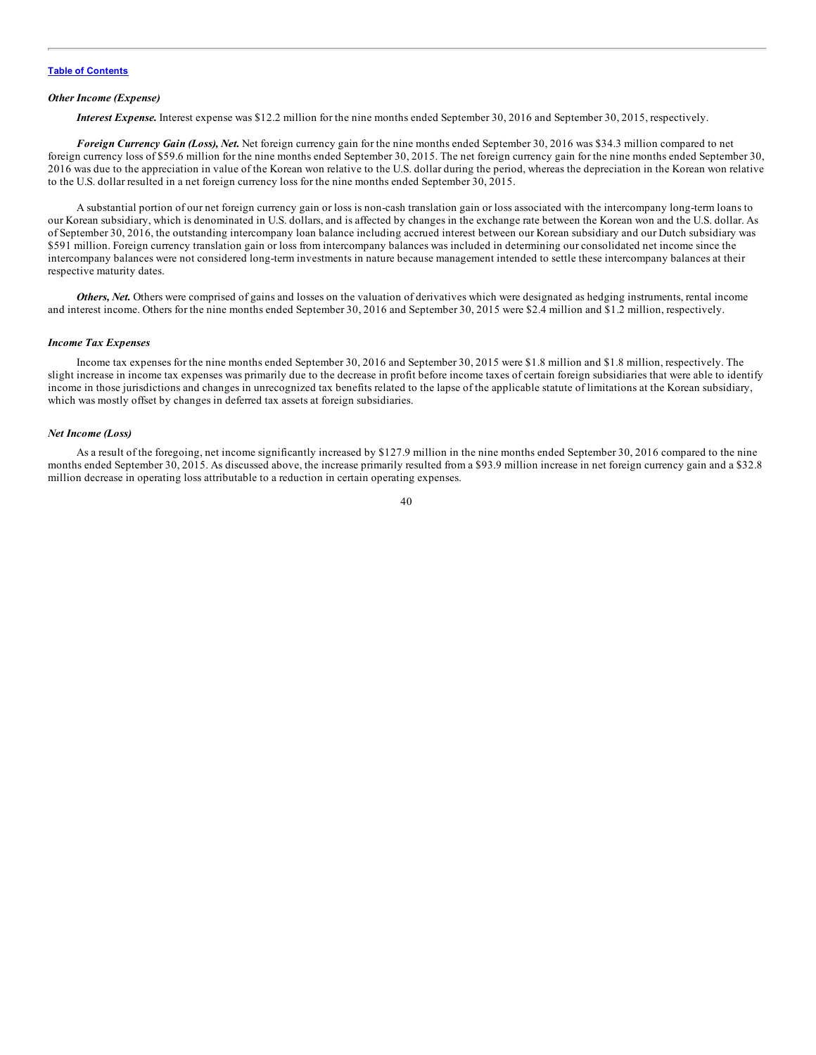### *Other Income (Expense)*

***Interest Expense.*** Interest expense was $12.2 million for the nine months ended September 30, 2016 and September 30, 2015, respectively.

***Foreign Currency Gain (Loss), Net.*** Net foreign currency gain for the nine months ended September 30, 2016 was $34.3 million compared to net foreign currency loss of $59.6 million for the nine months ended September 30, 2015. The net foreign currency gain for the nine months ended September 30, 2016 was due to the appreciation in value of the Korean won relative to the U.S. dollar during the period, whereas the depreciation in the Korean won relative to the U.S. dollar resulted in a net foreign currency loss for the nine months ended September 30, 2015.

A substantial portion of our net foreign currency gain or loss is non-cash translation gain or loss associated with the intercompany long-term loans to our Korean subsidiary, which is denominated in U.S. dollars, and is affected by changes in the exchange rate between the Korean won and the U.S. dollar. As of September 30, 2016, the outstanding intercompany loan balance including accrued interest between our Korean subsidiary and our Dutch subsidiary was $591 million. Foreign currency translation gain or loss from intercompany balances was included in determining our consolidated net income since the intercompany balances were not considered long-term investments in nature because management intended to settle these intercompany balances at their respective maturity dates.

***Others, Net.*** Others were comprised of gains and losses on the valuation of derivatives which were designated as hedging instruments, rental income and interest income. Others for the nine months ended September 30, 2016 and September 30, 2015 were $2.4 million and $1.2 million, respectively.

### *Income Tax Expenses*

Income tax expenses for the nine months ended September 30, 2016 and September 30, 2015 were $1.8 million and $1.8 million, respectively. The slight increase in income tax expenses was primarily due to the decrease in profit before income taxes of certain foreign subsidiaries that were able to identify income in those jurisdictions and changes in unrecognized tax benefits related to the lapse of the applicable statute of limitations at the Korean subsidiary, which was mostly offset by changes in deferred tax assets at foreign subsidiaries.

### *Net Income (Loss)*

As a result of the foregoing, net income significantly increased by $127.9 million in the nine months ended September 30, 2016 compared to the nine months ended September 30, 2015. As discussed above, the increase primarily resulted from a $93.9 million increase in net foreign currency gain and a $32.8 million decrease in operating loss attributable to a reduction in certain operating expenses.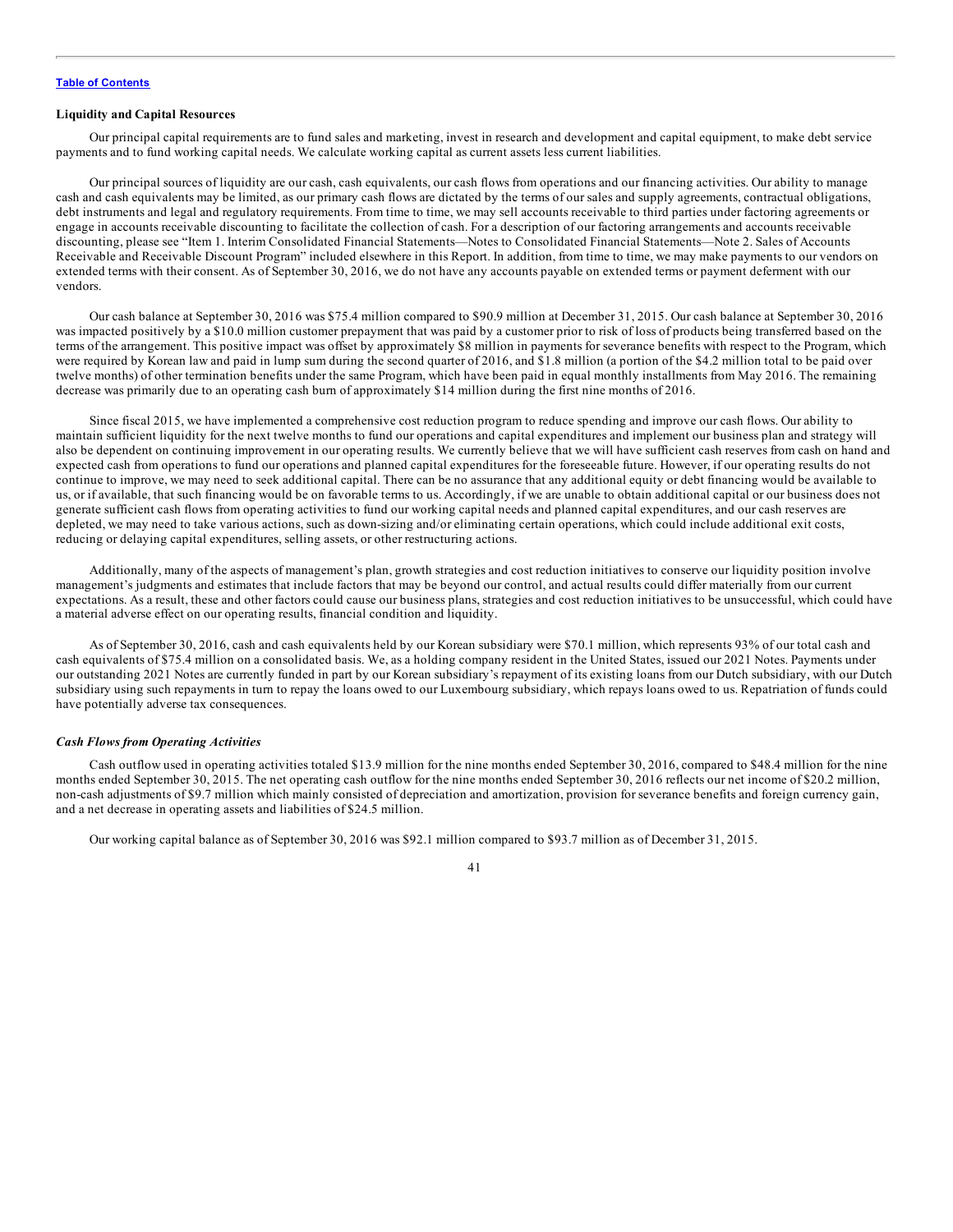[Table of Contents](#)

### Liquidity and Capital Resources

Our principal capital requirements are to fund sales and marketing, invest in research and development and capital equipment, to make debt service payments and to fund working capital needs. We calculate working capital as current assets less current liabilities.

Our principal sources of liquidity are our cash, cash equivalents, our cash flows from operations and our financing activities. Our ability to manage cash and cash equivalents may be limited, as our primary cash flows are dictated by the terms of our sales and supply agreements, contractual obligations, debt instruments and legal and regulatory requirements. From time to time, we may sell accounts receivable to third parties under factoring agreements or engage in accounts receivable discounting to facilitate the collection of cash. For a description of our factoring arrangements and accounts receivable discounting, please see "Item 1. Interim Consolidated Financial Statements—Notes to Consolidated Financial Statements—Note 2. Sales of Accounts Receivable and Receivable Discount Program" included elsewhere in this Report. In addition, from time to time, we may make payments to our vendors on extended terms with their consent. As of September 30, 2016, we do not have any accounts payable on extended terms or payment deferment with our vendors.

Our cash balance at September 30, 2016 was $75.4 million compared to $90.9 million at December 31, 2015. Our cash balance at September 30, 2016 was impacted positively by a $10.0 million customer prepayment that was paid by a customer prior to risk of loss of products being transferred based on the terms of the arrangement. This positive impact was offset by approximately $8 million in payments for severance benefits with respect to the Program, which were required by Korean law and paid in lump sum during the second quarter of 2016, and $1.8 million (a portion of the $4.2 million total to be paid over twelve months) of other termination benefits under the same Program, which have been paid in equal monthly installments from May 2016. The remaining decrease was primarily due to an operating cash burn of approximately $14 million during the first nine months of 2016.

Since fiscal 2015, we have implemented a comprehensive cost reduction program to reduce spending and improve our cash flows. Our ability to maintain sufficient liquidity for the next twelve months to fund our operations and capital expenditures and implement our business plan and strategy will also be dependent on continuing improvement in our operating results. We currently believe that we will have sufficient cash reserves from cash on hand and expected cash from operations to fund our operations and planned capital expenditures for the foreseeable future. However, if our operating results do not continue to improve, we may need to seek additional capital. There can be no assurance that any additional equity or debt financing would be available to us, or if available, that such financing would be on favorable terms to us. Accordingly, if we are unable to obtain additional capital or our business does not generate sufficient cash flows from operating activities to fund our working capital needs and planned capital expenditures, and our cash reserves are depleted, we may need to take various actions, such as down-sizing and/or eliminating certain operations, which could include additional exit costs, reducing or delaying capital expenditures, selling assets, or other restructuring actions.

Additionally, many of the aspects of management's plan, growth strategies and cost reduction initiatives to conserve our liquidity position involve management's judgments and estimates that include factors that may be beyond our control, and actual results could differ materially from our current expectations. As a result, these and other factors could cause our business plans, strategies and cost reduction initiatives to be unsuccessful, which could have a material adverse effect on our operating results, financial condition and liquidity.

As of September 30, 2016, cash and cash equivalents held by our Korean subsidiary were $70.1 million, which represents 93% of our total cash and cash equivalents of $75.4 million on a consolidated basis. We, as a holding company resident in the United States, issued our 2021 Notes. Payments under our outstanding 2021 Notes are currently funded in part by our Korean subsidiary's repayment of its existing loans from our Dutch subsidiary, with our Dutch subsidiary using such repayments in turn to repay the loans owed to our Luxembourg subsidiary, which repays loans owed to us. Repatriation of funds could have potentially adverse tax consequences.

#### *Cash Flows from Operating Activities*

Cash outflow used in operating activities totaled $13.9 million for the nine months ended September 30, 2016, compared to $48.4 million for the nine months ended September 30, 2015. The net operating cash outflow for the nine months ended September 30, 2016 reflects our net income of $20.2 million, non-cash adjustments of $9.7 million which mainly consisted of depreciation and amortization, provision for severance benefits and foreign currency gain, and a net decrease in operating assets and liabilities of $24.5 million.

Our working capital balance as of September 30, 2016 was $92.1 million compared to $93.7 million as of December 31, 2015.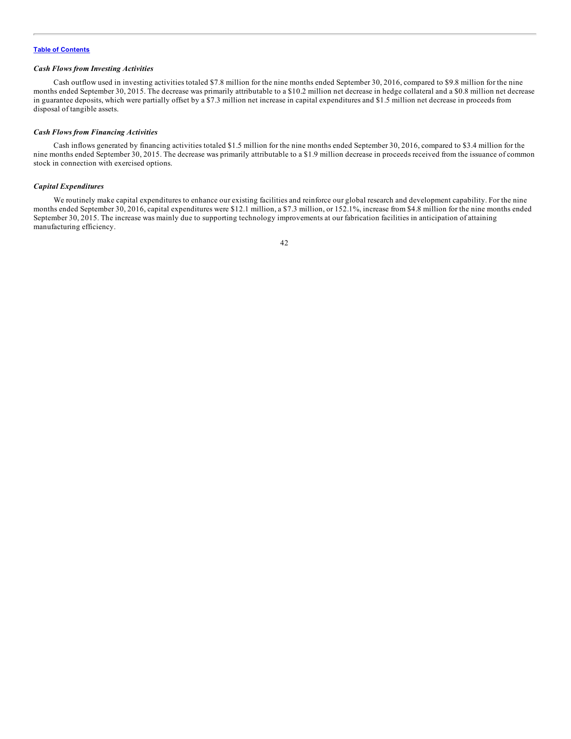### *Cash Flows from Investing Activities*

Cash outflow used in investing activities totaled $7.8 million for the nine months ended September 30, 2016, compared to $9.8 million for the nine months ended September 30, 2015. The decrease was primarily attributable to a $10.2 million net decrease in hedge collateral and a $0.8 million net decrease in guarantee deposits, which were partially offset by a $7.3 million net increase in capital expenditures and $1.5 million net decrease in proceeds from disposal of tangible assets.

### *Cash Flows from Financing Activities*

Cash inflows generated by financing activities totaled $1.5 million for the nine months ended September 30, 2016, compared to $3.4 million for the nine months ended September 30, 2015. The decrease was primarily attributable to a $1.9 million decrease in proceeds received from the issuance of common stock in connection with exercised options.

### *Capital Expenditures*

We routinely make capital expenditures to enhance our existing facilities and reinforce our global research and development capability. For the nine months ended September 30, 2016, capital expenditures were $12.1 million, a $7.3 million, or 152.1%, increase from $4.8 million for the nine months ended September 30, 2015. The increase was mainly due to supporting technology improvements at our fabrication facilities in anticipation of attaining manufacturing efficiency.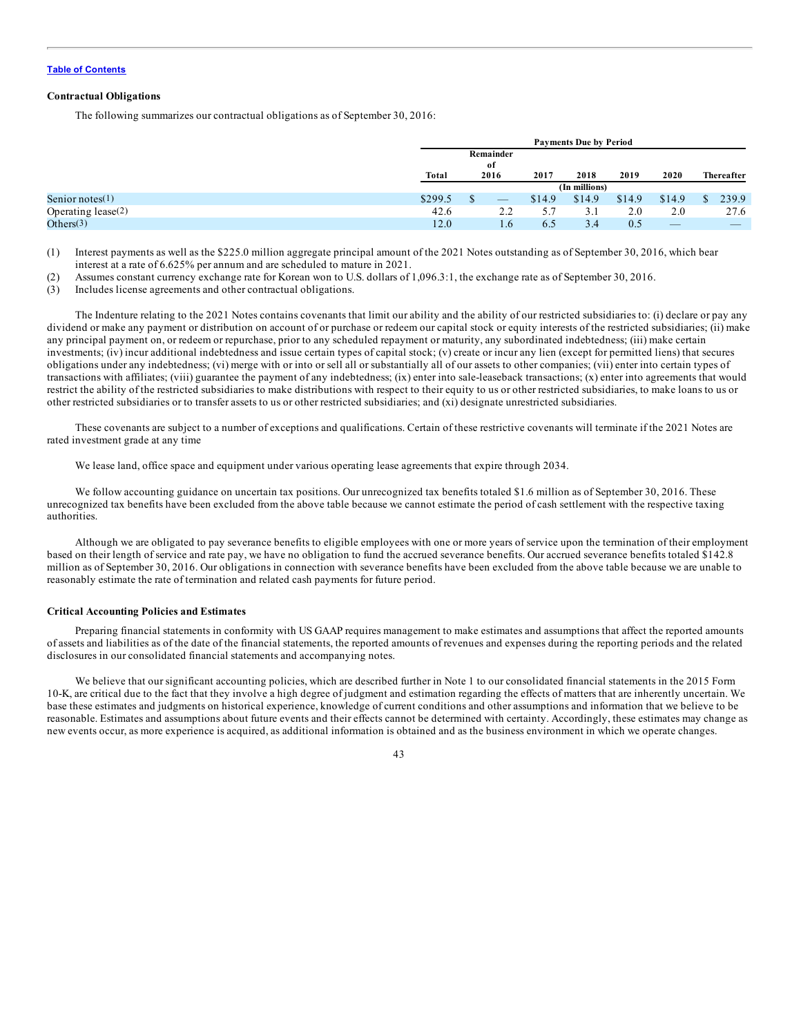**Table of Contents**

**Contractual Obligations**

The following summarizes our contractual obligations as of September 30, 2016:

| | Payments Due by Period | | | | | | |
|---|---|---|---|---|---|---|---|
| | Total | Remainder of 2016 | 2017 | 2018 | 2019 | 2020 | Thereafter |
| | (In millions) | | | | | | |
| Senior notes(1) | $299.5 | $ — | $14.9 | $14.9 | $14.9 | $14.9 | $ 239.9 |
| Operating lease(2) | 42.6 | 2.2 | 5.7 | 3.1 | 2.0 | 2.0 | 27.6 |
| Others(3) | 12.0 | 1.6 | 6.5 | 3.4 | 0.5 | — | — |

(1) Interest payments as well as the $225.0 million aggregate principal amount of the 2021 Notes outstanding as of September 30, 2016, which bear interest at a rate of 6.625% per annum and are scheduled to mature in 2021.

(2) Assumes constant currency exchange rate for Korean won to U.S. dollars of 1,096.3:1, the exchange rate as of September 30, 2016.

(3) Includes license agreements and other contractual obligations.

The Indenture relating to the 2021 Notes contains covenants that limit our ability and the ability of our restricted subsidiaries to: (i) declare or pay any dividend or make any payment or distribution on account of or purchase or redeem our capital stock or equity interests of the restricted subsidiaries; (ii) make any principal payment on, or redeem or repurchase, prior to any scheduled repayment or maturity, any subordinated indebtedness; (iii) make certain investments; (iv) incur additional indebtedness and issue certain types of capital stock; (v) create or incur any lien (except for permitted liens) that secures obligations under any indebtedness; (vi) merge with or into or sell all or substantially all of our assets to other companies; (vii) enter into certain types of transactions with affiliates; (viii) guarantee the payment of any indebtedness; (ix) enter into sale-leaseback transactions; (x) enter into agreements that would restrict the ability of the restricted subsidiaries to make distributions with respect to their equity to us or other restricted subsidiaries, to make loans to us or other restricted subsidiaries or to transfer assets to us or other restricted subsidiaries; and (xi) designate unrestricted subsidiaries.

These covenants are subject to a number of exceptions and qualifications. Certain of these restrictive covenants will terminate if the 2021 Notes are rated investment grade at any time

We lease land, office space and equipment under various operating lease agreements that expire through 2034.

We follow accounting guidance on uncertain tax positions. Our unrecognized tax benefits totaled $1.6 million as of September 30, 2016. These unrecognized tax benefits have been excluded from the above table because we cannot estimate the period of cash settlement with the respective taxing authorities.

Although we are obligated to pay severance benefits to eligible employees with one or more years of service upon the termination of their employment based on their length of service and rate pay, we have no obligation to fund the accrued severance benefits. Our accrued severance benefits totaled $142.8 million as of September 30, 2016. Our obligations in connection with severance benefits have been excluded from the above table because we are unable to reasonably estimate the rate of termination and related cash payments for future period.

**Critical Accounting Policies and Estimates**

Preparing financial statements in conformity with US GAAP requires management to make estimates and assumptions that affect the reported amounts of assets and liabilities as of the date of the financial statements, the reported amounts of revenues and expenses during the reporting periods and the related disclosures in our consolidated financial statements and accompanying notes.

We believe that our significant accounting policies, which are described further in Note 1 to our consolidated financial statements in the 2015 Form 10-K, are critical due to the fact that they involve a high degree of judgment and estimation regarding the effects of matters that are inherently uncertain. We base these estimates and judgments on historical experience, knowledge of current conditions and other assumptions and information that we believe to be reasonable. Estimates and assumptions about future events and their effects cannot be determined with certainty. Accordingly, these estimates may change as new events occur, as more experience is acquired, as additional information is obtained and as the business environment in which we operate changes.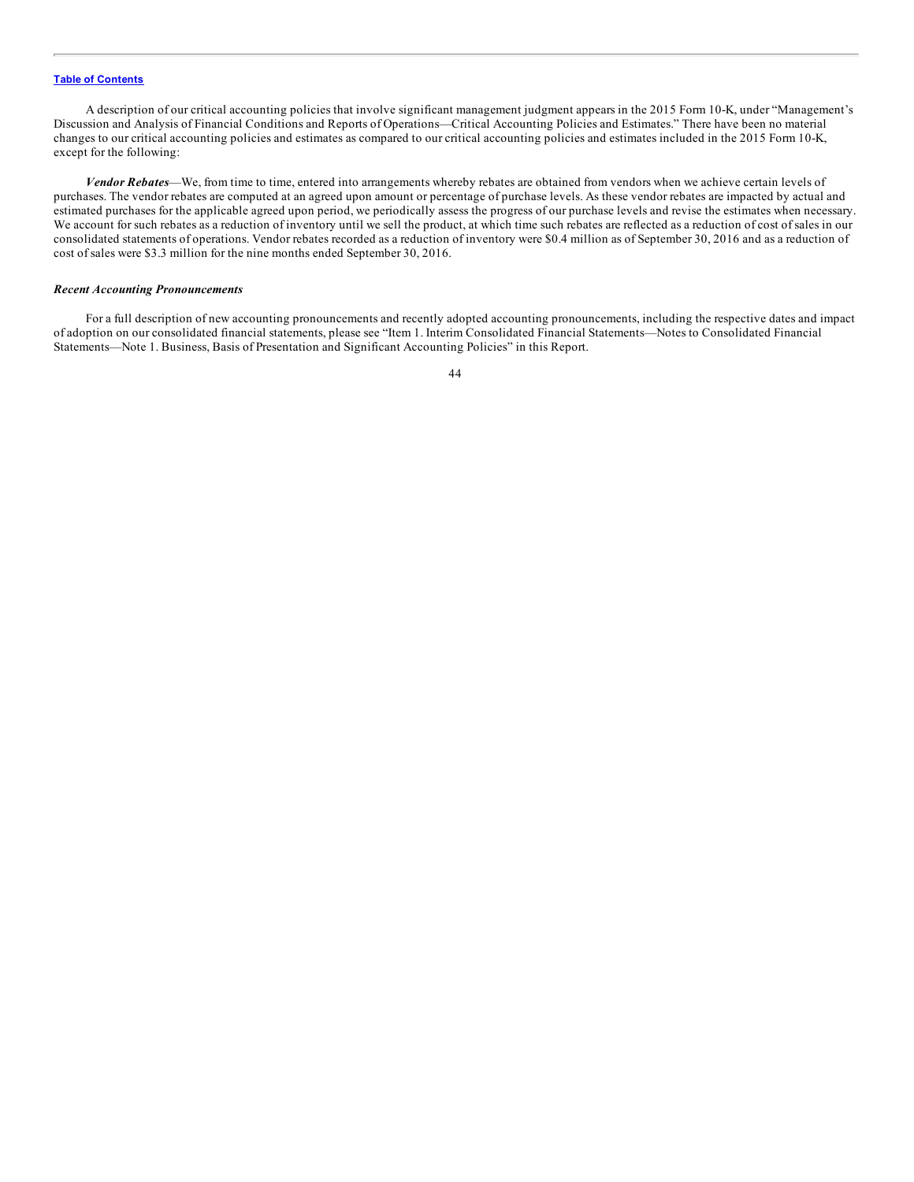A description of our critical accounting policies that involve significant management judgment appears in the 2015 Form 10-K, under "Management's Discussion and Analysis of Financial Conditions and Reports of Operations—Critical Accounting Policies and Estimates." There have been no material changes to our critical accounting policies and estimates as compared to our critical accounting policies and estimates included in the 2015 Form 10-K, except for the following:

***Vendor Rebates***—We, from time to time, entered into arrangements whereby rebates are obtained from vendors when we achieve certain levels of purchases. The vendor rebates are computed at an agreed upon amount or percentage of purchase levels. As these vendor rebates are impacted by actual and estimated purchases for the applicable agreed upon period, we periodically assess the progress of our purchase levels and revise the estimates when necessary. We account for such rebates as a reduction of inventory until we sell the product, at which time such rebates are reflected as a reduction of cost of sales in our consolidated statements of operations. Vendor rebates recorded as a reduction of inventory were $0.4 million as of September 30, 2016 and as a reduction of cost of sales were $3.3 million for the nine months ended September 30, 2016.

***Recent Accounting Pronouncements***

For a full description of new accounting pronouncements and recently adopted accounting pronouncements, including the respective dates and impact of adoption on our consolidated financial statements, please see "Item 1. Interim Consolidated Financial Statements—Notes to Consolidated Financial Statements—Note 1. Business, Basis of Presentation and Significant Accounting Policies" in this Report.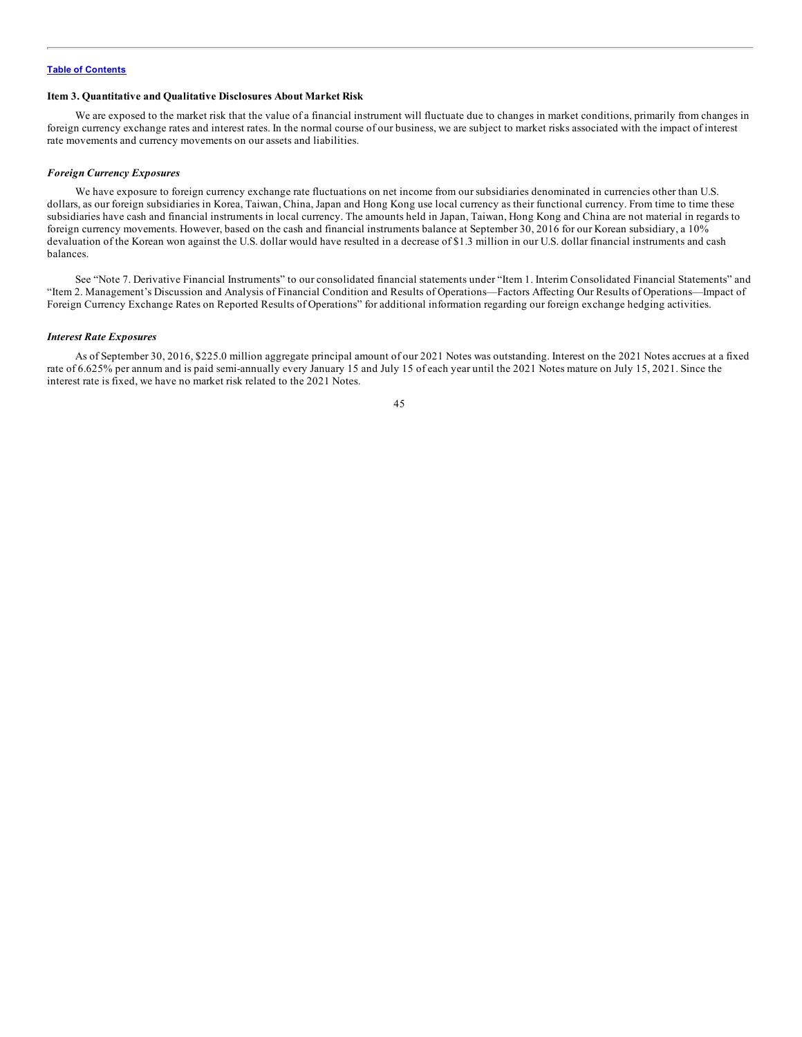Table of Contents

### Item 3. Quantitative and Qualitative Disclosures About Market Risk

We are exposed to the market risk that the value of a financial instrument will fluctuate due to changes in market conditions, primarily from changes in foreign currency exchange rates and interest rates. In the normal course of our business, we are subject to market risks associated with the impact of interest rate movements and currency movements on our assets and liabilities.

#### *Foreign Currency Exposures*

We have exposure to foreign currency exchange rate fluctuations on net income from our subsidiaries denominated in currencies other than U.S. dollars, as our foreign subsidiaries in Korea, Taiwan, China, Japan and Hong Kong use local currency as their functional currency. From time to time these subsidiaries have cash and financial instruments in local currency. The amounts held in Japan, Taiwan, Hong Kong and China are not material in regards to foreign currency movements. However, based on the cash and financial instruments balance at September 30, 2016 for our Korean subsidiary, a 10% devaluation of the Korean won against the U.S. dollar would have resulted in a decrease of $1.3 million in our U.S. dollar financial instruments and cash balances.

See "Note 7. Derivative Financial Instruments" to our consolidated financial statements under "Item 1. Interim Consolidated Financial Statements" and "Item 2. Management's Discussion and Analysis of Financial Condition and Results of Operations—Factors Affecting Our Results of Operations—Impact of Foreign Currency Exchange Rates on Reported Results of Operations" for additional information regarding our foreign exchange hedging activities.

#### *Interest Rate Exposures*

As of September 30, 2016, $225.0 million aggregate principal amount of our 2021 Notes was outstanding. Interest on the 2021 Notes accrues at a fixed rate of 6.625% per annum and is paid semi-annually every January 15 and July 15 of each year until the 2021 Notes mature on July 15, 2021. Since the interest rate is fixed, we have no market risk related to the 2021 Notes.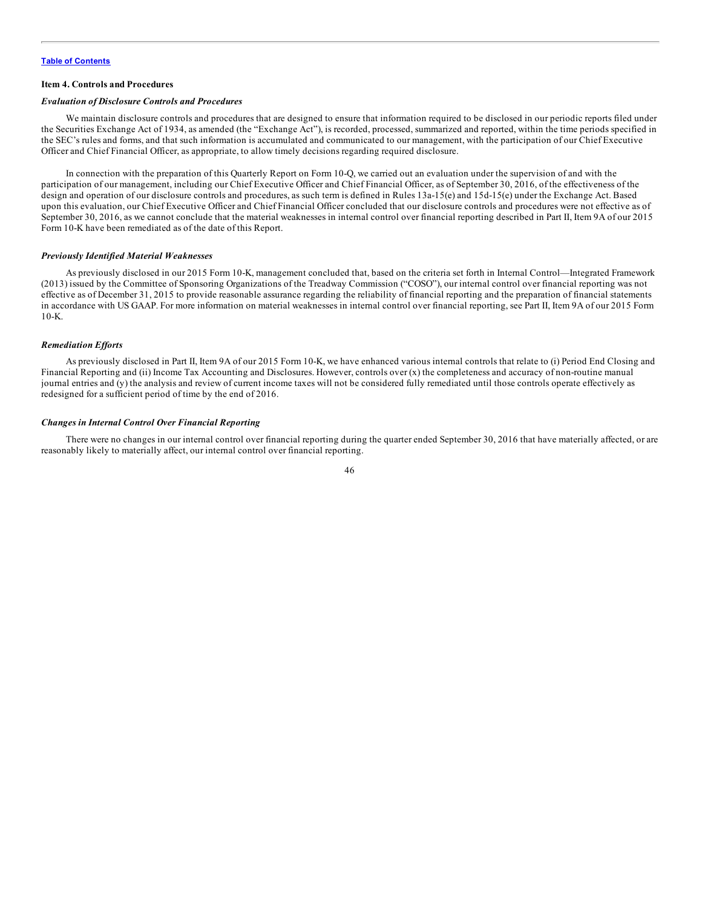**Item 4. Controls and Procedures**

***Evaluation of Disclosure Controls and Procedures***

We maintain disclosure controls and procedures that are designed to ensure that information required to be disclosed in our periodic reports filed under the Securities Exchange Act of 1934, as amended (the "Exchange Act"), is recorded, processed, summarized and reported, within the time periods specified in the SEC's rules and forms, and that such information is accumulated and communicated to our management, with the participation of our Chief Executive Officer and Chief Financial Officer, as appropriate, to allow timely decisions regarding required disclosure.

In connection with the preparation of this Quarterly Report on Form 10-Q, we carried out an evaluation under the supervision of and with the participation of our management, including our Chief Executive Officer and Chief Financial Officer, as of September 30, 2016, of the effectiveness of the design and operation of our disclosure controls and procedures, as such term is defined in Rules 13a-15(e) and 15d-15(e) under the Exchange Act. Based upon this evaluation, our Chief Executive Officer and Chief Financial Officer concluded that our disclosure controls and procedures were not effective as of September 30, 2016, as we cannot conclude that the material weaknesses in internal control over financial reporting described in Part II, Item 9A of our 2015 Form 10-K have been remediated as of the date of this Report.

***Previously Identified Material Weaknesses***

As previously disclosed in our 2015 Form 10-K, management concluded that, based on the criteria set forth in Internal Control—Integrated Framework (2013) issued by the Committee of Sponsoring Organizations of the Treadway Commission ("COSO"), our internal control over financial reporting was not effective as of December 31, 2015 to provide reasonable assurance regarding the reliability of financial reporting and the preparation of financial statements in accordance with US GAAP. For more information on material weaknesses in internal control over financial reporting, see Part II, Item 9A of our 2015 Form 10-K.

***Remediation Efforts***

As previously disclosed in Part II, Item 9A of our 2015 Form 10-K, we have enhanced various internal controls that relate to (i) Period End Closing and Financial Reporting and (ii) Income Tax Accounting and Disclosures. However, controls over (x) the completeness and accuracy of non-routine manual journal entries and (y) the analysis and review of current income taxes will not be considered fully remediated until those controls operate effectively as redesigned for a sufficient period of time by the end of 2016.

***Changes in Internal Control Over Financial Reporting***

There were no changes in our internal control over financial reporting during the quarter ended September 30, 2016 that have materially affected, or are reasonably likely to materially affect, our internal control over financial reporting.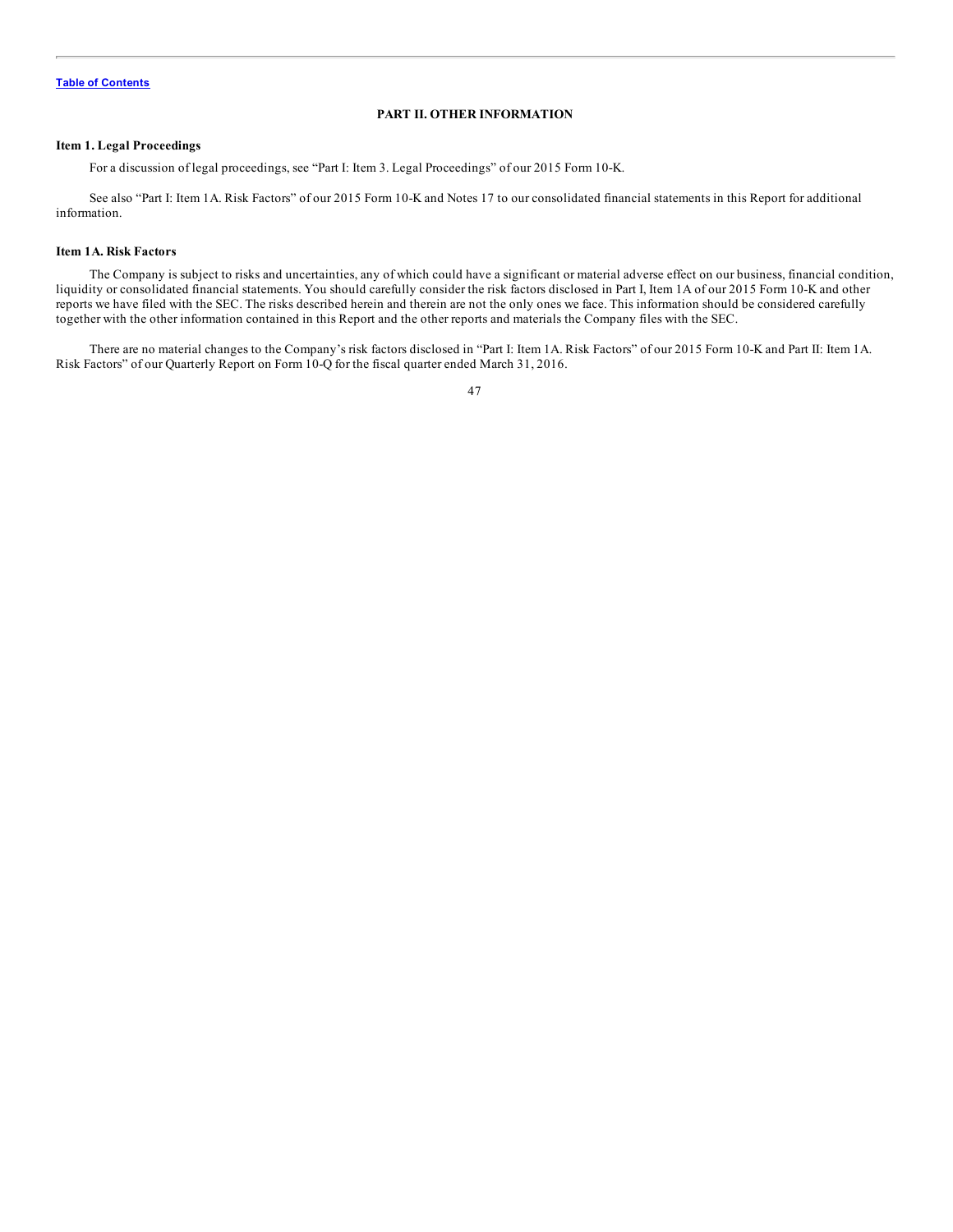## PART II. OTHER INFORMATION

### Item 1. Legal Proceedings

For a discussion of legal proceedings, see "Part I: Item 3. Legal Proceedings" of our 2015 Form 10-K.

See also "Part I: Item 1A. Risk Factors" of our 2015 Form 10-K and Notes 17 to our consolidated financial statements in this Report for additional information.

### Item 1A. Risk Factors

The Company is subject to risks and uncertainties, any of which could have a significant or material adverse effect on our business, financial condition, liquidity or consolidated financial statements. You should carefully consider the risk factors disclosed in Part I, Item 1A of our 2015 Form 10-K and other reports we have filed with the SEC. The risks described herein and therein are not the only ones we face. This information should be considered carefully together with the other information contained in this Report and the other reports and materials the Company files with the SEC.

There are no material changes to the Company's risk factors disclosed in "Part I: Item 1A. Risk Factors" of our 2015 Form 10-K and Part II: Item 1A. Risk Factors" of our Quarterly Report on Form 10-Q for the fiscal quarter ended March 31, 2016.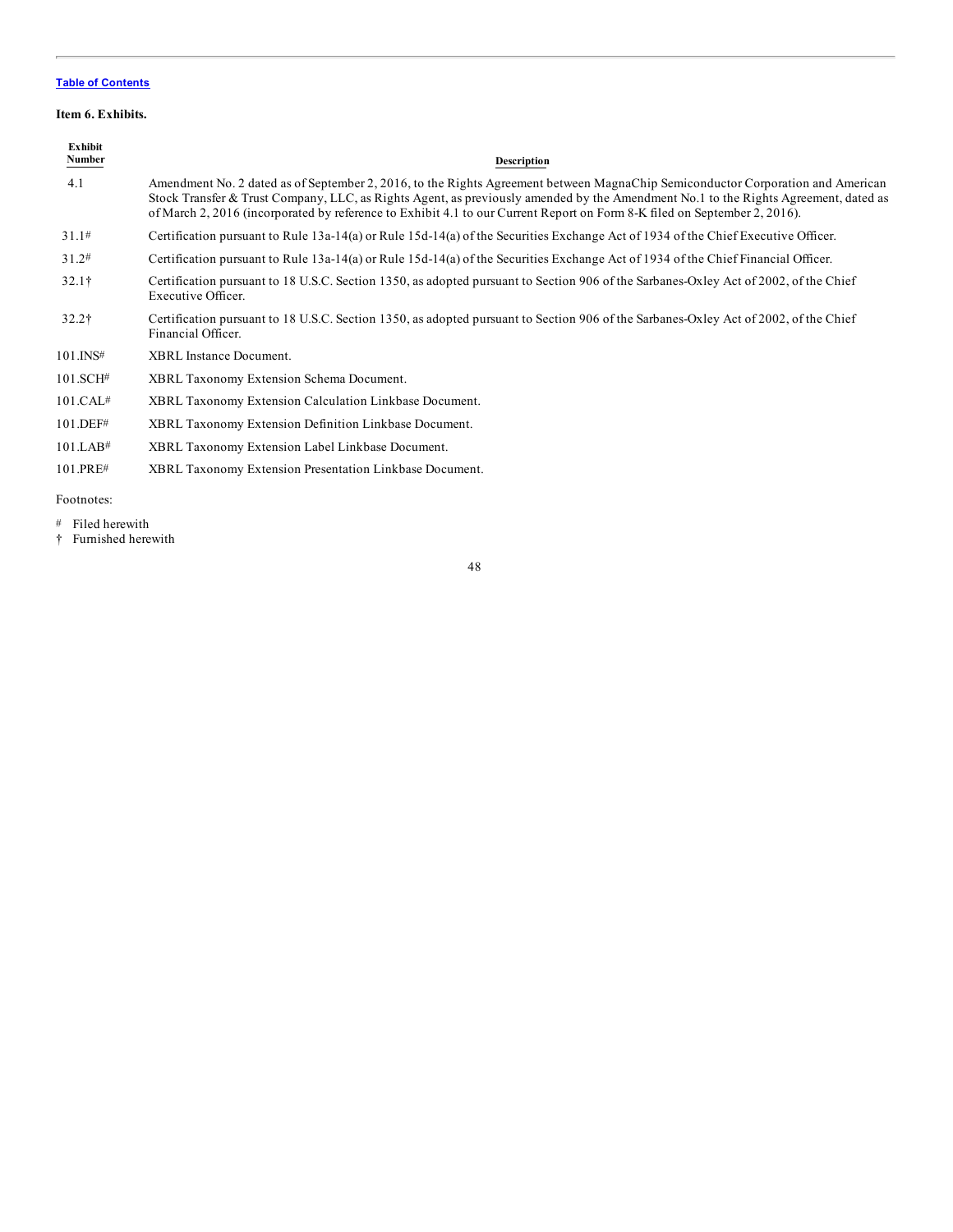[Table of Contents](#)

**Item 6. Exhibits.**

| Exhibit Number | Description |
|---|---|
| 4.1 | Amendment No. 2 dated as of September 2, 2016, to the Rights Agreement between MagnaChip Semiconductor Corporation and American Stock Transfer & Trust Company, LLC, as Rights Agent, as previously amended by the Amendment No.1 to the Rights Agreement, dated as of March 2, 2016 (incorporated by reference to Exhibit 4.1 to our Current Report on Form 8-K filed on September 2, 2016). |
| 31.1# | Certification pursuant to Rule 13a-14(a) or Rule 15d-14(a) of the Securities Exchange Act of 1934 of the Chief Executive Officer. |
| 31.2# | Certification pursuant to Rule 13a-14(a) or Rule 15d-14(a) of the Securities Exchange Act of 1934 of the Chief Financial Officer. |
| 32.1† | Certification pursuant to 18 U.S.C. Section 1350, as adopted pursuant to Section 906 of the Sarbanes-Oxley Act of 2002, of the Chief Executive Officer. |
| 32.2† | Certification pursuant to 18 U.S.C. Section 1350, as adopted pursuant to Section 906 of the Sarbanes-Oxley Act of 2002, of the Chief Financial Officer. |
| 101.INS# | XBRL Instance Document. |
| 101.SCH# | XBRL Taxonomy Extension Schema Document. |
| 101.CAL# | XBRL Taxonomy Extension Calculation Linkbase Document. |
| 101.DEF# | XBRL Taxonomy Extension Definition Linkbase Document. |
| 101.LAB# | XBRL Taxonomy Extension Label Linkbase Document. |
| 101.PRE# | XBRL Taxonomy Extension Presentation Linkbase Document. |

Footnotes:

# Filed herewith

† Furnished herewith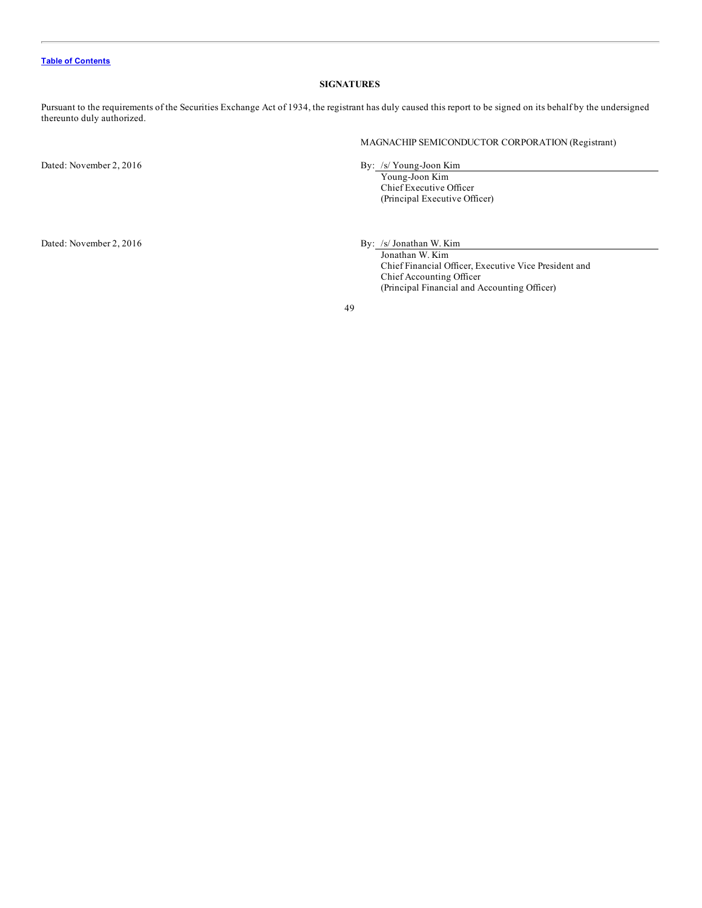[Table of Contents]

## SIGNATURES

Pursuant to the requirements of the Securities Exchange Act of 1934, the registrant has duly caused this report to be signed on its behalf by the undersigned thereunto duly authorized.

MAGNACHIP SEMICONDUCTOR CORPORATION (Registrant)

Dated: November 2, 2016

By: /s/ Young-Joon Kim
Young-Joon Kim
Chief Executive Officer
(Principal Executive Officer)

Dated: November 2, 2016

By: /s/ Jonathan W. Kim
Jonathan W. Kim
Chief Financial Officer, Executive Vice President and
Chief Accounting Officer
(Principal Financial and Accounting Officer)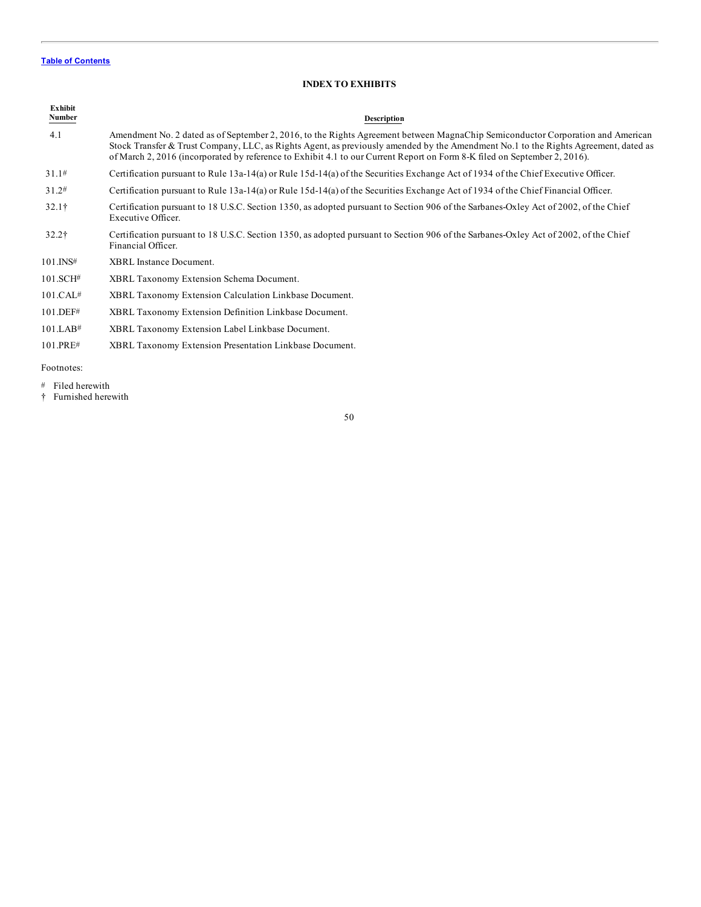[Table of Contents](#)

## INDEX TO EXHIBITS

| Exhibit Number | Description |
|---|---|
| 4.1 | Amendment No. 2 dated as of September 2, 2016, to the Rights Agreement between MagnaChip Semiconductor Corporation and American Stock Transfer & Trust Company, LLC, as Rights Agent, as previously amended by the Amendment No.1 to the Rights Agreement, dated as of March 2, 2016 (incorporated by reference to Exhibit 4.1 to our Current Report on Form 8-K filed on September 2, 2016). |
| 31.1# | Certification pursuant to Rule 13a-14(a) or Rule 15d-14(a) of the Securities Exchange Act of 1934 of the Chief Executive Officer. |
| 31.2# | Certification pursuant to Rule 13a-14(a) or Rule 15d-14(a) of the Securities Exchange Act of 1934 of the Chief Financial Officer. |
| 32.1† | Certification pursuant to 18 U.S.C. Section 1350, as adopted pursuant to Section 906 of the Sarbanes-Oxley Act of 2002, of the Chief Executive Officer. |
| 32.2† | Certification pursuant to 18 U.S.C. Section 1350, as adopted pursuant to Section 906 of the Sarbanes-Oxley Act of 2002, of the Chief Financial Officer. |
| 101.INS# | XBRL Instance Document. |
| 101.SCH# | XBRL Taxonomy Extension Schema Document. |
| 101.CAL# | XBRL Taxonomy Extension Calculation Linkbase Document. |
| 101.DEF# | XBRL Taxonomy Extension Definition Linkbase Document. |
| 101.LAB# | XBRL Taxonomy Extension Label Linkbase Document. |
| 101.PRE# | XBRL Taxonomy Extension Presentation Linkbase Document. |

Footnotes:

\# Filed herewith

† Furnished herewith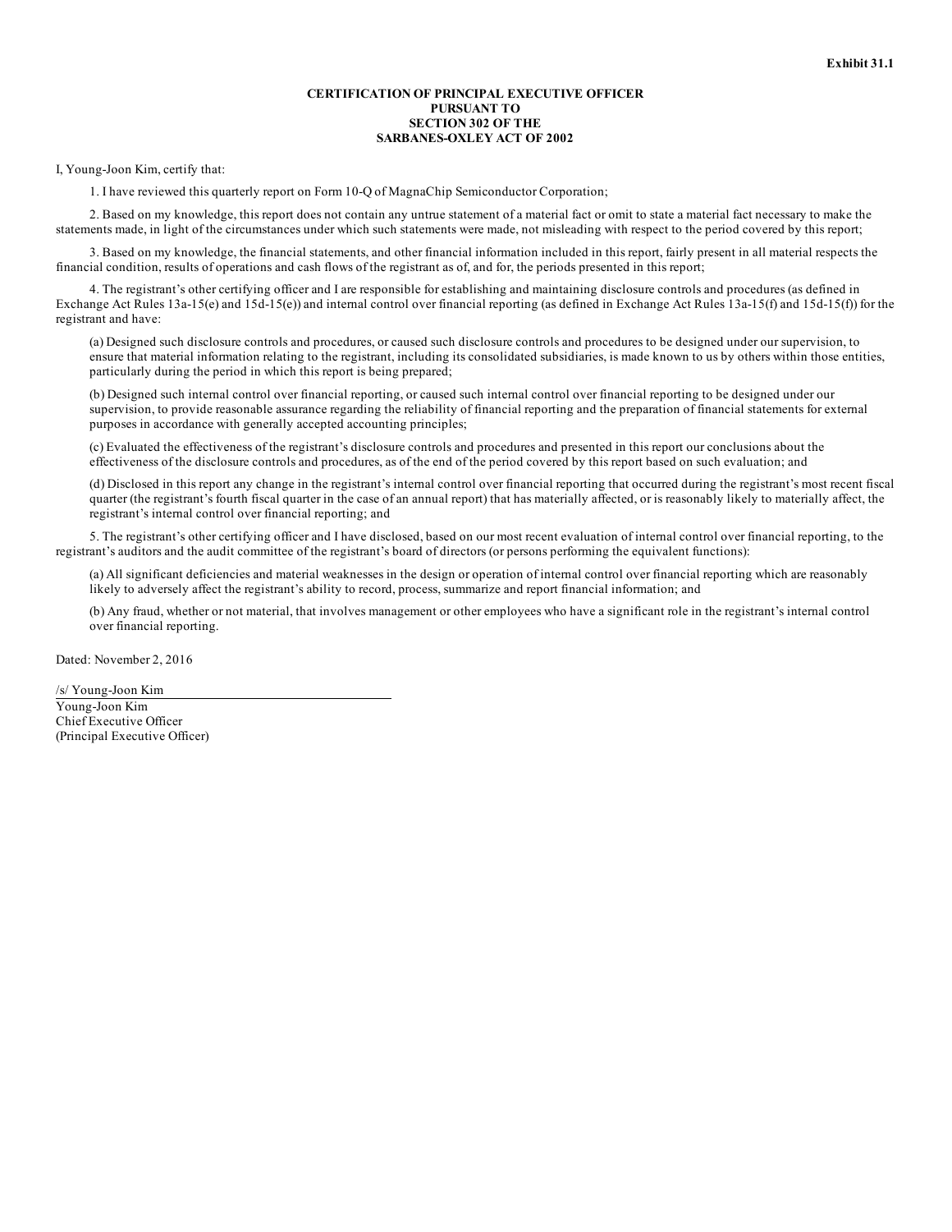**Exhibit 31.1**

**CERTIFICATION OF PRINCIPAL EXECUTIVE OFFICER**
**PURSUANT TO**
**SECTION 302 OF THE**
**SARBANES-OXLEY ACT OF 2002**

I, Young-Joon Kim, certify that:

1. I have reviewed this quarterly report on Form 10-Q of MagnaChip Semiconductor Corporation;

2. Based on my knowledge, this report does not contain any untrue statement of a material fact or omit to state a material fact necessary to make the statements made, in light of the circumstances under which such statements were made, not misleading with respect to the period covered by this report;

3. Based on my knowledge, the financial statements, and other financial information included in this report, fairly present in all material respects the financial condition, results of operations and cash flows of the registrant as of, and for, the periods presented in this report;

4. The registrant's other certifying officer and I are responsible for establishing and maintaining disclosure controls and procedures (as defined in Exchange Act Rules 13a-15(e) and 15d-15(e)) and internal control over financial reporting (as defined in Exchange Act Rules 13a-15(f) and 15d-15(f)) for the registrant and have:

(a) Designed such disclosure controls and procedures, or caused such disclosure controls and procedures to be designed under our supervision, to ensure that material information relating to the registrant, including its consolidated subsidiaries, is made known to us by others within those entities, particularly during the period in which this report is being prepared;

(b) Designed such internal control over financial reporting, or caused such internal control over financial reporting to be designed under our supervision, to provide reasonable assurance regarding the reliability of financial reporting and the preparation of financial statements for external purposes in accordance with generally accepted accounting principles;

(c) Evaluated the effectiveness of the registrant's disclosure controls and procedures and presented in this report our conclusions about the effectiveness of the disclosure controls and procedures, as of the end of the period covered by this report based on such evaluation; and

(d) Disclosed in this report any change in the registrant's internal control over financial reporting that occurred during the registrant's most recent fiscal quarter (the registrant's fourth fiscal quarter in the case of an annual report) that has materially affected, or is reasonably likely to materially affect, the registrant's internal control over financial reporting; and

5. The registrant's other certifying officer and I have disclosed, based on our most recent evaluation of internal control over financial reporting, to the registrant's auditors and the audit committee of the registrant's board of directors (or persons performing the equivalent functions):

(a) All significant deficiencies and material weaknesses in the design or operation of internal control over financial reporting which are reasonably likely to adversely affect the registrant's ability to record, process, summarize and report financial information; and

(b) Any fraud, whether or not material, that involves management or other employees who have a significant role in the registrant's internal control over financial reporting.

Dated: November 2, 2016

/s/ Young-Joon Kim
Young-Joon Kim
Chief Executive Officer
(Principal Executive Officer)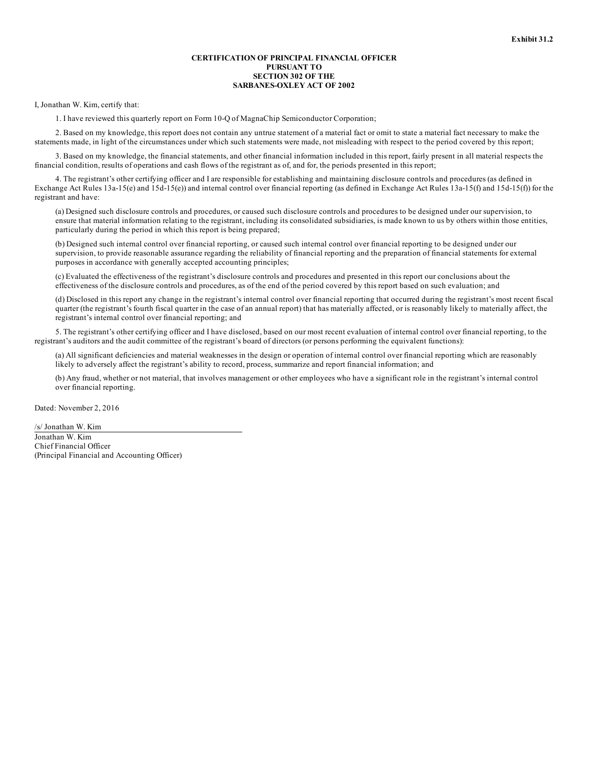**Exhibit 31.2**

**CERTIFICATION OF PRINCIPAL FINANCIAL OFFICER**
**PURSUANT TO**
**SECTION 302 OF THE**
**SARBANES-OXLEY ACT OF 2002**

I, Jonathan W. Kim, certify that:

1. I have reviewed this quarterly report on Form 10-Q of MagnaChip Semiconductor Corporation;

2. Based on my knowledge, this report does not contain any untrue statement of a material fact or omit to state a material fact necessary to make the statements made, in light of the circumstances under which such statements were made, not misleading with respect to the period covered by this report;

3. Based on my knowledge, the financial statements, and other financial information included in this report, fairly present in all material respects the financial condition, results of operations and cash flows of the registrant as of, and for, the periods presented in this report;

4. The registrant's other certifying officer and I are responsible for establishing and maintaining disclosure controls and procedures (as defined in Exchange Act Rules 13a-15(e) and 15d-15(e)) and internal control over financial reporting (as defined in Exchange Act Rules 13a-15(f) and 15d-15(f)) for the registrant and have:

(a) Designed such disclosure controls and procedures, or caused such disclosure controls and procedures to be designed under our supervision, to ensure that material information relating to the registrant, including its consolidated subsidiaries, is made known to us by others within those entities, particularly during the period in which this report is being prepared;

(b) Designed such internal control over financial reporting, or caused such internal control over financial reporting to be designed under our supervision, to provide reasonable assurance regarding the reliability of financial reporting and the preparation of financial statements for external purposes in accordance with generally accepted accounting principles;

(c) Evaluated the effectiveness of the registrant's disclosure controls and procedures and presented in this report our conclusions about the effectiveness of the disclosure controls and procedures, as of the end of the period covered by this report based on such evaluation; and

(d) Disclosed in this report any change in the registrant's internal control over financial reporting that occurred during the registrant's most recent fiscal quarter (the registrant's fourth fiscal quarter in the case of an annual report) that has materially affected, or is reasonably likely to materially affect, the registrant's internal control over financial reporting; and

5. The registrant's other certifying officer and I have disclosed, based on our most recent evaluation of internal control over financial reporting, to the registrant's auditors and the audit committee of the registrant's board of directors (or persons performing the equivalent functions):

(a) All significant deficiencies and material weaknesses in the design or operation of internal control over financial reporting which are reasonably likely to adversely affect the registrant's ability to record, process, summarize and report financial information; and

(b) Any fraud, whether or not material, that involves management or other employees who have a significant role in the registrant's internal control over financial reporting.

Dated: November 2, 2016

/s/ Jonathan W. Kim

Jonathan W. Kim
Chief Financial Officer
(Principal Financial and Accounting Officer)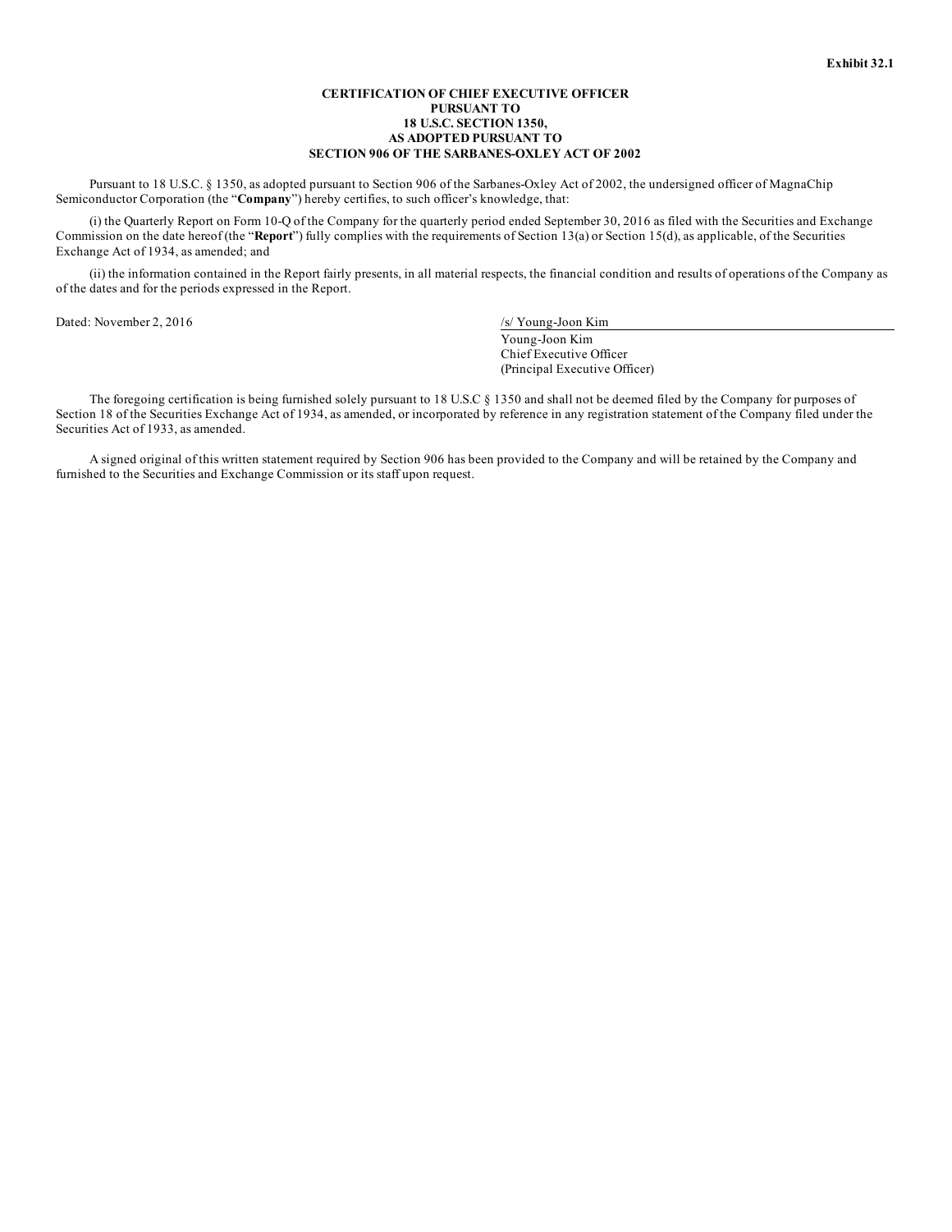**Exhibit 32.1**

**CERTIFICATION OF CHIEF EXECUTIVE OFFICER
PURSUANT TO
18 U.S.C. SECTION 1350,
AS ADOPTED PURSUANT TO
SECTION 906 OF THE SARBANES-OXLEY ACT OF 2002**

Pursuant to 18 U.S.C. § 1350, as adopted pursuant to Section 906 of the Sarbanes-Oxley Act of 2002, the undersigned officer of MagnaChip Semiconductor Corporation (the "**Company**") hereby certifies, to such officer's knowledge, that:

(i) the Quarterly Report on Form 10-Q of the Company for the quarterly period ended September 30, 2016 as filed with the Securities and Exchange Commission on the date hereof (the "**Report**") fully complies with the requirements of Section 13(a) or Section 15(d), as applicable, of the Securities Exchange Act of 1934, as amended; and

(ii) the information contained in the Report fairly presents, in all material respects, the financial condition and results of operations of the Company as of the dates and for the periods expressed in the Report.

Dated: November 2, 2016

/s/ Young-Joon Kim
Young-Joon Kim
Chief Executive Officer
(Principal Executive Officer)

The foregoing certification is being furnished solely pursuant to 18 U.S.C § 1350 and shall not be deemed filed by the Company for purposes of Section 18 of the Securities Exchange Act of 1934, as amended, or incorporated by reference in any registration statement of the Company filed under the Securities Act of 1933, as amended.

A signed original of this written statement required by Section 906 has been provided to the Company and will be retained by the Company and furnished to the Securities and Exchange Commission or its staff upon request.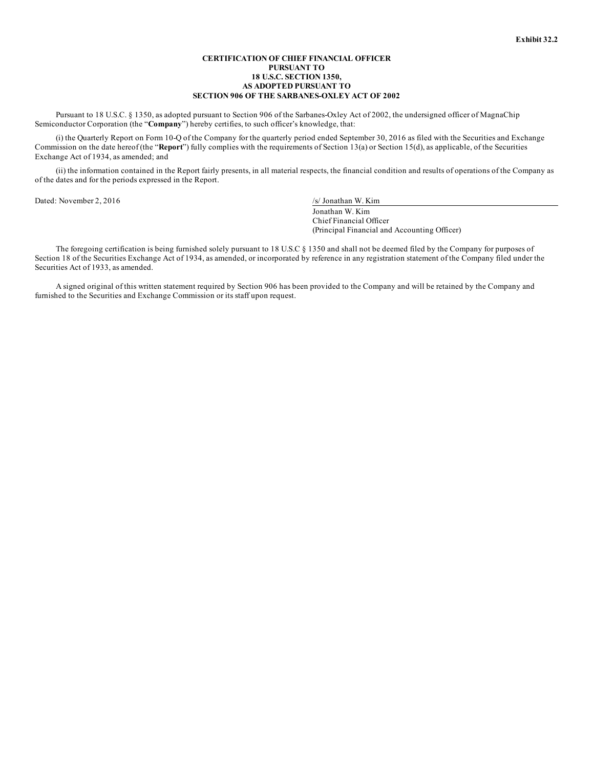**Exhibit 32.2**

**CERTIFICATION OF CHIEF FINANCIAL OFFICER
PURSUANT TO
18 U.S.C. SECTION 1350,
AS ADOPTED PURSUANT TO
SECTION 906 OF THE SARBANES-OXLEY ACT OF 2002**

Pursuant to 18 U.S.C. § 1350, as adopted pursuant to Section 906 of the Sarbanes-Oxley Act of 2002, the undersigned officer of MagnaChip Semiconductor Corporation (the "**Company**") hereby certifies, to such officer's knowledge, that:

(i) the Quarterly Report on Form 10-Q of the Company for the quarterly period ended September 30, 2016 as filed with the Securities and Exchange Commission on the date hereof (the "**Report**") fully complies with the requirements of Section 13(a) or Section 15(d), as applicable, of the Securities Exchange Act of 1934, as amended; and

(ii) the information contained in the Report fairly presents, in all material respects, the financial condition and results of operations of the Company as of the dates and for the periods expressed in the Report.

Dated: November 2, 2016

/s/ Jonathan W. Kim
Jonathan W. Kim
Chief Financial Officer
(Principal Financial and Accounting Officer)

The foregoing certification is being furnished solely pursuant to 18 U.S.C § 1350 and shall not be deemed filed by the Company for purposes of Section 18 of the Securities Exchange Act of 1934, as amended, or incorporated by reference in any registration statement of the Company filed under the Securities Act of 1933, as amended.

A signed original of this written statement required by Section 906 has been provided to the Company and will be retained by the Company and furnished to the Securities and Exchange Commission or its staff upon request.